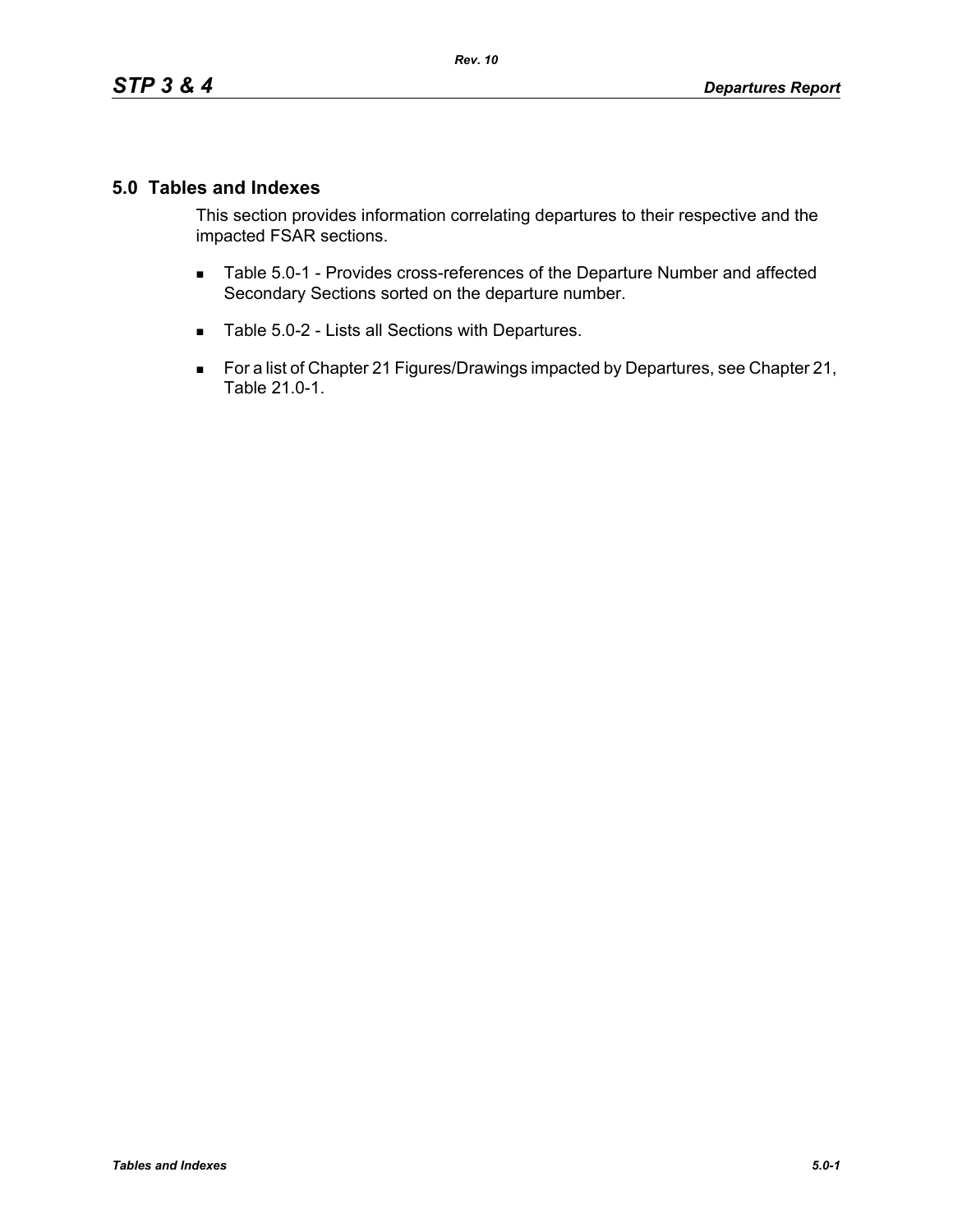# 5.0 Tables and Indexes

This section provides information correlating departures to their respective and the impacted FSAR sections.

- Table 5.0-1 - Provides cross-references of the Departure Number and affected Secondary Sections sorted on the departure number.
- Table 5.0-2 - Lists all Sections with Departures.
- For a list of Chapter 21 Figures/Drawings impacted by Departures, see Chapter 21, Table 21.0-1.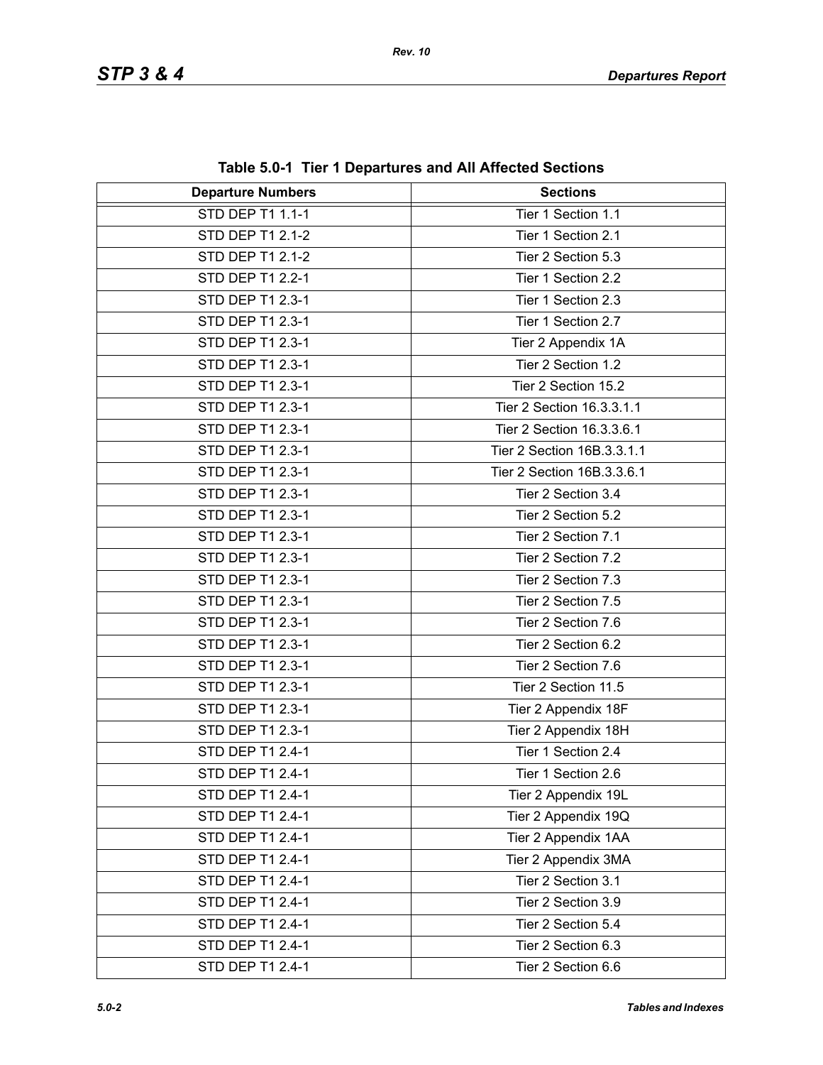**Table 5.0-1 Tier 1 Departures and All Affected Sections**

| Departure Numbers | Sections |
|---|---|
| STD DEP T1 1.1-1 | Tier 1 Section 1.1 |
| STD DEP T1 2.1-2 | Tier 1 Section 2.1 |
| STD DEP T1 2.1-2 | Tier 2 Section 5.3 |
| STD DEP T1 2.2-1 | Tier 1 Section 2.2 |
| STD DEP T1 2.3-1 | Tier 1 Section 2.3 |
| STD DEP T1 2.3-1 | Tier 1 Section 2.7 |
| STD DEP T1 2.3-1 | Tier 2 Appendix 1A |
| STD DEP T1 2.3-1 | Tier 2 Section 1.2 |
| STD DEP T1 2.3-1 | Tier 2 Section 15.2 |
| STD DEP T1 2.3-1 | Tier 2 Section 16.3.3.1.1 |
| STD DEP T1 2.3-1 | Tier 2 Section 16.3.3.6.1 |
| STD DEP T1 2.3-1 | Tier 2 Section 16B.3.3.1.1 |
| STD DEP T1 2.3-1 | Tier 2 Section 16B.3.3.6.1 |
| STD DEP T1 2.3-1 | Tier 2 Section 3.4 |
| STD DEP T1 2.3-1 | Tier 2 Section 5.2 |
| STD DEP T1 2.3-1 | Tier 2 Section 7.1 |
| STD DEP T1 2.3-1 | Tier 2 Section 7.2 |
| STD DEP T1 2.3-1 | Tier 2 Section 7.3 |
| STD DEP T1 2.3-1 | Tier 2 Section 7.5 |
| STD DEP T1 2.3-1 | Tier 2 Section 7.6 |
| STD DEP T1 2.3-1 | Tier 2 Section 6.2 |
| STD DEP T1 2.3-1 | Tier 2 Section 7.6 |
| STD DEP T1 2.3-1 | Tier 2 Section 11.5 |
| STD DEP T1 2.3-1 | Tier 2 Appendix 18F |
| STD DEP T1 2.3-1 | Tier 2 Appendix 18H |
| STD DEP T1 2.4-1 | Tier 1 Section 2.4 |
| STD DEP T1 2.4-1 | Tier 1 Section 2.6 |
| STD DEP T1 2.4-1 | Tier 2 Appendix 19L |
| STD DEP T1 2.4-1 | Tier 2 Appendix 19Q |
| STD DEP T1 2.4-1 | Tier 2 Appendix 1AA |
| STD DEP T1 2.4-1 | Tier 2 Appendix 3MA |
| STD DEP T1 2.4-1 | Tier 2 Section 3.1 |
| STD DEP T1 2.4-1 | Tier 2 Section 3.9 |
| STD DEP T1 2.4-1 | Tier 2 Section 5.4 |
| STD DEP T1 2.4-1 | Tier 2 Section 6.3 |
| STD DEP T1 2.4-1 | Tier 2 Section 6.6 |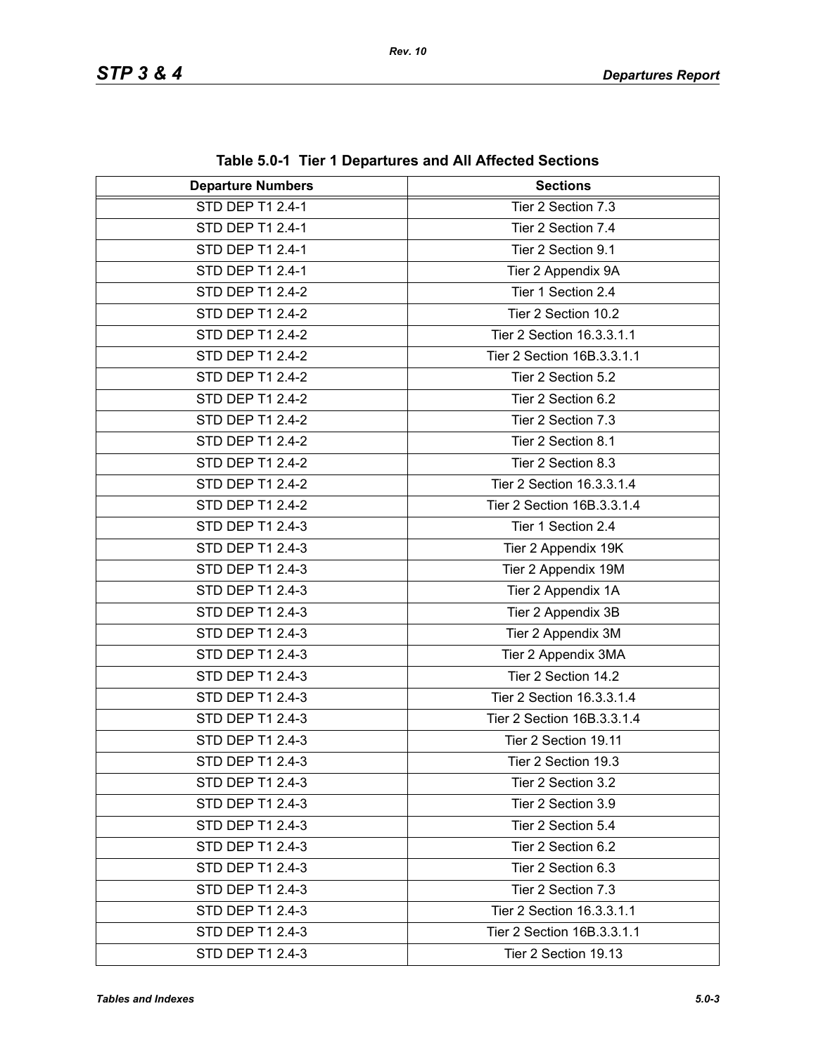**Table 5.0-1 Tier 1 Departures and All Affected Sections**

| Departure Numbers | Sections |
|---|---|
| STD DEP T1 2.4-1 | Tier 2 Section 7.3 |
| STD DEP T1 2.4-1 | Tier 2 Section 7.4 |
| STD DEP T1 2.4-1 | Tier 2 Section 9.1 |
| STD DEP T1 2.4-1 | Tier 2 Appendix 9A |
| STD DEP T1 2.4-2 | Tier 1 Section 2.4 |
| STD DEP T1 2.4-2 | Tier 2 Section 10.2 |
| STD DEP T1 2.4-2 | Tier 2 Section 16.3.3.1.1 |
| STD DEP T1 2.4-2 | Tier 2 Section 16B.3.3.1.1 |
| STD DEP T1 2.4-2 | Tier 2 Section 5.2 |
| STD DEP T1 2.4-2 | Tier 2 Section 6.2 |
| STD DEP T1 2.4-2 | Tier 2 Section 7.3 |
| STD DEP T1 2.4-2 | Tier 2 Section 8.1 |
| STD DEP T1 2.4-2 | Tier 2 Section 8.3 |
| STD DEP T1 2.4-2 | Tier 2 Section 16.3.3.1.4 |
| STD DEP T1 2.4-2 | Tier 2 Section 16B.3.3.1.4 |
| STD DEP T1 2.4-3 | Tier 1 Section 2.4 |
| STD DEP T1 2.4-3 | Tier 2 Appendix 19K |
| STD DEP T1 2.4-3 | Tier 2 Appendix 19M |
| STD DEP T1 2.4-3 | Tier 2 Appendix 1A |
| STD DEP T1 2.4-3 | Tier 2 Appendix 3B |
| STD DEP T1 2.4-3 | Tier 2 Appendix 3M |
| STD DEP T1 2.4-3 | Tier 2 Appendix 3MA |
| STD DEP T1 2.4-3 | Tier 2 Section 14.2 |
| STD DEP T1 2.4-3 | Tier 2 Section 16.3.3.1.4 |
| STD DEP T1 2.4-3 | Tier 2 Section 16B.3.3.1.4 |
| STD DEP T1 2.4-3 | Tier 2 Section 19.11 |
| STD DEP T1 2.4-3 | Tier 2 Section 19.3 |
| STD DEP T1 2.4-3 | Tier 2 Section 3.2 |
| STD DEP T1 2.4-3 | Tier 2 Section 3.9 |
| STD DEP T1 2.4-3 | Tier 2 Section 5.4 |
| STD DEP T1 2.4-3 | Tier 2 Section 6.2 |
| STD DEP T1 2.4-3 | Tier 2 Section 6.3 |
| STD DEP T1 2.4-3 | Tier 2 Section 7.3 |
| STD DEP T1 2.4-3 | Tier 2 Section 16.3.3.1.1 |
| STD DEP T1 2.4-3 | Tier 2 Section 16B.3.3.1.1 |
| STD DEP T1 2.4-3 | Tier 2 Section 19.13 |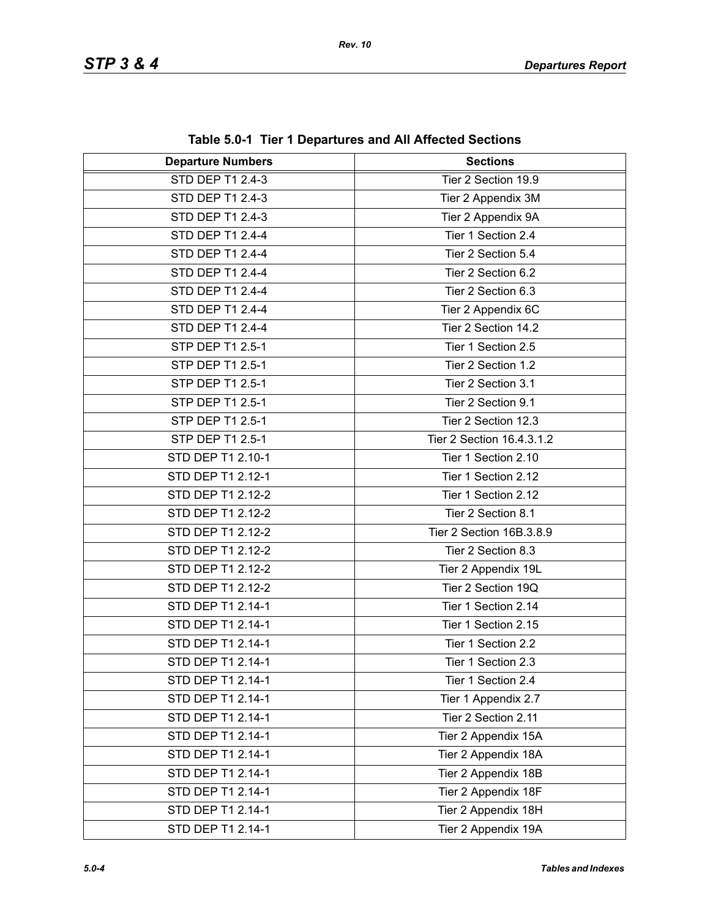**Table 5.0-1 Tier 1 Departures and All Affected Sections**

| Departure Numbers | Sections |
|---|---|
| STD DEP T1 2.4-3 | Tier 2 Section 19.9 |
| STD DEP T1 2.4-3 | Tier 2 Appendix 3M |
| STD DEP T1 2.4-3 | Tier 2 Appendix 9A |
| STD DEP T1 2.4-4 | Tier 1 Section 2.4 |
| STD DEP T1 2.4-4 | Tier 2 Section 5.4 |
| STD DEP T1 2.4-4 | Tier 2 Section 6.2 |
| STD DEP T1 2.4-4 | Tier 2 Section 6.3 |
| STD DEP T1 2.4-4 | Tier 2 Appendix 6C |
| STD DEP T1 2.4-4 | Tier 2 Section 14.2 |
| STP DEP T1 2.5-1 | Tier 1 Section 2.5 |
| STP DEP T1 2.5-1 | Tier 2 Section 1.2 |
| STP DEP T1 2.5-1 | Tier 2 Section 3.1 |
| STP DEP T1 2.5-1 | Tier 2 Section 9.1 |
| STP DEP T1 2.5-1 | Tier 2 Section 12.3 |
| STP DEP T1 2.5-1 | Tier 2 Section 16.4.3.1.2 |
| STD DEP T1 2.10-1 | Tier 1 Section 2.10 |
| STD DEP T1 2.12-1 | Tier 1 Section 2.12 |
| STD DEP T1 2.12-2 | Tier 1 Section 2.12 |
| STD DEP T1 2.12-2 | Tier 2 Section 8.1 |
| STD DEP T1 2.12-2 | Tier 2 Section 16B.3.8.9 |
| STD DEP T1 2.12-2 | Tier 2 Section 8.3 |
| STD DEP T1 2.12-2 | Tier 2 Appendix 19L |
| STD DEP T1 2.12-2 | Tier 2 Section 19Q |
| STD DEP T1 2.14-1 | Tier 1 Section 2.14 |
| STD DEP T1 2.14-1 | Tier 1 Section 2.15 |
| STD DEP T1 2.14-1 | Tier 1 Section 2.2 |
| STD DEP T1 2.14-1 | Tier 1 Section 2.3 |
| STD DEP T1 2.14-1 | Tier 1 Section 2.4 |
| STD DEP T1 2.14-1 | Tier 1 Appendix 2.7 |
| STD DEP T1 2.14-1 | Tier 2 Section 2.11 |
| STD DEP T1 2.14-1 | Tier 2 Appendix 15A |
| STD DEP T1 2.14-1 | Tier 2 Appendix 18A |
| STD DEP T1 2.14-1 | Tier 2 Appendix 18B |
| STD DEP T1 2.14-1 | Tier 2 Appendix 18F |
| STD DEP T1 2.14-1 | Tier 2 Appendix 18H |
| STD DEP T1 2.14-1 | Tier 2 Appendix 19A |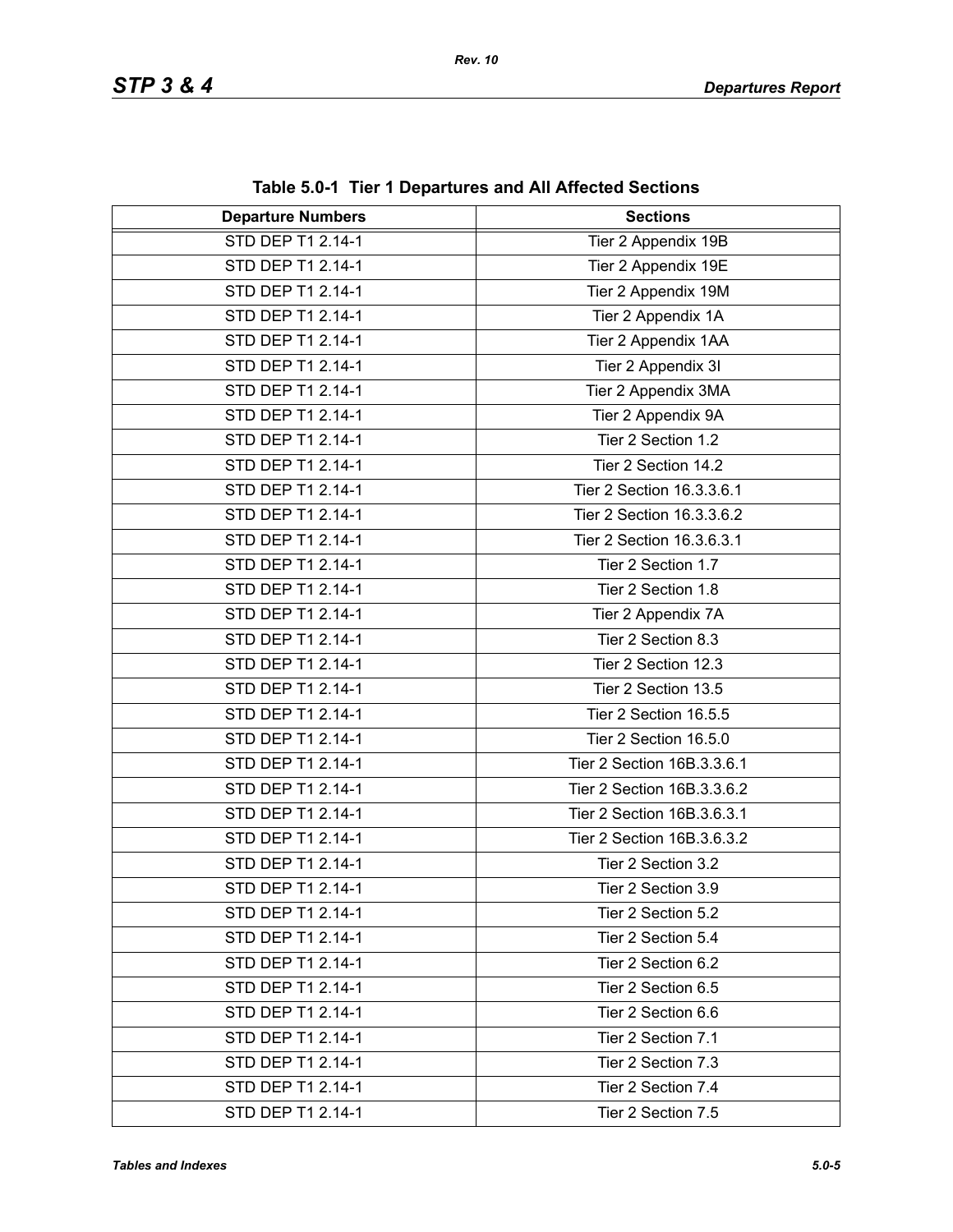**Table 5.0-1 Tier 1 Departures and All Affected Sections**

| Departure Numbers | Sections |
| --- | --- |
| STD DEP T1 2.14-1 | Tier 2 Appendix 19B |
| STD DEP T1 2.14-1 | Tier 2 Appendix 19E |
| STD DEP T1 2.14-1 | Tier 2 Appendix 19M |
| STD DEP T1 2.14-1 | Tier 2 Appendix 1A |
| STD DEP T1 2.14-1 | Tier 2 Appendix 1AA |
| STD DEP T1 2.14-1 | Tier 2 Appendix 3I |
| STD DEP T1 2.14-1 | Tier 2 Appendix 3MA |
| STD DEP T1 2.14-1 | Tier 2 Appendix 9A |
| STD DEP T1 2.14-1 | Tier 2 Section 1.2 |
| STD DEP T1 2.14-1 | Tier 2 Section 14.2 |
| STD DEP T1 2.14-1 | Tier 2 Section 16.3.3.6.1 |
| STD DEP T1 2.14-1 | Tier 2 Section 16.3.3.6.2 |
| STD DEP T1 2.14-1 | Tier 2 Section 16.3.6.3.1 |
| STD DEP T1 2.14-1 | Tier 2 Section 1.7 |
| STD DEP T1 2.14-1 | Tier 2 Section 1.8 |
| STD DEP T1 2.14-1 | Tier 2 Appendix 7A |
| STD DEP T1 2.14-1 | Tier 2 Section 8.3 |
| STD DEP T1 2.14-1 | Tier 2 Section 12.3 |
| STD DEP T1 2.14-1 | Tier 2 Section 13.5 |
| STD DEP T1 2.14-1 | Tier 2 Section 16.5.5 |
| STD DEP T1 2.14-1 | Tier 2 Section 16.5.0 |
| STD DEP T1 2.14-1 | Tier 2 Section 16B.3.3.6.1 |
| STD DEP T1 2.14-1 | Tier 2 Section 16B.3.3.6.2 |
| STD DEP T1 2.14-1 | Tier 2 Section 16B.3.6.3.1 |
| STD DEP T1 2.14-1 | Tier 2 Section 16B.3.6.3.2 |
| STD DEP T1 2.14-1 | Tier 2 Section 3.2 |
| STD DEP T1 2.14-1 | Tier 2 Section 3.9 |
| STD DEP T1 2.14-1 | Tier 2 Section 5.2 |
| STD DEP T1 2.14-1 | Tier 2 Section 5.4 |
| STD DEP T1 2.14-1 | Tier 2 Section 6.2 |
| STD DEP T1 2.14-1 | Tier 2 Section 6.5 |
| STD DEP T1 2.14-1 | Tier 2 Section 6.6 |
| STD DEP T1 2.14-1 | Tier 2 Section 7.1 |
| STD DEP T1 2.14-1 | Tier 2 Section 7.3 |
| STD DEP T1 2.14-1 | Tier 2 Section 7.4 |
| STD DEP T1 2.14-1 | Tier 2 Section 7.5 |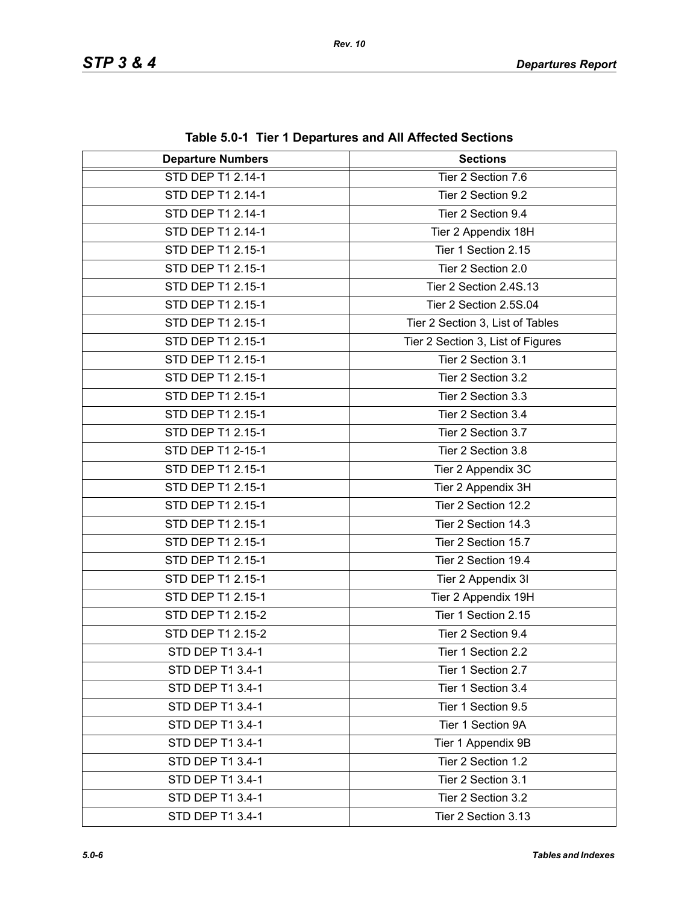**Table 5.0-1 Tier 1 Departures and All Affected Sections**

| Departure Numbers | Sections |
|---|---|
| STD DEP T1 2.14-1 | Tier 2 Section 7.6 |
| STD DEP T1 2.14-1 | Tier 2 Section 9.2 |
| STD DEP T1 2.14-1 | Tier 2 Section 9.4 |
| STD DEP T1 2.14-1 | Tier 2 Appendix 18H |
| STD DEP T1 2.15-1 | Tier 1 Section 2.15 |
| STD DEP T1 2.15-1 | Tier 2 Section 2.0 |
| STD DEP T1 2.15-1 | Tier 2 Section 2.4S.13 |
| STD DEP T1 2.15-1 | Tier 2 Section 2.5S.04 |
| STD DEP T1 2.15-1 | Tier 2 Section 3, List of Tables |
| STD DEP T1 2.15-1 | Tier 2 Section 3, List of Figures |
| STD DEP T1 2.15-1 | Tier 2 Section 3.1 |
| STD DEP T1 2.15-1 | Tier 2 Section 3.2 |
| STD DEP T1 2.15-1 | Tier 2 Section 3.3 |
| STD DEP T1 2.15-1 | Tier 2 Section 3.4 |
| STD DEP T1 2.15-1 | Tier 2 Section 3.7 |
| STD DEP T1 2-15-1 | Tier 2 Section 3.8 |
| STD DEP T1 2.15-1 | Tier 2 Appendix 3C |
| STD DEP T1 2.15-1 | Tier 2 Appendix 3H |
| STD DEP T1 2.15-1 | Tier 2 Section 12.2 |
| STD DEP T1 2.15-1 | Tier 2 Section 14.3 |
| STD DEP T1 2.15-1 | Tier 2 Section 15.7 |
| STD DEP T1 2.15-1 | Tier 2 Section 19.4 |
| STD DEP T1 2.15-1 | Tier 2 Appendix 3I |
| STD DEP T1 2.15-1 | Tier 2 Appendix 19H |
| STD DEP T1 2.15-2 | Tier 1 Section 2.15 |
| STD DEP T1 2.15-2 | Tier 2 Section 9.4 |
| STD DEP T1 3.4-1 | Tier 1 Section 2.2 |
| STD DEP T1 3.4-1 | Tier 1 Section 2.7 |
| STD DEP T1 3.4-1 | Tier 1 Section 3.4 |
| STD DEP T1 3.4-1 | Tier 1 Section 9.5 |
| STD DEP T1 3.4-1 | Tier 1 Section 9A |
| STD DEP T1 3.4-1 | Tier 1 Appendix 9B |
| STD DEP T1 3.4-1 | Tier 2 Section 1.2 |
| STD DEP T1 3.4-1 | Tier 2 Section 3.1 |
| STD DEP T1 3.4-1 | Tier 2 Section 3.2 |
| STD DEP T1 3.4-1 | Tier 2 Section 3.13 |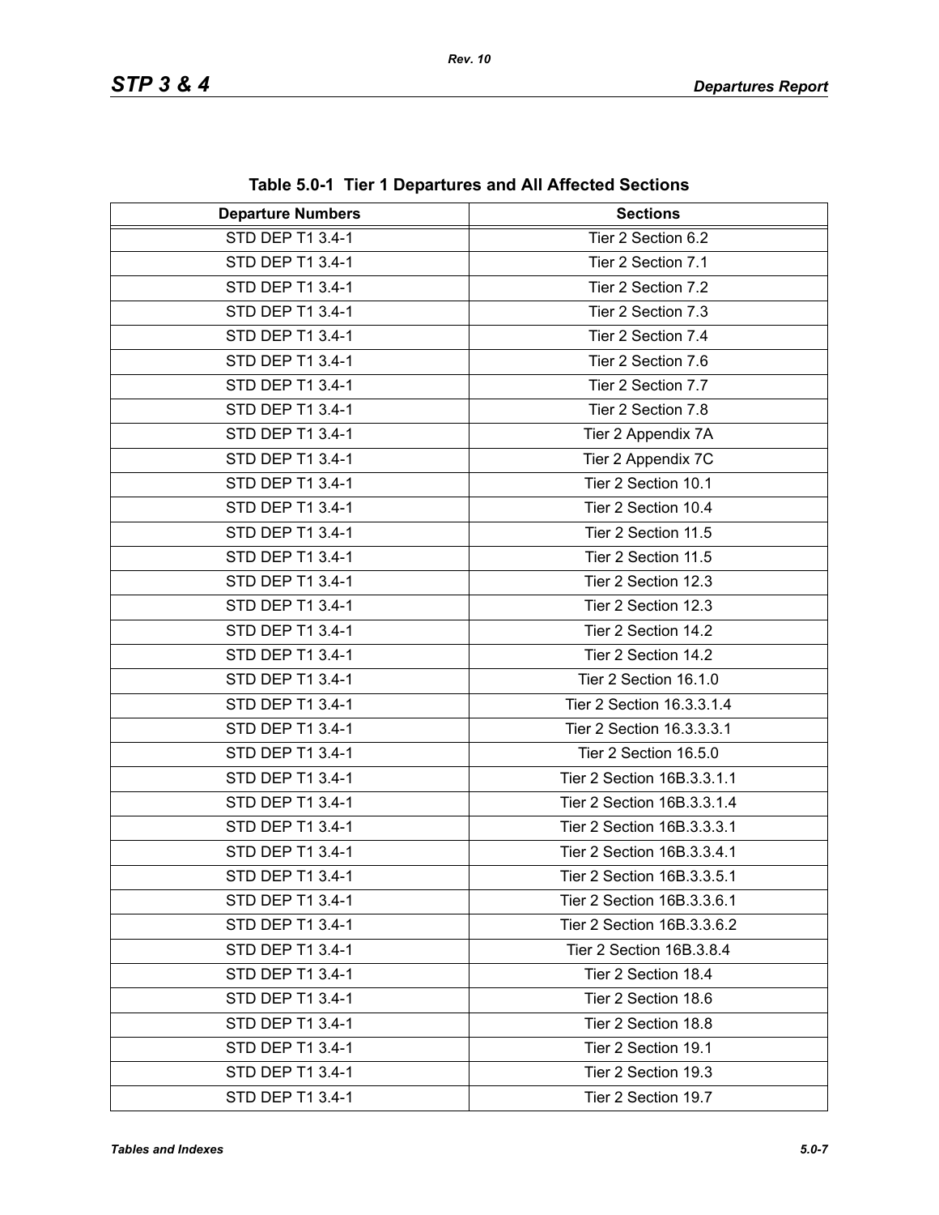**Table 5.0-1 Tier 1 Departures and All Affected Sections**

| Departure Numbers | Sections |
|---|---|
| STD DEP T1 3.4-1 | Tier 2 Section 6.2 |
| STD DEP T1 3.4-1 | Tier 2 Section 7.1 |
| STD DEP T1 3.4-1 | Tier 2 Section 7.2 |
| STD DEP T1 3.4-1 | Tier 2 Section 7.3 |
| STD DEP T1 3.4-1 | Tier 2 Section 7.4 |
| STD DEP T1 3.4-1 | Tier 2 Section 7.6 |
| STD DEP T1 3.4-1 | Tier 2 Section 7.7 |
| STD DEP T1 3.4-1 | Tier 2 Section 7.8 |
| STD DEP T1 3.4-1 | Tier 2 Appendix 7A |
| STD DEP T1 3.4-1 | Tier 2 Appendix 7C |
| STD DEP T1 3.4-1 | Tier 2 Section 10.1 |
| STD DEP T1 3.4-1 | Tier 2 Section 10.4 |
| STD DEP T1 3.4-1 | Tier 2 Section 11.5 |
| STD DEP T1 3.4-1 | Tier 2 Section 11.5 |
| STD DEP T1 3.4-1 | Tier 2 Section 12.3 |
| STD DEP T1 3.4-1 | Tier 2 Section 12.3 |
| STD DEP T1 3.4-1 | Tier 2 Section 14.2 |
| STD DEP T1 3.4-1 | Tier 2 Section 14.2 |
| STD DEP T1 3.4-1 | Tier 2 Section 16.1.0 |
| STD DEP T1 3.4-1 | Tier 2 Section 16.3.3.1.4 |
| STD DEP T1 3.4-1 | Tier 2 Section 16.3.3.3.1 |
| STD DEP T1 3.4-1 | Tier 2 Section 16.5.0 |
| STD DEP T1 3.4-1 | Tier 2 Section 16B.3.3.1.1 |
| STD DEP T1 3.4-1 | Tier 2 Section 16B.3.3.1.4 |
| STD DEP T1 3.4-1 | Tier 2 Section 16B.3.3.3.1 |
| STD DEP T1 3.4-1 | Tier 2 Section 16B.3.3.4.1 |
| STD DEP T1 3.4-1 | Tier 2 Section 16B.3.3.5.1 |
| STD DEP T1 3.4-1 | Tier 2 Section 16B.3.3.6.1 |
| STD DEP T1 3.4-1 | Tier 2 Section 16B.3.3.6.2 |
| STD DEP T1 3.4-1 | Tier 2 Section 16B.3.8.4 |
| STD DEP T1 3.4-1 | Tier 2 Section 18.4 |
| STD DEP T1 3.4-1 | Tier 2 Section 18.6 |
| STD DEP T1 3.4-1 | Tier 2 Section 18.8 |
| STD DEP T1 3.4-1 | Tier 2 Section 19.1 |
| STD DEP T1 3.4-1 | Tier 2 Section 19.3 |
| STD DEP T1 3.4-1 | Tier 2 Section 19.7 |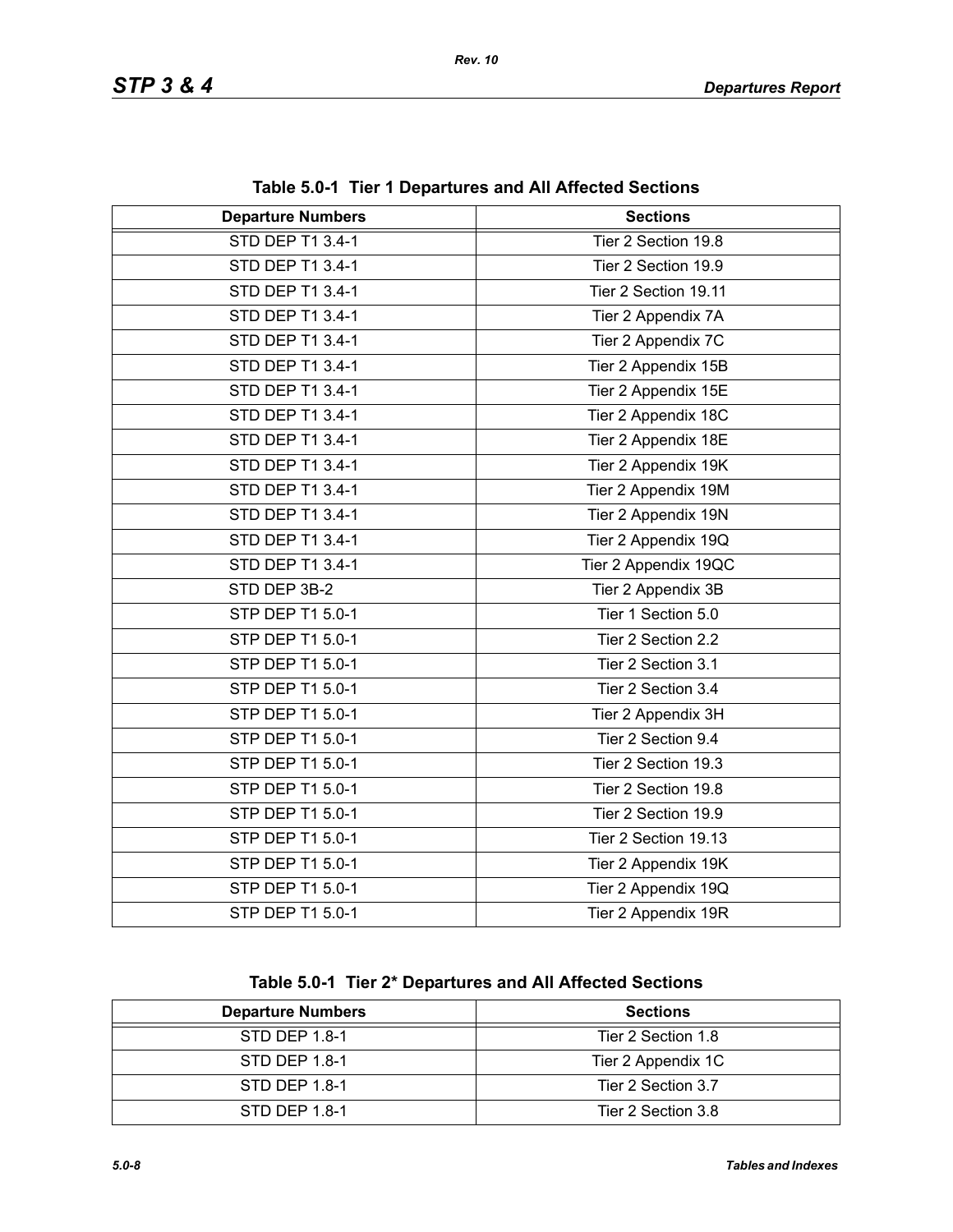**Table 5.0-1 Tier 1 Departures and All Affected Sections**

| Departure Numbers | Sections |
|---|---|
| STD DEP T1 3.4-1 | Tier 2 Section 19.8 |
| STD DEP T1 3.4-1 | Tier 2 Section 19.9 |
| STD DEP T1 3.4-1 | Tier 2 Section 19.11 |
| STD DEP T1 3.4-1 | Tier 2 Appendix 7A |
| STD DEP T1 3.4-1 | Tier 2 Appendix 7C |
| STD DEP T1 3.4-1 | Tier 2 Appendix 15B |
| STD DEP T1 3.4-1 | Tier 2 Appendix 15E |
| STD DEP T1 3.4-1 | Tier 2 Appendix 18C |
| STD DEP T1 3.4-1 | Tier 2 Appendix 18E |
| STD DEP T1 3.4-1 | Tier 2 Appendix 19K |
| STD DEP T1 3.4-1 | Tier 2 Appendix 19M |
| STD DEP T1 3.4-1 | Tier 2 Appendix 19N |
| STD DEP T1 3.4-1 | Tier 2 Appendix 19Q |
| STD DEP T1 3.4-1 | Tier 2 Appendix 19QC |
| STD DEP 3B-2 | Tier 2 Appendix 3B |
| STP DEP T1 5.0-1 | Tier 1 Section 5.0 |
| STP DEP T1 5.0-1 | Tier 2 Section 2.2 |
| STP DEP T1 5.0-1 | Tier 2 Section 3.1 |
| STP DEP T1 5.0-1 | Tier 2 Section 3.4 |
| STP DEP T1 5.0-1 | Tier 2 Appendix 3H |
| STP DEP T1 5.0-1 | Tier 2 Section 9.4 |
| STP DEP T1 5.0-1 | Tier 2 Section 19.3 |
| STP DEP T1 5.0-1 | Tier 2 Section 19.8 |
| STP DEP T1 5.0-1 | Tier 2 Section 19.9 |
| STP DEP T1 5.0-1 | Tier 2 Section 19.13 |
| STP DEP T1 5.0-1 | Tier 2 Appendix 19K |
| STP DEP T1 5.0-1 | Tier 2 Appendix 19Q |
| STP DEP T1 5.0-1 | Tier 2 Appendix 19R |

**Table 5.0-1 Tier 2* Departures and All Affected Sections**

| Departure Numbers | Sections |
|---|---|
| STD DEP 1.8-1 | Tier 2 Section 1.8 |
| STD DEP 1.8-1 | Tier 2 Appendix 1C |
| STD DEP 1.8-1 | Tier 2 Section 3.7 |
| STD DEP 1.8-1 | Tier 2 Section 3.8 |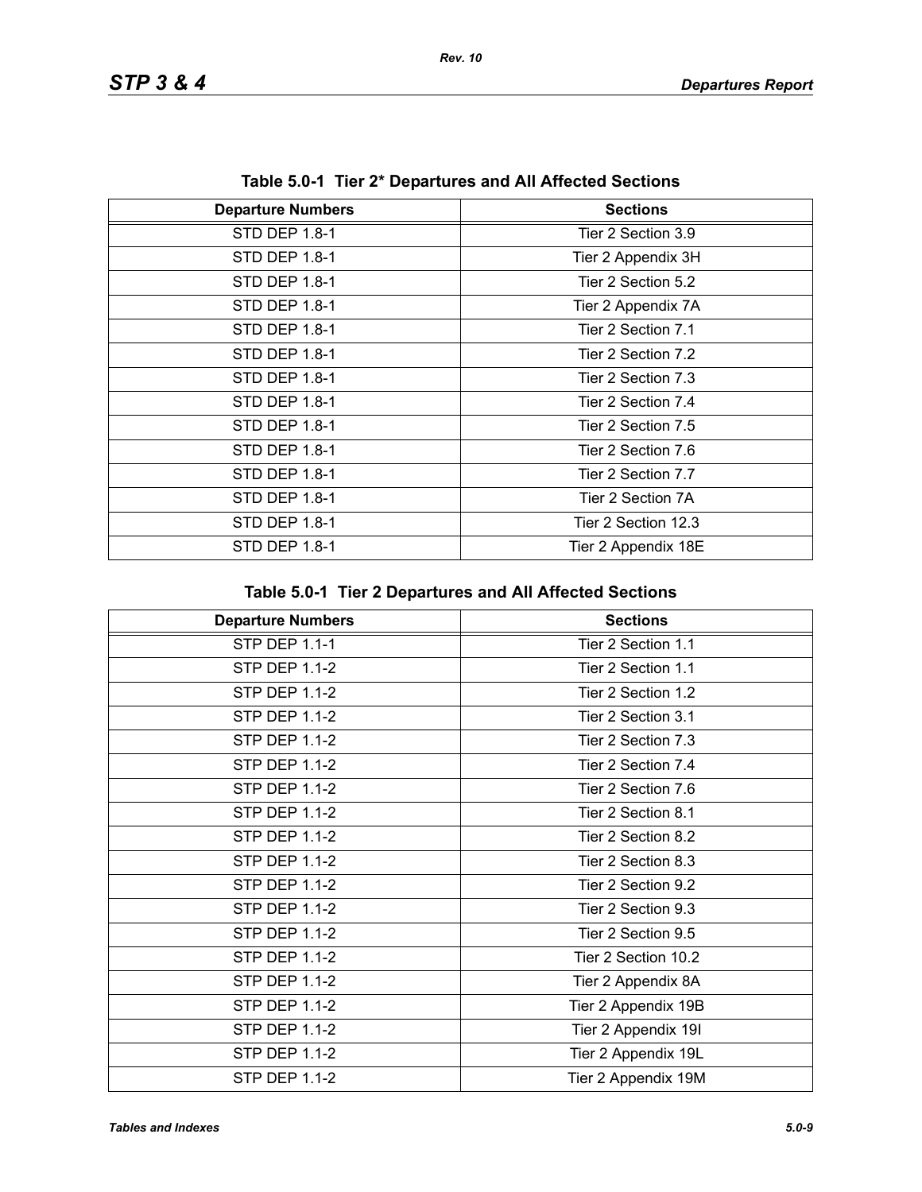## Table 5.0-1 Tier 2* Departures and All Affected Sections

| Departure Numbers | Sections |
|---|---|
| STD DEP 1.8-1 | Tier 2 Section 3.9 |
| STD DEP 1.8-1 | Tier 2 Appendix 3H |
| STD DEP 1.8-1 | Tier 2 Section 5.2 |
| STD DEP 1.8-1 | Tier 2 Appendix 7A |
| STD DEP 1.8-1 | Tier 2 Section 7.1 |
| STD DEP 1.8-1 | Tier 2 Section 7.2 |
| STD DEP 1.8-1 | Tier 2 Section 7.3 |
| STD DEP 1.8-1 | Tier 2 Section 7.4 |
| STD DEP 1.8-1 | Tier 2 Section 7.5 |
| STD DEP 1.8-1 | Tier 2 Section 7.6 |
| STD DEP 1.8-1 | Tier 2 Section 7.7 |
| STD DEP 1.8-1 | Tier 2 Section 7A |
| STD DEP 1.8-1 | Tier 2 Section 12.3 |
| STD DEP 1.8-1 | Tier 2 Appendix 18E |

## Table 5.0-1 Tier 2 Departures and All Affected Sections

| Departure Numbers | Sections |
|---|---|
| STP DEP 1.1-1 | Tier 2 Section 1.1 |
| STP DEP 1.1-2 | Tier 2 Section 1.1 |
| STP DEP 1.1-2 | Tier 2 Section 1.2 |
| STP DEP 1.1-2 | Tier 2 Section 3.1 |
| STP DEP 1.1-2 | Tier 2 Section 7.3 |
| STP DEP 1.1-2 | Tier 2 Section 7.4 |
| STP DEP 1.1-2 | Tier 2 Section 7.6 |
| STP DEP 1.1-2 | Tier 2 Section 8.1 |
| STP DEP 1.1-2 | Tier 2 Section 8.2 |
| STP DEP 1.1-2 | Tier 2 Section 8.3 |
| STP DEP 1.1-2 | Tier 2 Section 9.2 |
| STP DEP 1.1-2 | Tier 2 Section 9.3 |
| STP DEP 1.1-2 | Tier 2 Section 9.5 |
| STP DEP 1.1-2 | Tier 2 Section 10.2 |
| STP DEP 1.1-2 | Tier 2 Appendix 8A |
| STP DEP 1.1-2 | Tier 2 Appendix 19B |
| STP DEP 1.1-2 | Tier 2 Appendix 19I |
| STP DEP 1.1-2 | Tier 2 Appendix 19L |
| STP DEP 1.1-2 | Tier 2 Appendix 19M |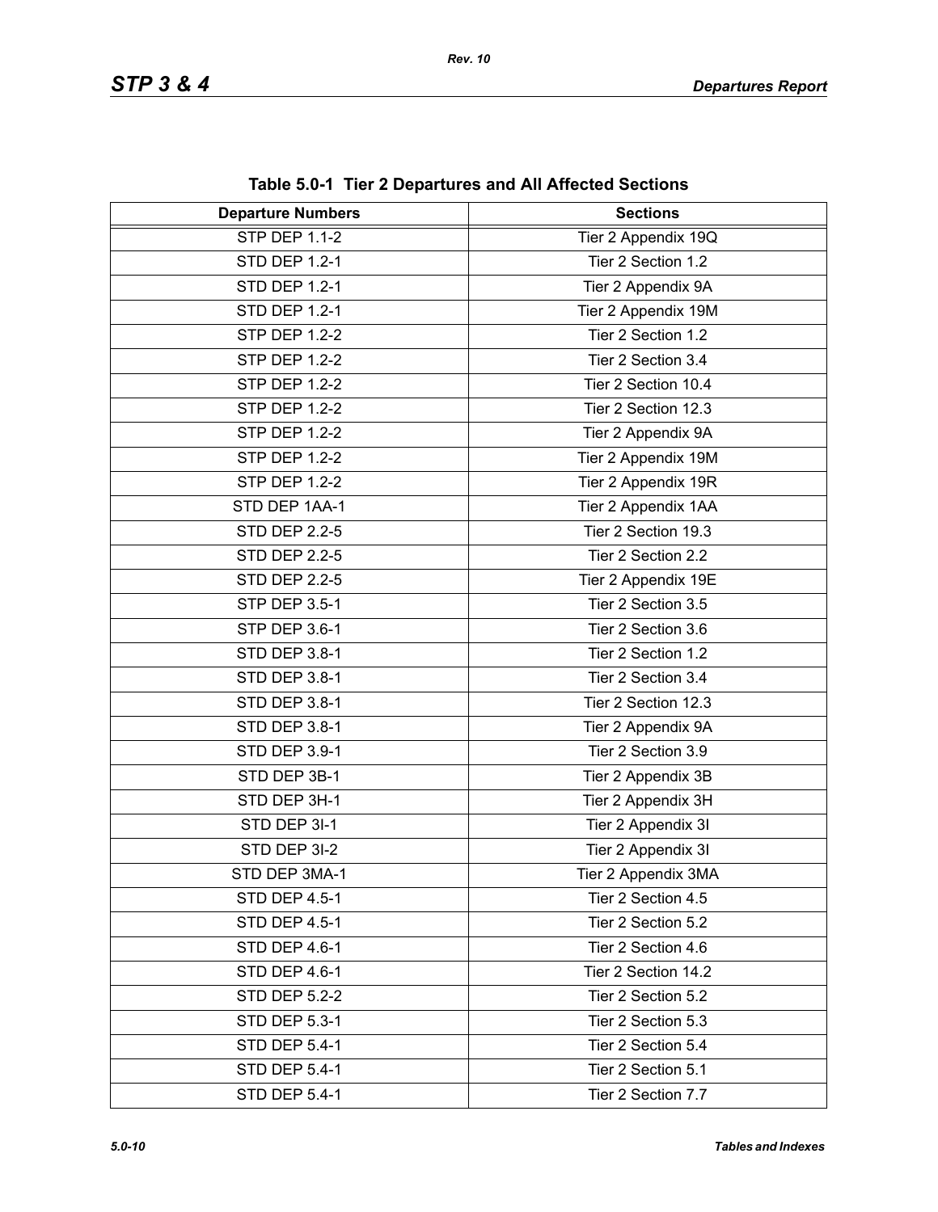**Table 5.0-1 Tier 2 Departures and All Affected Sections**

| Departure Numbers | Sections |
|---|---|
| STP DEP 1.1-2 | Tier 2 Appendix 19Q |
| STD DEP 1.2-1 | Tier 2 Section 1.2 |
| STD DEP 1.2-1 | Tier 2 Appendix 9A |
| STD DEP 1.2-1 | Tier 2 Appendix 19M |
| STP DEP 1.2-2 | Tier 2 Section 1.2 |
| STP DEP 1.2-2 | Tier 2 Section 3.4 |
| STP DEP 1.2-2 | Tier 2 Section 10.4 |
| STP DEP 1.2-2 | Tier 2 Section 12.3 |
| STP DEP 1.2-2 | Tier 2 Appendix 9A |
| STP DEP 1.2-2 | Tier 2 Appendix 19M |
| STP DEP 1.2-2 | Tier 2 Appendix 19R |
| STD DEP 1AA-1 | Tier 2 Appendix 1AA |
| STD DEP 2.2-5 | Tier 2 Section 19.3 |
| STD DEP 2.2-5 | Tier 2 Section 2.2 |
| STD DEP 2.2-5 | Tier 2 Appendix 19E |
| STP DEP 3.5-1 | Tier 2 Section 3.5 |
| STP DEP 3.6-1 | Tier 2 Section 3.6 |
| STD DEP 3.8-1 | Tier 2 Section 1.2 |
| STD DEP 3.8-1 | Tier 2 Section 3.4 |
| STD DEP 3.8-1 | Tier 2 Section 12.3 |
| STD DEP 3.8-1 | Tier 2 Appendix 9A |
| STD DEP 3.9-1 | Tier 2 Section 3.9 |
| STD DEP 3B-1 | Tier 2 Appendix 3B |
| STD DEP 3H-1 | Tier 2 Appendix 3H |
| STD DEP 3I-1 | Tier 2 Appendix 3I |
| STD DEP 3I-2 | Tier 2 Appendix 3I |
| STD DEP 3MA-1 | Tier 2 Appendix 3MA |
| STD DEP 4.5-1 | Tier 2 Section 4.5 |
| STD DEP 4.5-1 | Tier 2 Section 5.2 |
| STD DEP 4.6-1 | Tier 2 Section 4.6 |
| STD DEP 4.6-1 | Tier 2 Section 14.2 |
| STD DEP 5.2-2 | Tier 2 Section 5.2 |
| STD DEP 5.3-1 | Tier 2 Section 5.3 |
| STD DEP 5.4-1 | Tier 2 Section 5.4 |
| STD DEP 5.4-1 | Tier 2 Section 5.1 |
| STD DEP 5.4-1 | Tier 2 Section 7.7 |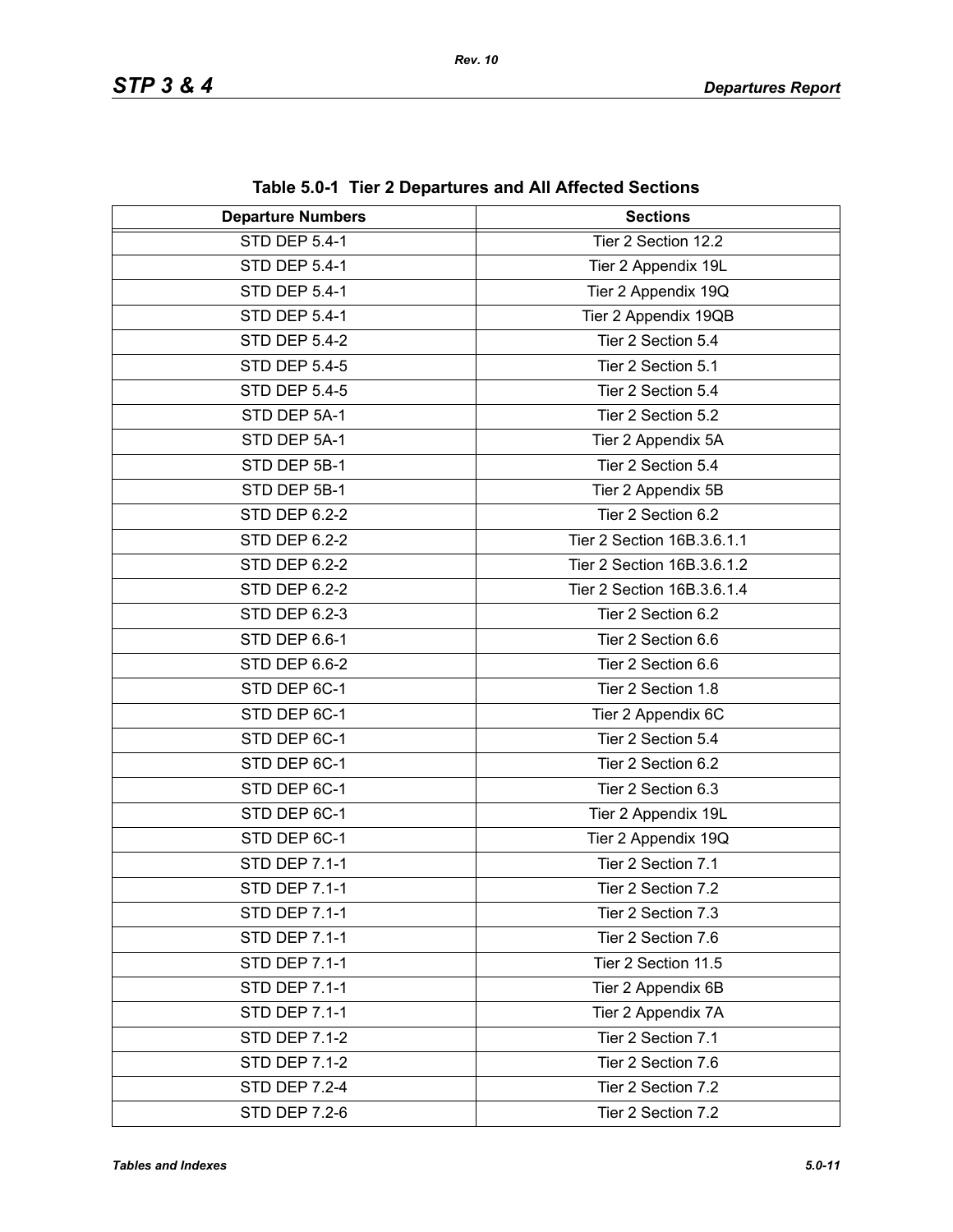**Table 5.0-1 Tier 2 Departures and All Affected Sections**

| Departure Numbers | Sections |
|---|---|
| STD DEP 5.4-1 | Tier 2 Section 12.2 |
| STD DEP 5.4-1 | Tier 2 Appendix 19L |
| STD DEP 5.4-1 | Tier 2 Appendix 19Q |
| STD DEP 5.4-1 | Tier 2 Appendix 19QB |
| STD DEP 5.4-2 | Tier 2 Section 5.4 |
| STD DEP 5.4-5 | Tier 2 Section 5.1 |
| STD DEP 5.4-5 | Tier 2 Section 5.4 |
| STD DEP 5A-1 | Tier 2 Section 5.2 |
| STD DEP 5A-1 | Tier 2 Appendix 5A |
| STD DEP 5B-1 | Tier 2 Section 5.4 |
| STD DEP 5B-1 | Tier 2 Appendix 5B |
| STD DEP 6.2-2 | Tier 2 Section 6.2 |
| STD DEP 6.2-2 | Tier 2 Section 16B.3.6.1.1 |
| STD DEP 6.2-2 | Tier 2 Section 16B.3.6.1.2 |
| STD DEP 6.2-2 | Tier 2 Section 16B.3.6.1.4 |
| STD DEP 6.2-3 | Tier 2 Section 6.2 |
| STD DEP 6.6-1 | Tier 2 Section 6.6 |
| STD DEP 6.6-2 | Tier 2 Section 6.6 |
| STD DEP 6C-1 | Tier 2 Section 1.8 |
| STD DEP 6C-1 | Tier 2 Appendix 6C |
| STD DEP 6C-1 | Tier 2 Section 5.4 |
| STD DEP 6C-1 | Tier 2 Section 6.2 |
| STD DEP 6C-1 | Tier 2 Section 6.3 |
| STD DEP 6C-1 | Tier 2 Appendix 19L |
| STD DEP 6C-1 | Tier 2 Appendix 19Q |
| STD DEP 7.1-1 | Tier 2 Section 7.1 |
| STD DEP 7.1-1 | Tier 2 Section 7.2 |
| STD DEP 7.1-1 | Tier 2 Section 7.3 |
| STD DEP 7.1-1 | Tier 2 Section 7.6 |
| STD DEP 7.1-1 | Tier 2 Section 11.5 |
| STD DEP 7.1-1 | Tier 2 Appendix 6B |
| STD DEP 7.1-1 | Tier 2 Appendix 7A |
| STD DEP 7.1-2 | Tier 2 Section 7.1 |
| STD DEP 7.1-2 | Tier 2 Section 7.6 |
| STD DEP 7.2-4 | Tier 2 Section 7.2 |
| STD DEP 7.2-6 | Tier 2 Section 7.2 |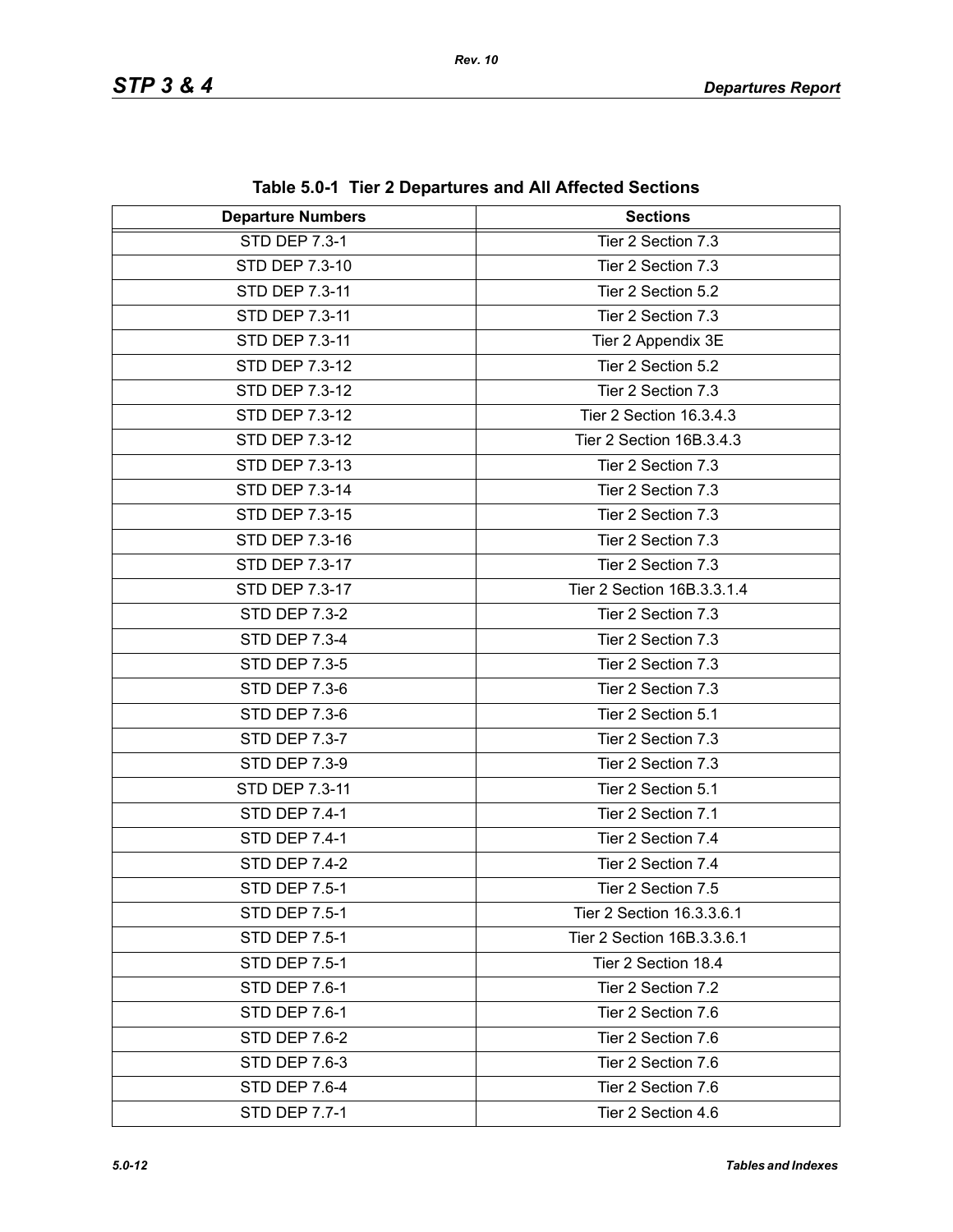**Table 5.0-1 Tier 2 Departures and All Affected Sections**

| Departure Numbers | Sections |
|---|---|
| STD DEP 7.3-1 | Tier 2 Section 7.3 |
| STD DEP 7.3-10 | Tier 2 Section 7.3 |
| STD DEP 7.3-11 | Tier 2 Section 5.2 |
| STD DEP 7.3-11 | Tier 2 Section 7.3 |
| STD DEP 7.3-11 | Tier 2 Appendix 3E |
| STD DEP 7.3-12 | Tier 2 Section 5.2 |
| STD DEP 7.3-12 | Tier 2 Section 7.3 |
| STD DEP 7.3-12 | Tier 2 Section 16.3.4.3 |
| STD DEP 7.3-12 | Tier 2 Section 16B.3.4.3 |
| STD DEP 7.3-13 | Tier 2 Section 7.3 |
| STD DEP 7.3-14 | Tier 2 Section 7.3 |
| STD DEP 7.3-15 | Tier 2 Section 7.3 |
| STD DEP 7.3-16 | Tier 2 Section 7.3 |
| STD DEP 7.3-17 | Tier 2 Section 7.3 |
| STD DEP 7.3-17 | Tier 2 Section 16B.3.3.1.4 |
| STD DEP 7.3-2 | Tier 2 Section 7.3 |
| STD DEP 7.3-4 | Tier 2 Section 7.3 |
| STD DEP 7.3-5 | Tier 2 Section 7.3 |
| STD DEP 7.3-6 | Tier 2 Section 7.3 |
| STD DEP 7.3-6 | Tier 2 Section 5.1 |
| STD DEP 7.3-7 | Tier 2 Section 7.3 |
| STD DEP 7.3-9 | Tier 2 Section 7.3 |
| STD DEP 7.3-11 | Tier 2 Section 5.1 |
| STD DEP 7.4-1 | Tier 2 Section 7.1 |
| STD DEP 7.4-1 | Tier 2 Section 7.4 |
| STD DEP 7.4-2 | Tier 2 Section 7.4 |
| STD DEP 7.5-1 | Tier 2 Section 7.5 |
| STD DEP 7.5-1 | Tier 2 Section 16.3.3.6.1 |
| STD DEP 7.5-1 | Tier 2 Section 16B.3.3.6.1 |
| STD DEP 7.5-1 | Tier 2 Section 18.4 |
| STD DEP 7.6-1 | Tier 2 Section 7.2 |
| STD DEP 7.6-1 | Tier 2 Section 7.6 |
| STD DEP 7.6-2 | Tier 2 Section 7.6 |
| STD DEP 7.6-3 | Tier 2 Section 7.6 |
| STD DEP 7.6-4 | Tier 2 Section 7.6 |
| STD DEP 7.7-1 | Tier 2 Section 4.6 |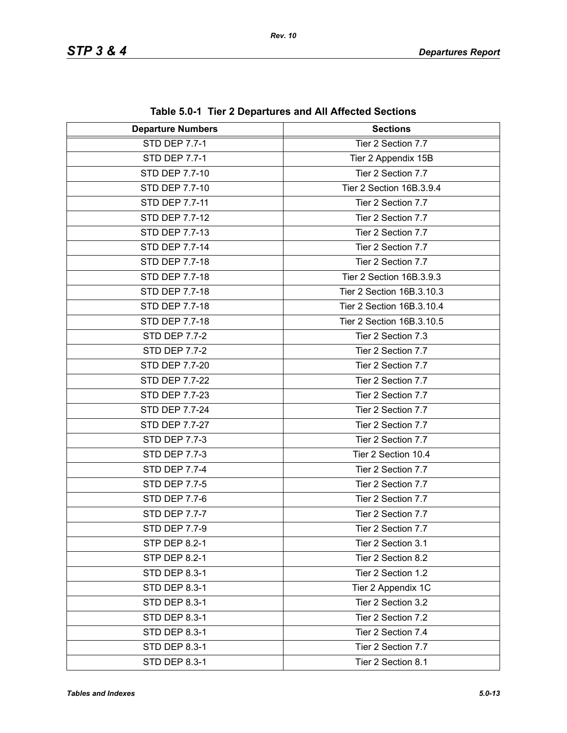**Table 5.0-1 Tier 2 Departures and All Affected Sections**

| Departure Numbers | Sections |
|---|---|
| STD DEP 7.7-1 | Tier 2 Section 7.7 |
| STD DEP 7.7-1 | Tier 2 Appendix 15B |
| STD DEP 7.7-10 | Tier 2 Section 7.7 |
| STD DEP 7.7-10 | Tier 2 Section 16B.3.9.4 |
| STD DEP 7.7-11 | Tier 2 Section 7.7 |
| STD DEP 7.7-12 | Tier 2 Section 7.7 |
| STD DEP 7.7-13 | Tier 2 Section 7.7 |
| STD DEP 7.7-14 | Tier 2 Section 7.7 |
| STD DEP 7.7-18 | Tier 2 Section 7.7 |
| STD DEP 7.7-18 | Tier 2 Section 16B.3.9.3 |
| STD DEP 7.7-18 | Tier 2 Section 16B.3.10.3 |
| STD DEP 7.7-18 | Tier 2 Section 16B.3.10.4 |
| STD DEP 7.7-18 | Tier 2 Section 16B.3.10.5 |
| STD DEP 7.7-2 | Tier 2 Section 7.3 |
| STD DEP 7.7-2 | Tier 2 Section 7.7 |
| STD DEP 7.7-20 | Tier 2 Section 7.7 |
| STD DEP 7.7-22 | Tier 2 Section 7.7 |
| STD DEP 7.7-23 | Tier 2 Section 7.7 |
| STD DEP 7.7-24 | Tier 2 Section 7.7 |
| STD DEP 7.7-27 | Tier 2 Section 7.7 |
| STD DEP 7.7-3 | Tier 2 Section 7.7 |
| STD DEP 7.7-3 | Tier 2 Section 10.4 |
| STD DEP 7.7-4 | Tier 2 Section 7.7 |
| STD DEP 7.7-5 | Tier 2 Section 7.7 |
| STD DEP 7.7-6 | Tier 2 Section 7.7 |
| STD DEP 7.7-7 | Tier 2 Section 7.7 |
| STD DEP 7.7-9 | Tier 2 Section 7.7 |
| STP DEP 8.2-1 | Tier 2 Section 3.1 |
| STP DEP 8.2-1 | Tier 2 Section 8.2 |
| STD DEP 8.3-1 | Tier 2 Section 1.2 |
| STD DEP 8.3-1 | Tier 2 Appendix 1C |
| STD DEP 8.3-1 | Tier 2 Section 3.2 |
| STD DEP 8.3-1 | Tier 2 Section 7.2 |
| STD DEP 8.3-1 | Tier 2 Section 7.4 |
| STD DEP 8.3-1 | Tier 2 Section 7.7 |
| STD DEP 8.3-1 | Tier 2 Section 8.1 |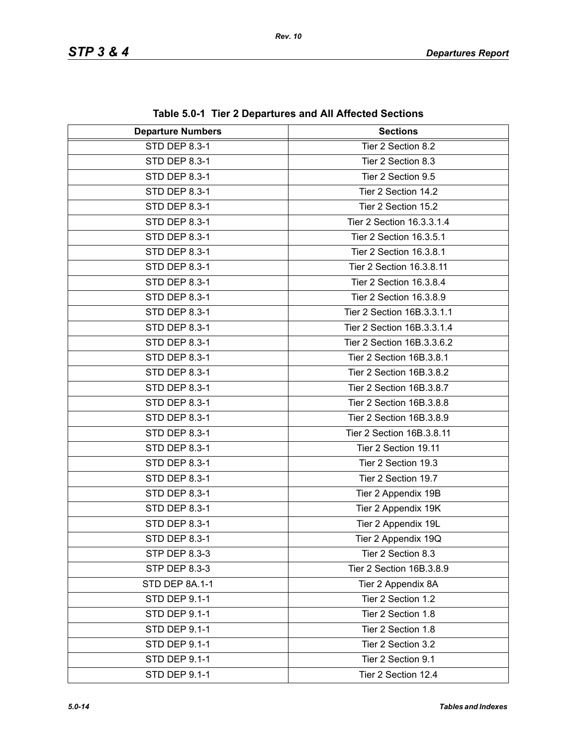**Table 5.0-1 Tier 2 Departures and All Affected Sections**

| Departure Numbers | Sections |
|---|---|
| STD DEP 8.3-1 | Tier 2 Section 8.2 |
| STD DEP 8.3-1 | Tier 2 Section 8.3 |
| STD DEP 8.3-1 | Tier 2 Section 9.5 |
| STD DEP 8.3-1 | Tier 2 Section 14.2 |
| STD DEP 8.3-1 | Tier 2 Section 15.2 |
| STD DEP 8.3-1 | Tier 2 Section 16.3.3.1.4 |
| STD DEP 8.3-1 | Tier 2 Section 16.3.5.1 |
| STD DEP 8.3-1 | Tier 2 Section 16.3.8.1 |
| STD DEP 8.3-1 | Tier 2 Section 16.3.8.11 |
| STD DEP 8.3-1 | Tier 2 Section 16.3.8.4 |
| STD DEP 8.3-1 | Tier 2 Section 16.3.8.9 |
| STD DEP 8.3-1 | Tier 2 Section 16B.3.3.1.1 |
| STD DEP 8.3-1 | Tier 2 Section 16B.3.3.1.4 |
| STD DEP 8.3-1 | Tier 2 Section 16B.3.3.6.2 |
| STD DEP 8.3-1 | Tier 2 Section 16B.3.8.1 |
| STD DEP 8.3-1 | Tier 2 Section 16B.3.8.2 |
| STD DEP 8.3-1 | Tier 2 Section 16B.3.8.7 |
| STD DEP 8.3-1 | Tier 2 Section 16B.3.8.8 |
| STD DEP 8.3-1 | Tier 2 Section 16B.3.8.9 |
| STD DEP 8.3-1 | Tier 2 Section 16B.3.8.11 |
| STD DEP 8.3-1 | Tier 2 Section 19.11 |
| STD DEP 8.3-1 | Tier 2 Section 19.3 |
| STD DEP 8.3-1 | Tier 2 Section 19.7 |
| STD DEP 8.3-1 | Tier 2 Appendix 19B |
| STD DEP 8.3-1 | Tier 2 Appendix 19K |
| STD DEP 8.3-1 | Tier 2 Appendix 19L |
| STD DEP 8.3-1 | Tier 2 Appendix 19Q |
| STP DEP 8.3-3 | Tier 2 Section 8.3 |
| STP DEP 8.3-3 | Tier 2 Section 16B.3.8.9 |
| STD DEP 8A.1-1 | Tier 2 Appendix 8A |
| STD DEP 9.1-1 | Tier 2 Section 1.2 |
| STD DEP 9.1-1 | Tier 2 Section 1.8 |
| STD DEP 9.1-1 | Tier 2 Section 1.8 |
| STD DEP 9.1-1 | Tier 2 Section 3.2 |
| STD DEP 9.1-1 | Tier 2 Section 9.1 |
| STD DEP 9.1-1 | Tier 2 Section 12.4 |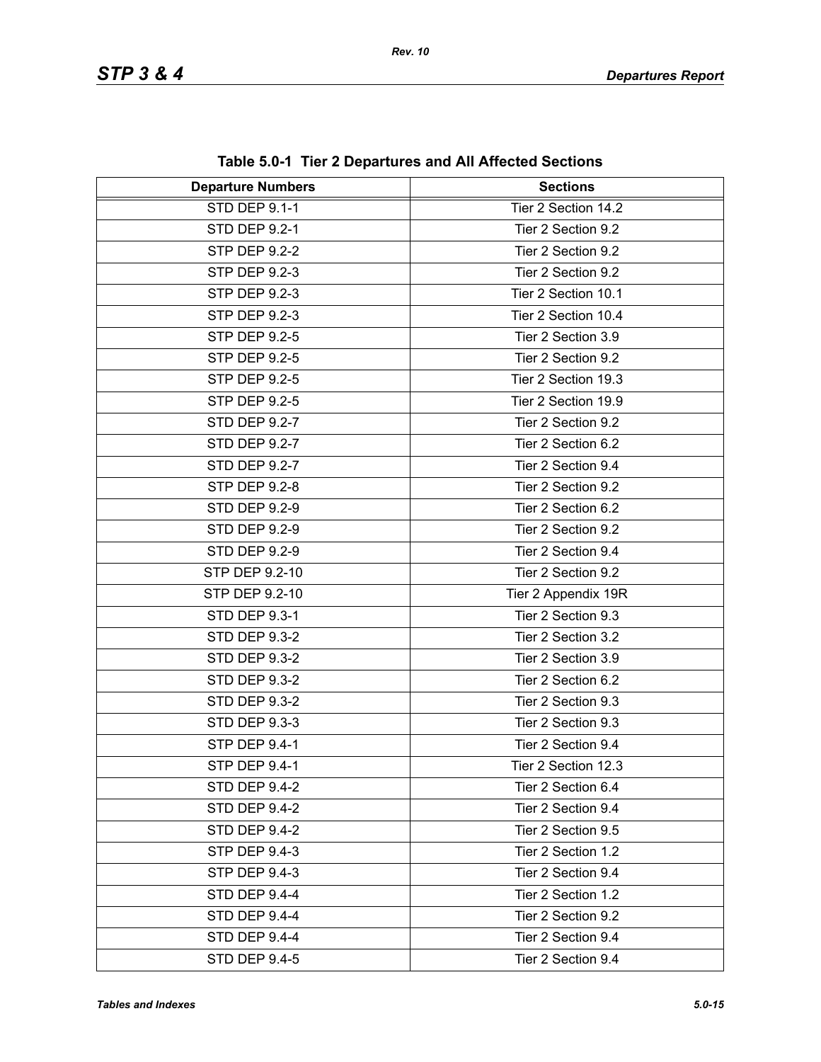**Table 5.0-1 Tier 2 Departures and All Affected Sections**

| Departure Numbers | Sections |
|---|---|
| STD DEP 9.1-1 | Tier 2 Section 14.2 |
| STD DEP 9.2-1 | Tier 2 Section 9.2 |
| STP DEP 9.2-2 | Tier 2 Section 9.2 |
| STP DEP 9.2-3 | Tier 2 Section 9.2 |
| STP DEP 9.2-3 | Tier 2 Section 10.1 |
| STP DEP 9.2-3 | Tier 2 Section 10.4 |
| STP DEP 9.2-5 | Tier 2 Section 3.9 |
| STP DEP 9.2-5 | Tier 2 Section 9.2 |
| STP DEP 9.2-5 | Tier 2 Section 19.3 |
| STP DEP 9.2-5 | Tier 2 Section 19.9 |
| STD DEP 9.2-7 | Tier 2 Section 9.2 |
| STD DEP 9.2-7 | Tier 2 Section 6.2 |
| STD DEP 9.2-7 | Tier 2 Section 9.4 |
| STP DEP 9.2-8 | Tier 2 Section 9.2 |
| STD DEP 9.2-9 | Tier 2 Section 6.2 |
| STD DEP 9.2-9 | Tier 2 Section 9.2 |
| STD DEP 9.2-9 | Tier 2 Section 9.4 |
| STP DEP 9.2-10 | Tier 2 Section 9.2 |
| STP DEP 9.2-10 | Tier 2 Appendix 19R |
| STD DEP 9.3-1 | Tier 2 Section 9.3 |
| STD DEP 9.3-2 | Tier 2 Section 3.2 |
| STD DEP 9.3-2 | Tier 2 Section 3.9 |
| STD DEP 9.3-2 | Tier 2 Section 6.2 |
| STD DEP 9.3-2 | Tier 2 Section 9.3 |
| STD DEP 9.3-3 | Tier 2 Section 9.3 |
| STP DEP 9.4-1 | Tier 2 Section 9.4 |
| STP DEP 9.4-1 | Tier 2 Section 12.3 |
| STD DEP 9.4-2 | Tier 2 Section 6.4 |
| STD DEP 9.4-2 | Tier 2 Section 9.4 |
| STD DEP 9.4-2 | Tier 2 Section 9.5 |
| STP DEP 9.4-3 | Tier 2 Section 1.2 |
| STP DEP 9.4-3 | Tier 2 Section 9.4 |
| STD DEP 9.4-4 | Tier 2 Section 1.2 |
| STD DEP 9.4-4 | Tier 2 Section 9.2 |
| STD DEP 9.4-4 | Tier 2 Section 9.4 |
| STD DEP 9.4-5 | Tier 2 Section 9.4 |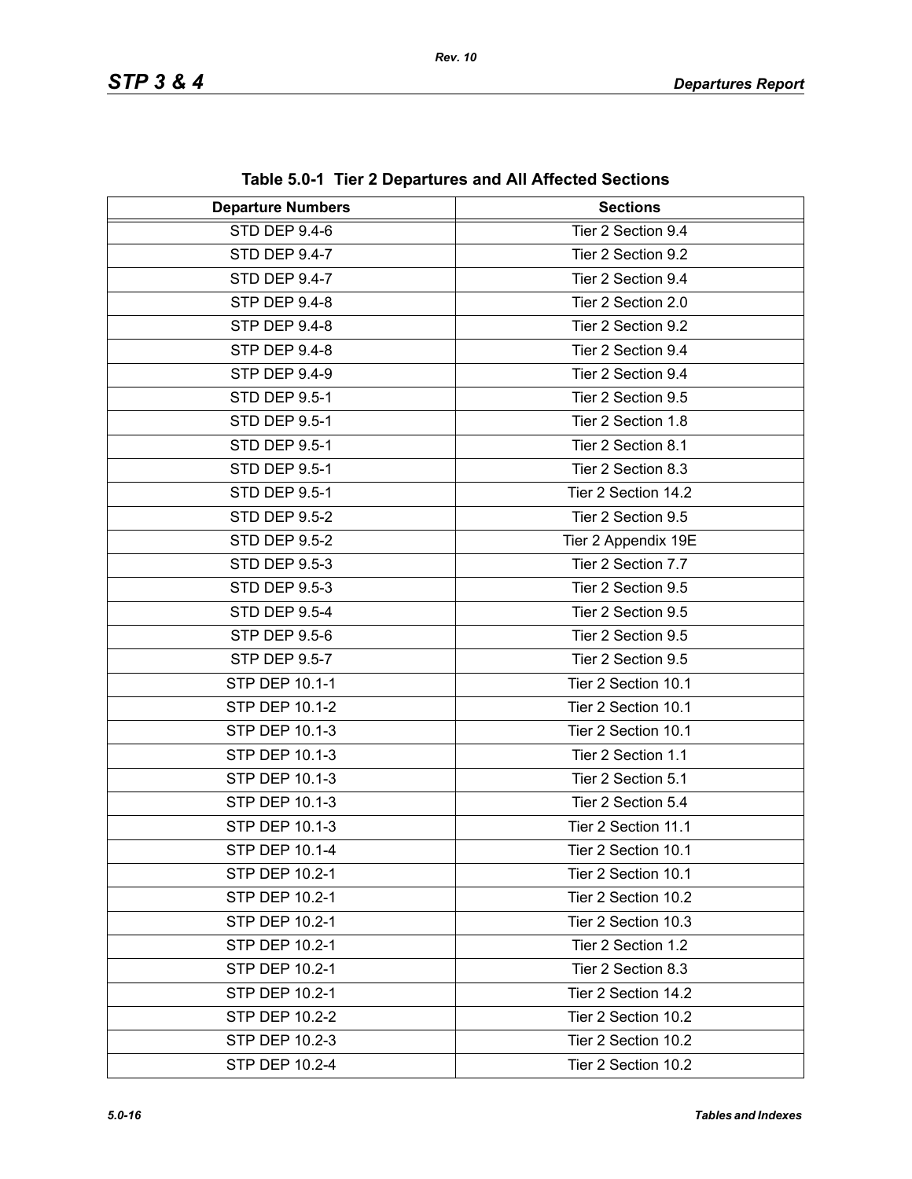**Table 5.0-1 Tier 2 Departures and All Affected Sections**

| Departure Numbers | Sections |
|---|---|
| STD DEP 9.4-6 | Tier 2 Section 9.4 |
| STD DEP 9.4-7 | Tier 2 Section 9.2 |
| STD DEP 9.4-7 | Tier 2 Section 9.4 |
| STP DEP 9.4-8 | Tier 2 Section 2.0 |
| STP DEP 9.4-8 | Tier 2 Section 9.2 |
| STP DEP 9.4-8 | Tier 2 Section 9.4 |
| STP DEP 9.4-9 | Tier 2 Section 9.4 |
| STD DEP 9.5-1 | Tier 2 Section 9.5 |
| STD DEP 9.5-1 | Tier 2 Section 1.8 |
| STD DEP 9.5-1 | Tier 2 Section 8.1 |
| STD DEP 9.5-1 | Tier 2 Section 8.3 |
| STD DEP 9.5-1 | Tier 2 Section 14.2 |
| STD DEP 9.5-2 | Tier 2 Section 9.5 |
| STD DEP 9.5-2 | Tier 2 Appendix 19E |
| STD DEP 9.5-3 | Tier 2 Section 7.7 |
| STD DEP 9.5-3 | Tier 2 Section 9.5 |
| STD DEP 9.5-4 | Tier 2 Section 9.5 |
| STP DEP 9.5-6 | Tier 2 Section 9.5 |
| STP DEP 9.5-7 | Tier 2 Section 9.5 |
| STP DEP 10.1-1 | Tier 2 Section 10.1 |
| STP DEP 10.1-2 | Tier 2 Section 10.1 |
| STP DEP 10.1-3 | Tier 2 Section 10.1 |
| STP DEP 10.1-3 | Tier 2 Section 1.1 |
| STP DEP 10.1-3 | Tier 2 Section 5.1 |
| STP DEP 10.1-3 | Tier 2 Section 5.4 |
| STP DEP 10.1-3 | Tier 2 Section 11.1 |
| STP DEP 10.1-4 | Tier 2 Section 10.1 |
| STP DEP 10.2-1 | Tier 2 Section 10.1 |
| STP DEP 10.2-1 | Tier 2 Section 10.2 |
| STP DEP 10.2-1 | Tier 2 Section 10.3 |
| STP DEP 10.2-1 | Tier 2 Section 1.2 |
| STP DEP 10.2-1 | Tier 2 Section 8.3 |
| STP DEP 10.2-1 | Tier 2 Section 14.2 |
| STP DEP 10.2-2 | Tier 2 Section 10.2 |
| STP DEP 10.2-3 | Tier 2 Section 10.2 |
| STP DEP 10.2-4 | Tier 2 Section 10.2 |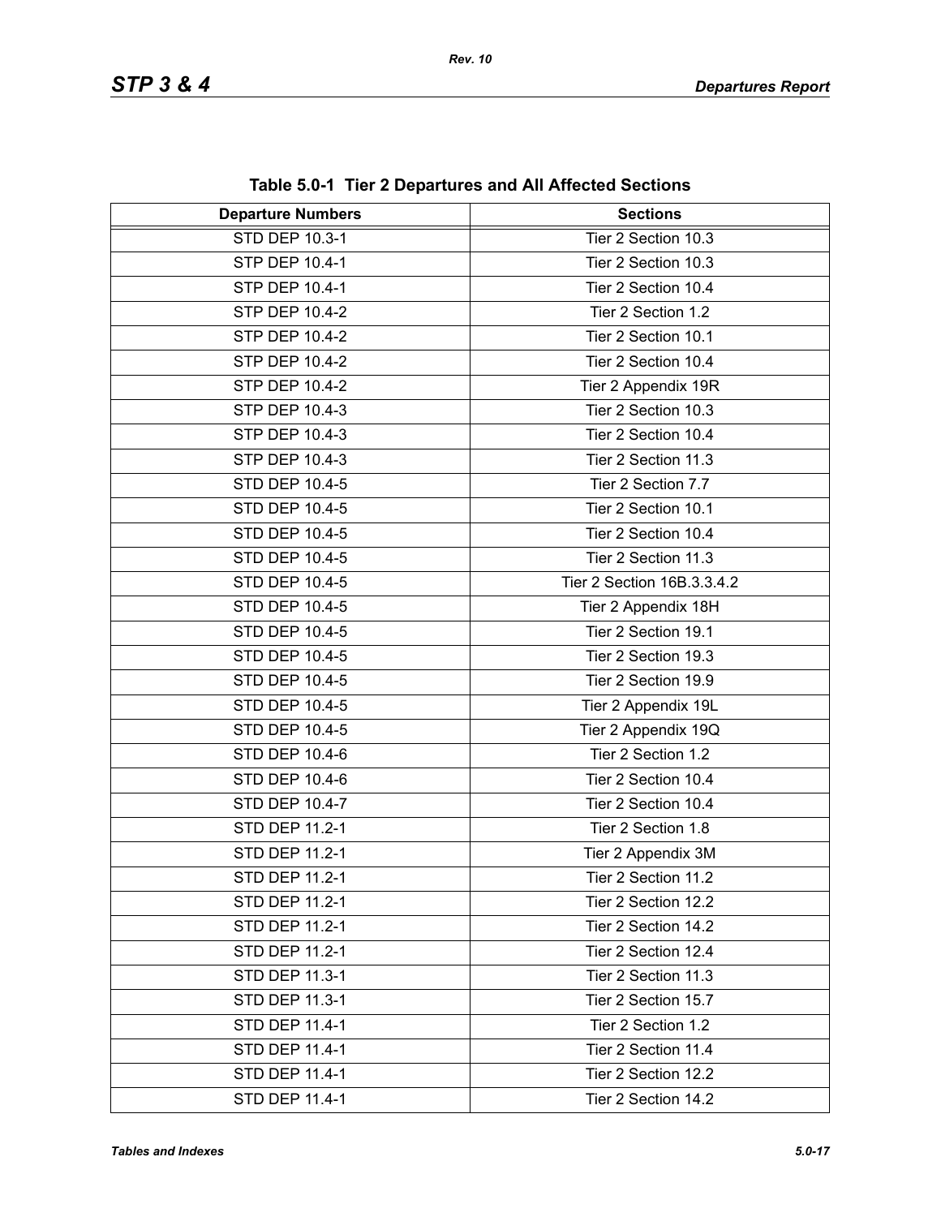**Table 5.0-1 Tier 2 Departures and All Affected Sections**

| Departure Numbers | Sections |
| --- | --- |
| STD DEP 10.3-1 | Tier 2 Section 10.3 |
| STP DEP 10.4-1 | Tier 2 Section 10.3 |
| STP DEP 10.4-1 | Tier 2 Section 10.4 |
| STP DEP 10.4-2 | Tier 2 Section 1.2 |
| STP DEP 10.4-2 | Tier 2 Section 10.1 |
| STP DEP 10.4-2 | Tier 2 Section 10.4 |
| STP DEP 10.4-2 | Tier 2 Appendix 19R |
| STP DEP 10.4-3 | Tier 2 Section 10.3 |
| STP DEP 10.4-3 | Tier 2 Section 10.4 |
| STP DEP 10.4-3 | Tier 2 Section 11.3 |
| STD DEP 10.4-5 | Tier 2 Section 7.7 |
| STD DEP 10.4-5 | Tier 2 Section 10.1 |
| STD DEP 10.4-5 | Tier 2 Section 10.4 |
| STD DEP 10.4-5 | Tier 2 Section 11.3 |
| STD DEP 10.4-5 | Tier 2 Section 16B.3.3.4.2 |
| STD DEP 10.4-5 | Tier 2 Appendix 18H |
| STD DEP 10.4-5 | Tier 2 Section 19.1 |
| STD DEP 10.4-5 | Tier 2 Section 19.3 |
| STD DEP 10.4-5 | Tier 2 Section 19.9 |
| STD DEP 10.4-5 | Tier 2 Appendix 19L |
| STD DEP 10.4-5 | Tier 2 Appendix 19Q |
| STD DEP 10.4-6 | Tier 2 Section 1.2 |
| STD DEP 10.4-6 | Tier 2 Section 10.4 |
| STD DEP 10.4-7 | Tier 2 Section 10.4 |
| STD DEP 11.2-1 | Tier 2 Section 1.8 |
| STD DEP 11.2-1 | Tier 2 Appendix 3M |
| STD DEP 11.2-1 | Tier 2 Section 11.2 |
| STD DEP 11.2-1 | Tier 2 Section 12.2 |
| STD DEP 11.2-1 | Tier 2 Section 14.2 |
| STD DEP 11.2-1 | Tier 2 Section 12.4 |
| STD DEP 11.3-1 | Tier 2 Section 11.3 |
| STD DEP 11.3-1 | Tier 2 Section 15.7 |
| STD DEP 11.4-1 | Tier 2 Section 1.2 |
| STD DEP 11.4-1 | Tier 2 Section 11.4 |
| STD DEP 11.4-1 | Tier 2 Section 12.2 |
| STD DEP 11.4-1 | Tier 2 Section 14.2 |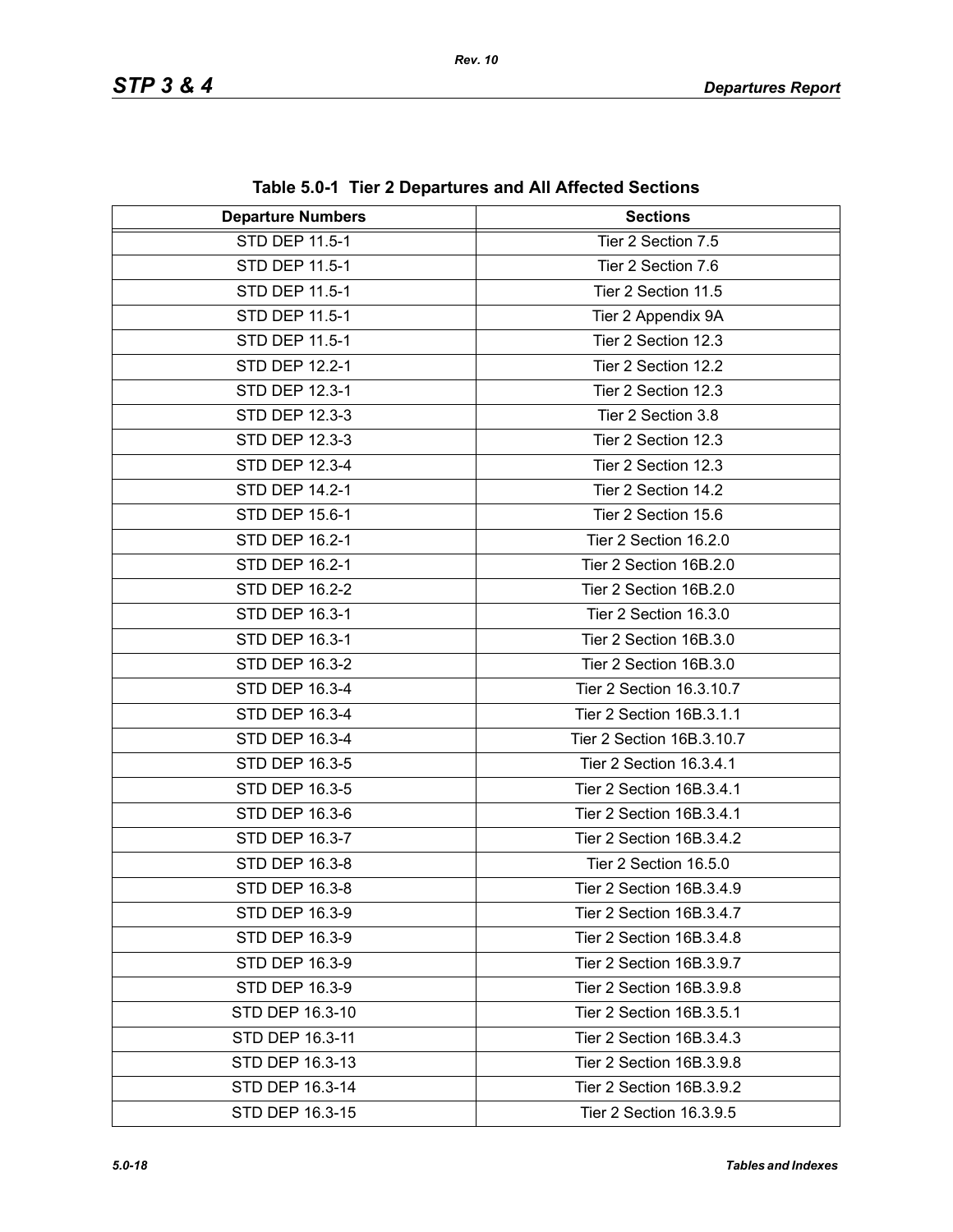**Table 5.0-1 Tier 2 Departures and All Affected Sections**

| Departure Numbers | Sections |
|---|---|
| STD DEP 11.5-1 | Tier 2 Section 7.5 |
| STD DEP 11.5-1 | Tier 2 Section 7.6 |
| STD DEP 11.5-1 | Tier 2 Section 11.5 |
| STD DEP 11.5-1 | Tier 2 Appendix 9A |
| STD DEP 11.5-1 | Tier 2 Section 12.3 |
| STD DEP 12.2-1 | Tier 2 Section 12.2 |
| STD DEP 12.3-1 | Tier 2 Section 12.3 |
| STD DEP 12.3-3 | Tier 2 Section 3.8 |
| STD DEP 12.3-3 | Tier 2 Section 12.3 |
| STD DEP 12.3-4 | Tier 2 Section 12.3 |
| STD DEP 14.2-1 | Tier 2 Section 14.2 |
| STD DEP 15.6-1 | Tier 2 Section 15.6 |
| STD DEP 16.2-1 | Tier 2 Section 16.2.0 |
| STD DEP 16.2-1 | Tier 2 Section 16B.2.0 |
| STD DEP 16.2-2 | Tier 2 Section 16B.2.0 |
| STD DEP 16.3-1 | Tier 2 Section 16.3.0 |
| STD DEP 16.3-1 | Tier 2 Section 16B.3.0 |
| STD DEP 16.3-2 | Tier 2 Section 16B.3.0 |
| STD DEP 16.3-4 | Tier 2 Section 16.3.10.7 |
| STD DEP 16.3-4 | Tier 2 Section 16B.3.1.1 |
| STD DEP 16.3-4 | Tier 2 Section 16B.3.10.7 |
| STD DEP 16.3-5 | Tier 2 Section 16.3.4.1 |
| STD DEP 16.3-5 | Tier 2 Section 16B.3.4.1 |
| STD DEP 16.3-6 | Tier 2 Section 16B.3.4.1 |
| STD DEP 16.3-7 | Tier 2 Section 16B.3.4.2 |
| STD DEP 16.3-8 | Tier 2 Section 16.5.0 |
| STD DEP 16.3-8 | Tier 2 Section 16B.3.4.9 |
| STD DEP 16.3-9 | Tier 2 Section 16B.3.4.7 |
| STD DEP 16.3-9 | Tier 2 Section 16B.3.4.8 |
| STD DEP 16.3-9 | Tier 2 Section 16B.3.9.7 |
| STD DEP 16.3-9 | Tier 2 Section 16B.3.9.8 |
| STD DEP 16.3-10 | Tier 2 Section 16B.3.5.1 |
| STD DEP 16.3-11 | Tier 2 Section 16B.3.4.3 |
| STD DEP 16.3-13 | Tier 2 Section 16B.3.9.8 |
| STD DEP 16.3-14 | Tier 2 Section 16B.3.9.2 |
| STD DEP 16.3-15 | Tier 2 Section 16.3.9.5 |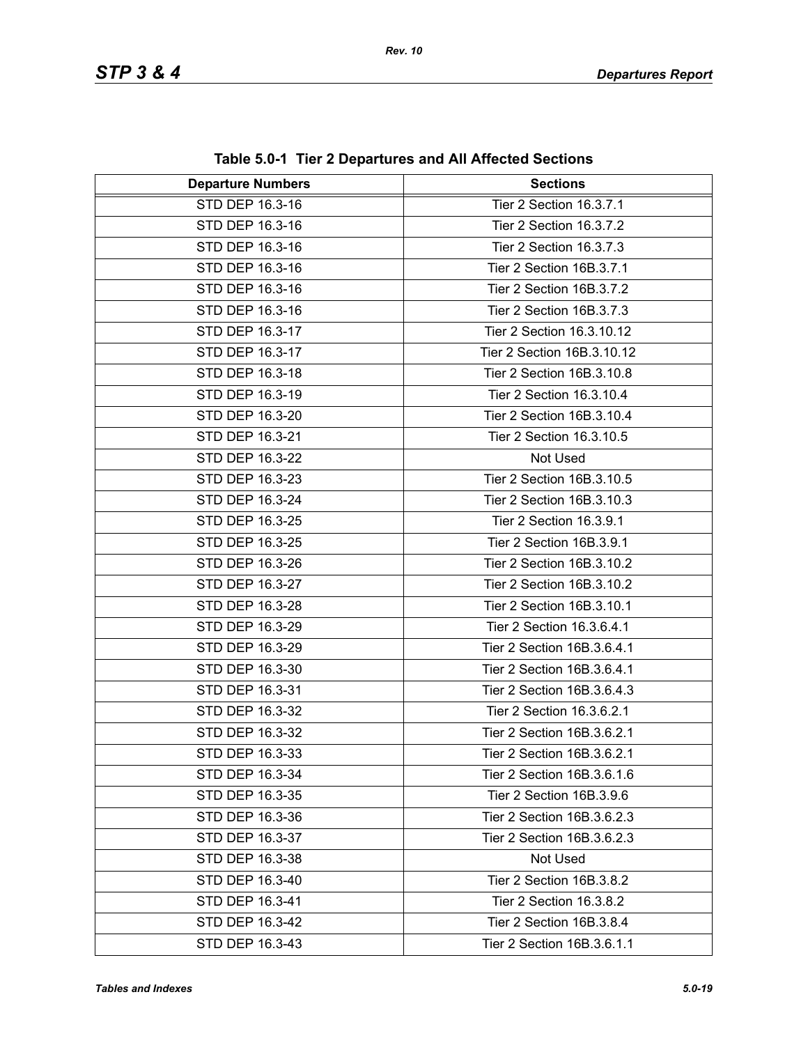**Table 5.0-1 Tier 2 Departures and All Affected Sections**

| Departure Numbers | Sections |
|---|---|
| STD DEP 16.3-16 | Tier 2 Section 16.3.7.1 |
| STD DEP 16.3-16 | Tier 2 Section 16.3.7.2 |
| STD DEP 16.3-16 | Tier 2 Section 16.3.7.3 |
| STD DEP 16.3-16 | Tier 2 Section 16B.3.7.1 |
| STD DEP 16.3-16 | Tier 2 Section 16B.3.7.2 |
| STD DEP 16.3-16 | Tier 2 Section 16B.3.7.3 |
| STD DEP 16.3-17 | Tier 2 Section 16.3.10.12 |
| STD DEP 16.3-17 | Tier 2 Section 16B.3.10.12 |
| STD DEP 16.3-18 | Tier 2 Section 16B.3.10.8 |
| STD DEP 16.3-19 | Tier 2 Section 16.3.10.4 |
| STD DEP 16.3-20 | Tier 2 Section 16B.3.10.4 |
| STD DEP 16.3-21 | Tier 2 Section 16.3.10.5 |
| STD DEP 16.3-22 | Not Used |
| STD DEP 16.3-23 | Tier 2 Section 16B.3.10.5 |
| STD DEP 16.3-24 | Tier 2 Section 16B.3.10.3 |
| STD DEP 16.3-25 | Tier 2 Section 16.3.9.1 |
| STD DEP 16.3-25 | Tier 2 Section 16B.3.9.1 |
| STD DEP 16.3-26 | Tier 2 Section 16B.3.10.2 |
| STD DEP 16.3-27 | Tier 2 Section 16B.3.10.2 |
| STD DEP 16.3-28 | Tier 2 Section 16B.3.10.1 |
| STD DEP 16.3-29 | Tier 2 Section 16.3.6.4.1 |
| STD DEP 16.3-29 | Tier 2 Section 16B.3.6.4.1 |
| STD DEP 16.3-30 | Tier 2 Section 16B.3.6.4.1 |
| STD DEP 16.3-31 | Tier 2 Section 16B.3.6.4.3 |
| STD DEP 16.3-32 | Tier 2 Section 16.3.6.2.1 |
| STD DEP 16.3-32 | Tier 2 Section 16B.3.6.2.1 |
| STD DEP 16.3-33 | Tier 2 Section 16B.3.6.2.1 |
| STD DEP 16.3-34 | Tier 2 Section 16B.3.6.1.6 |
| STD DEP 16.3-35 | Tier 2 Section 16B.3.9.6 |
| STD DEP 16.3-36 | Tier 2 Section 16B.3.6.2.3 |
| STD DEP 16.3-37 | Tier 2 Section 16B.3.6.2.3 |
| STD DEP 16.3-38 | Not Used |
| STD DEP 16.3-40 | Tier 2 Section 16B.3.8.2 |
| STD DEP 16.3-41 | Tier 2 Section 16.3.8.2 |
| STD DEP 16.3-42 | Tier 2 Section 16B.3.8.4 |
| STD DEP 16.3-43 | Tier 2 Section 16B.3.6.1.1 |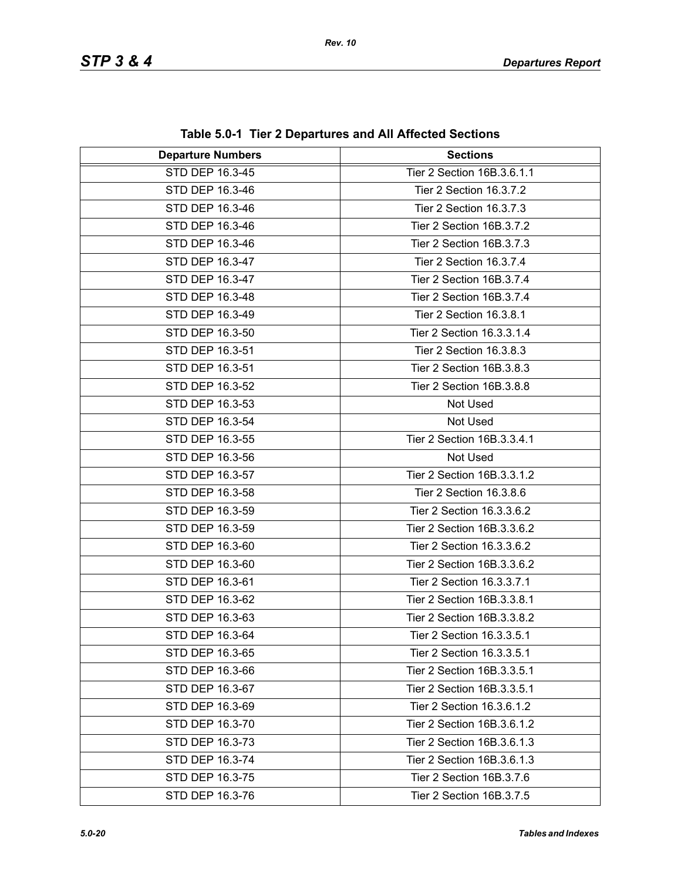**Table 5.0-1 Tier 2 Departures and All Affected Sections**

| Departure Numbers | Sections |
|---|---|
| STD DEP 16.3-45 | Tier 2 Section 16B.3.6.1.1 |
| STD DEP 16.3-46 | Tier 2 Section 16.3.7.2 |
| STD DEP 16.3-46 | Tier 2 Section 16.3.7.3 |
| STD DEP 16.3-46 | Tier 2 Section 16B.3.7.2 |
| STD DEP 16.3-46 | Tier 2 Section 16B.3.7.3 |
| STD DEP 16.3-47 | Tier 2 Section 16.3.7.4 |
| STD DEP 16.3-47 | Tier 2 Section 16B.3.7.4 |
| STD DEP 16.3-48 | Tier 2 Section 16B.3.7.4 |
| STD DEP 16.3-49 | Tier 2 Section 16.3.8.1 |
| STD DEP 16.3-50 | Tier 2 Section 16.3.3.1.4 |
| STD DEP 16.3-51 | Tier 2 Section 16.3.8.3 |
| STD DEP 16.3-51 | Tier 2 Section 16B.3.8.3 |
| STD DEP 16.3-52 | Tier 2 Section 16B.3.8.8 |
| STD DEP 16.3-53 | Not Used |
| STD DEP 16.3-54 | Not Used |
| STD DEP 16.3-55 | Tier 2 Section 16B.3.3.4.1 |
| STD DEP 16.3-56 | Not Used |
| STD DEP 16.3-57 | Tier 2 Section 16B.3.3.1.2 |
| STD DEP 16.3-58 | Tier 2 Section 16.3.8.6 |
| STD DEP 16.3-59 | Tier 2 Section 16.3.3.6.2 |
| STD DEP 16.3-59 | Tier 2 Section 16B.3.3.6.2 |
| STD DEP 16.3-60 | Tier 2 Section 16.3.3.6.2 |
| STD DEP 16.3-60 | Tier 2 Section 16B.3.3.6.2 |
| STD DEP 16.3-61 | Tier 2 Section 16.3.3.7.1 |
| STD DEP 16.3-62 | Tier 2 Section 16B.3.3.8.1 |
| STD DEP 16.3-63 | Tier 2 Section 16B.3.3.8.2 |
| STD DEP 16.3-64 | Tier 2 Section 16.3.3.5.1 |
| STD DEP 16.3-65 | Tier 2 Section 16.3.3.5.1 |
| STD DEP 16.3-66 | Tier 2 Section 16B.3.3.5.1 |
| STD DEP 16.3-67 | Tier 2 Section 16B.3.3.5.1 |
| STD DEP 16.3-69 | Tier 2 Section 16.3.6.1.2 |
| STD DEP 16.3-70 | Tier 2 Section 16B.3.6.1.2 |
| STD DEP 16.3-73 | Tier 2 Section 16B.3.6.1.3 |
| STD DEP 16.3-74 | Tier 2 Section 16B.3.6.1.3 |
| STD DEP 16.3-75 | Tier 2 Section 16B.3.7.6 |
| STD DEP 16.3-76 | Tier 2 Section 16B.3.7.5 |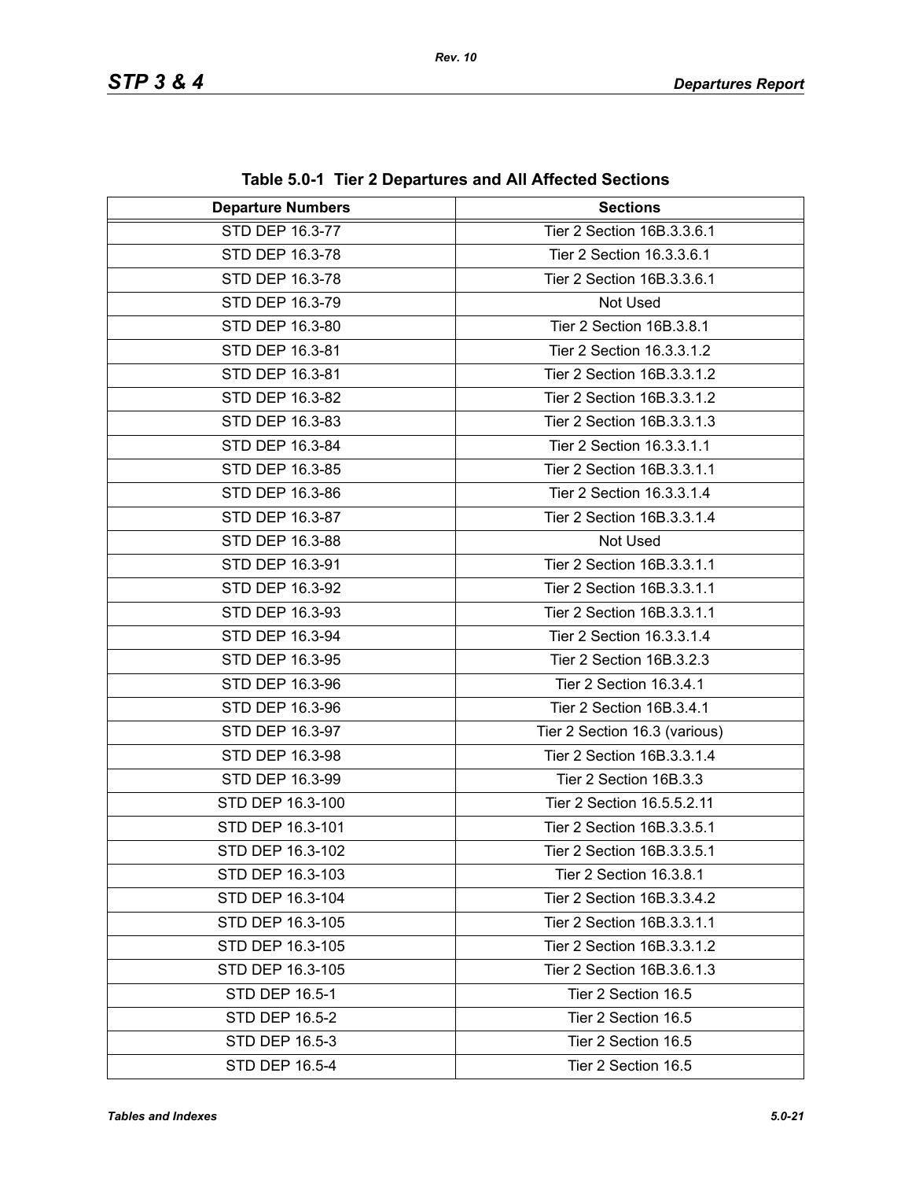**Table 5.0-1 Tier 2 Departures and All Affected Sections**

| Departure Numbers | Sections |
|---|---|
| STD DEP 16.3-77 | Tier 2 Section 16B.3.3.6.1 |
| STD DEP 16.3-78 | Tier 2 Section 16.3.3.6.1 |
| STD DEP 16.3-78 | Tier 2 Section 16B.3.3.6.1 |
| STD DEP 16.3-79 | Not Used |
| STD DEP 16.3-80 | Tier 2 Section 16B.3.8.1 |
| STD DEP 16.3-81 | Tier 2 Section 16.3.3.1.2 |
| STD DEP 16.3-81 | Tier 2 Section 16B.3.3.1.2 |
| STD DEP 16.3-82 | Tier 2 Section 16B.3.3.1.2 |
| STD DEP 16.3-83 | Tier 2 Section 16B.3.3.1.3 |
| STD DEP 16.3-84 | Tier 2 Section 16.3.3.1.1 |
| STD DEP 16.3-85 | Tier 2 Section 16B.3.3.1.1 |
| STD DEP 16.3-86 | Tier 2 Section 16.3.3.1.4 |
| STD DEP 16.3-87 | Tier 2 Section 16B.3.3.1.4 |
| STD DEP 16.3-88 | Not Used |
| STD DEP 16.3-91 | Tier 2 Section 16B.3.3.1.1 |
| STD DEP 16.3-92 | Tier 2 Section 16B.3.3.1.1 |
| STD DEP 16.3-93 | Tier 2 Section 16B.3.3.1.1 |
| STD DEP 16.3-94 | Tier 2 Section 16.3.3.1.4 |
| STD DEP 16.3-95 | Tier 2 Section 16B.3.2.3 |
| STD DEP 16.3-96 | Tier 2 Section 16.3.4.1 |
| STD DEP 16.3-96 | Tier 2 Section 16B.3.4.1 |
| STD DEP 16.3-97 | Tier 2 Section 16.3 (various) |
| STD DEP 16.3-98 | Tier 2 Section 16B.3.3.1.4 |
| STD DEP 16.3-99 | Tier 2 Section 16B.3.3 |
| STD DEP 16.3-100 | Tier 2 Section 16.5.5.2.11 |
| STD DEP 16.3-101 | Tier 2 Section 16B.3.3.5.1 |
| STD DEP 16.3-102 | Tier 2 Section 16B.3.3.5.1 |
| STD DEP 16.3-103 | Tier 2 Section 16.3.8.1 |
| STD DEP 16.3-104 | Tier 2 Section 16B.3.3.4.2 |
| STD DEP 16.3-105 | Tier 2 Section 16B.3.3.1.1 |
| STD DEP 16.3-105 | Tier 2 Section 16B.3.3.1.2 |
| STD DEP 16.3-105 | Tier 2 Section 16B.3.6.1.3 |
| STD DEP 16.5-1 | Tier 2 Section 16.5 |
| STD DEP 16.5-2 | Tier 2 Section 16.5 |
| STD DEP 16.5-3 | Tier 2 Section 16.5 |
| STD DEP 16.5-4 | Tier 2 Section 16.5 |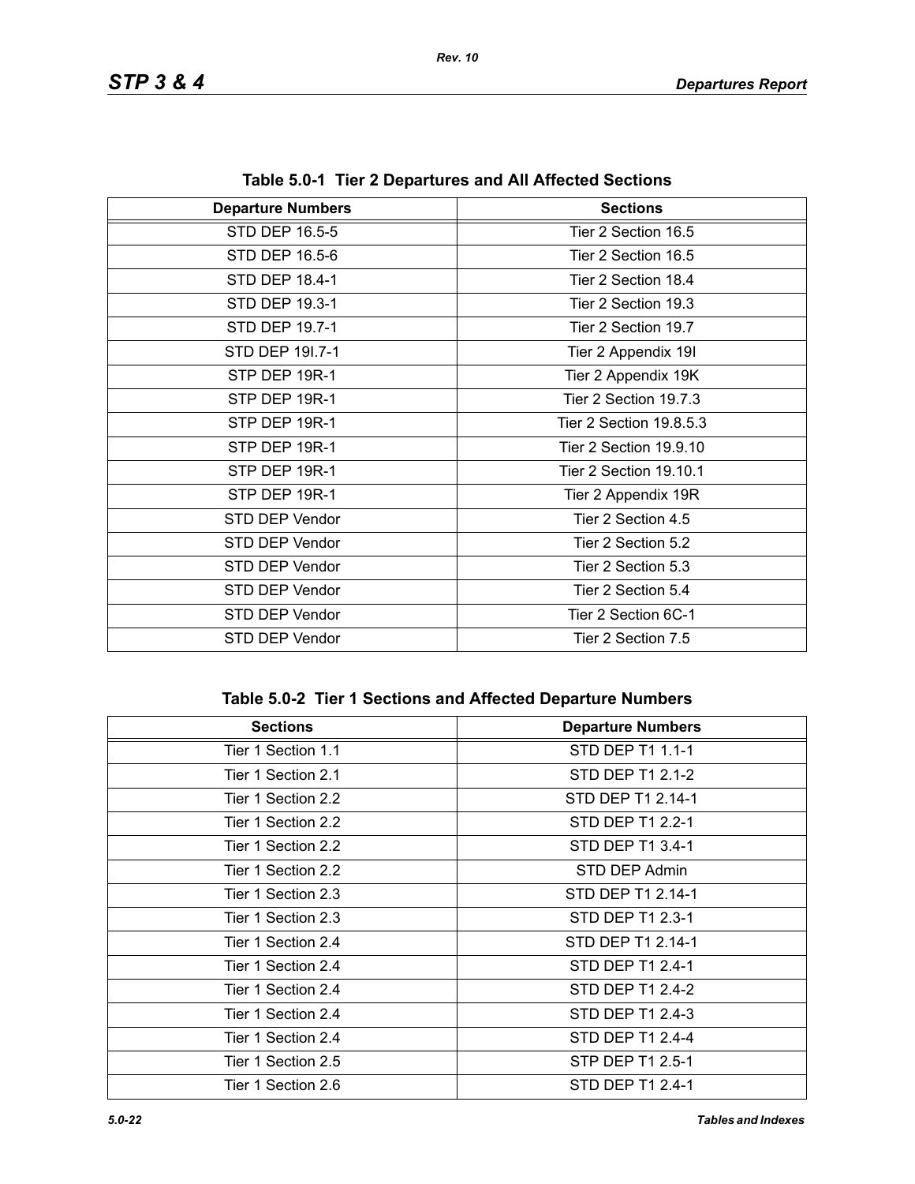**Table 5.0-1 Tier 2 Departures and All Affected Sections**

| Departure Numbers | Sections |
| --- | --- |
| STD DEP 16.5-5 | Tier 2 Section 16.5 |
| STD DEP 16.5-6 | Tier 2 Section 16.5 |
| STD DEP 18.4-1 | Tier 2 Section 18.4 |
| STD DEP 19.3-1 | Tier 2 Section 19.3 |
| STD DEP 19.7-1 | Tier 2 Section 19.7 |
| STD DEP 19I.7-1 | Tier 2 Appendix 19I |
| STP DEP 19R-1 | Tier 2 Appendix 19K |
| STP DEP 19R-1 | Tier 2 Section 19.7.3 |
| STP DEP 19R-1 | Tier 2 Section 19.8.5.3 |
| STP DEP 19R-1 | Tier 2 Section 19.9.10 |
| STP DEP 19R-1 | Tier 2 Section 19.10.1 |
| STP DEP 19R-1 | Tier 2 Appendix 19R |
| STD DEP Vendor | Tier 2 Section 4.5 |
| STD DEP Vendor | Tier 2 Section 5.2 |
| STD DEP Vendor | Tier 2 Section 5.3 |
| STD DEP Vendor | Tier 2 Section 5.4 |
| STD DEP Vendor | Tier 2 Section 6C-1 |
| STD DEP Vendor | Tier 2 Section 7.5 |

**Table 5.0-2 Tier 1 Sections and Affected Departure Numbers**

| Sections | Departure Numbers |
| --- | --- |
| Tier 1 Section 1.1 | STD DEP T1 1.1-1 |
| Tier 1 Section 2.1 | STD DEP T1 2.1-2 |
| Tier 1 Section 2.2 | STD DEP T1 2.14-1 |
| Tier 1 Section 2.2 | STD DEP T1 2.2-1 |
| Tier 1 Section 2.2 | STD DEP T1 3.4-1 |
| Tier 1 Section 2.2 | STD DEP Admin |
| Tier 1 Section 2.3 | STD DEP T1 2.14-1 |
| Tier 1 Section 2.3 | STD DEP T1 2.3-1 |
| Tier 1 Section 2.4 | STD DEP T1 2.14-1 |
| Tier 1 Section 2.4 | STD DEP T1 2.4-1 |
| Tier 1 Section 2.4 | STD DEP T1 2.4-2 |
| Tier 1 Section 2.4 | STD DEP T1 2.4-3 |
| Tier 1 Section 2.4 | STD DEP T1 2.4-4 |
| Tier 1 Section 2.5 | STP DEP T1 2.5-1 |
| Tier 1 Section 2.6 | STD DEP T1 2.4-1 |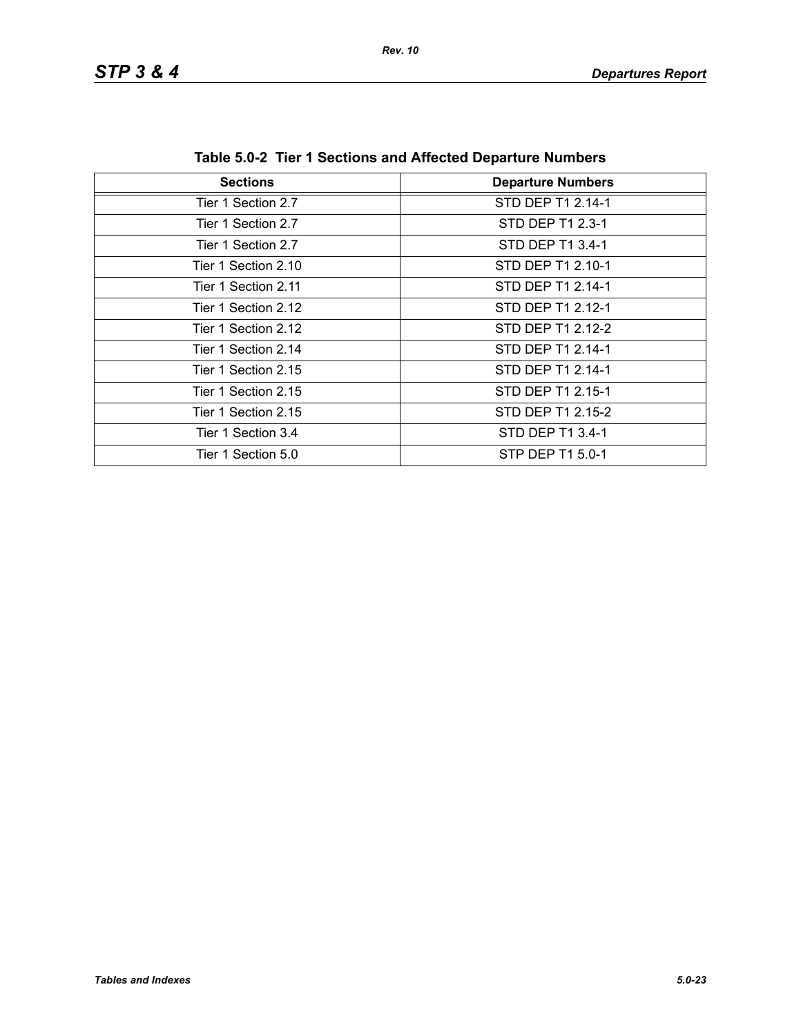**Table 5.0-2 Tier 1 Sections and Affected Departure Numbers**

| Sections | Departure Numbers |
|---|---|
| Tier 1 Section 2.7 | STD DEP T1 2.14-1 |
| Tier 1 Section 2.7 | STD DEP T1 2.3-1 |
| Tier 1 Section 2.7 | STD DEP T1 3.4-1 |
| Tier 1 Section 2.10 | STD DEP T1 2.10-1 |
| Tier 1 Section 2.11 | STD DEP T1 2.14-1 |
| Tier 1 Section 2.12 | STD DEP T1 2.12-1 |
| Tier 1 Section 2.12 | STD DEP T1 2.12-2 |
| Tier 1 Section 2.14 | STD DEP T1 2.14-1 |
| Tier 1 Section 2.15 | STD DEP T1 2.14-1 |
| Tier 1 Section 2.15 | STD DEP T1 2.15-1 |
| Tier 1 Section 2.15 | STD DEP T1 2.15-2 |
| Tier 1 Section 3.4 | STD DEP T1 3.4-1 |
| Tier 1 Section 5.0 | STP DEP T1 5.0-1 |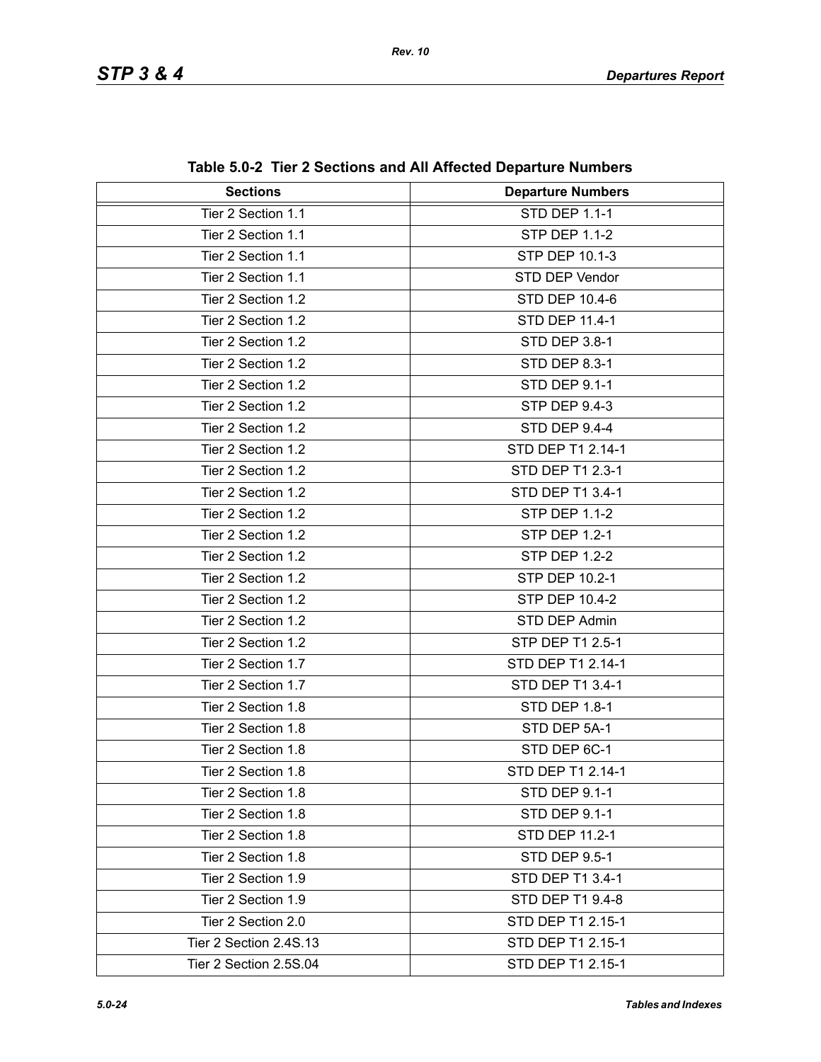**Table 5.0-2 Tier 2 Sections and All Affected Departure Numbers**

| Sections | Departure Numbers |
|---|---|
| Tier 2 Section 1.1 | STD DEP 1.1-1 |
| Tier 2 Section 1.1 | STP DEP 1.1-2 |
| Tier 2 Section 1.1 | STP DEP 10.1-3 |
| Tier 2 Section 1.1 | STD DEP Vendor |
| Tier 2 Section 1.2 | STD DEP 10.4-6 |
| Tier 2 Section 1.2 | STD DEP 11.4-1 |
| Tier 2 Section 1.2 | STD DEP 3.8-1 |
| Tier 2 Section 1.2 | STD DEP 8.3-1 |
| Tier 2 Section 1.2 | STD DEP 9.1-1 |
| Tier 2 Section 1.2 | STP DEP 9.4-3 |
| Tier 2 Section 1.2 | STD DEP 9.4-4 |
| Tier 2 Section 1.2 | STD DEP T1 2.14-1 |
| Tier 2 Section 1.2 | STD DEP T1 2.3-1 |
| Tier 2 Section 1.2 | STD DEP T1 3.4-1 |
| Tier 2 Section 1.2 | STP DEP 1.1-2 |
| Tier 2 Section 1.2 | STP DEP 1.2-1 |
| Tier 2 Section 1.2 | STP DEP 1.2-2 |
| Tier 2 Section 1.2 | STP DEP 10.2-1 |
| Tier 2 Section 1.2 | STP DEP 10.4-2 |
| Tier 2 Section 1.2 | STD DEP Admin |
| Tier 2 Section 1.2 | STP DEP T1 2.5-1 |
| Tier 2 Section 1.7 | STD DEP T1 2.14-1 |
| Tier 2 Section 1.7 | STD DEP T1 3.4-1 |
| Tier 2 Section 1.8 | STD DEP 1.8-1 |
| Tier 2 Section 1.8 | STD DEP 5A-1 |
| Tier 2 Section 1.8 | STD DEP 6C-1 |
| Tier 2 Section 1.8 | STD DEP T1 2.14-1 |
| Tier 2 Section 1.8 | STD DEP 9.1-1 |
| Tier 2 Section 1.8 | STD DEP 9.1-1 |
| Tier 2 Section 1.8 | STD DEP 11.2-1 |
| Tier 2 Section 1.8 | STD DEP 9.5-1 |
| Tier 2 Section 1.9 | STD DEP T1 3.4-1 |
| Tier 2 Section 1.9 | STD DEP T1 9.4-8 |
| Tier 2 Section 2.0 | STD DEP T1 2.15-1 |
| Tier 2 Section 2.4S.13 | STD DEP T1 2.15-1 |
| Tier 2 Section 2.5S.04 | STD DEP T1 2.15-1 |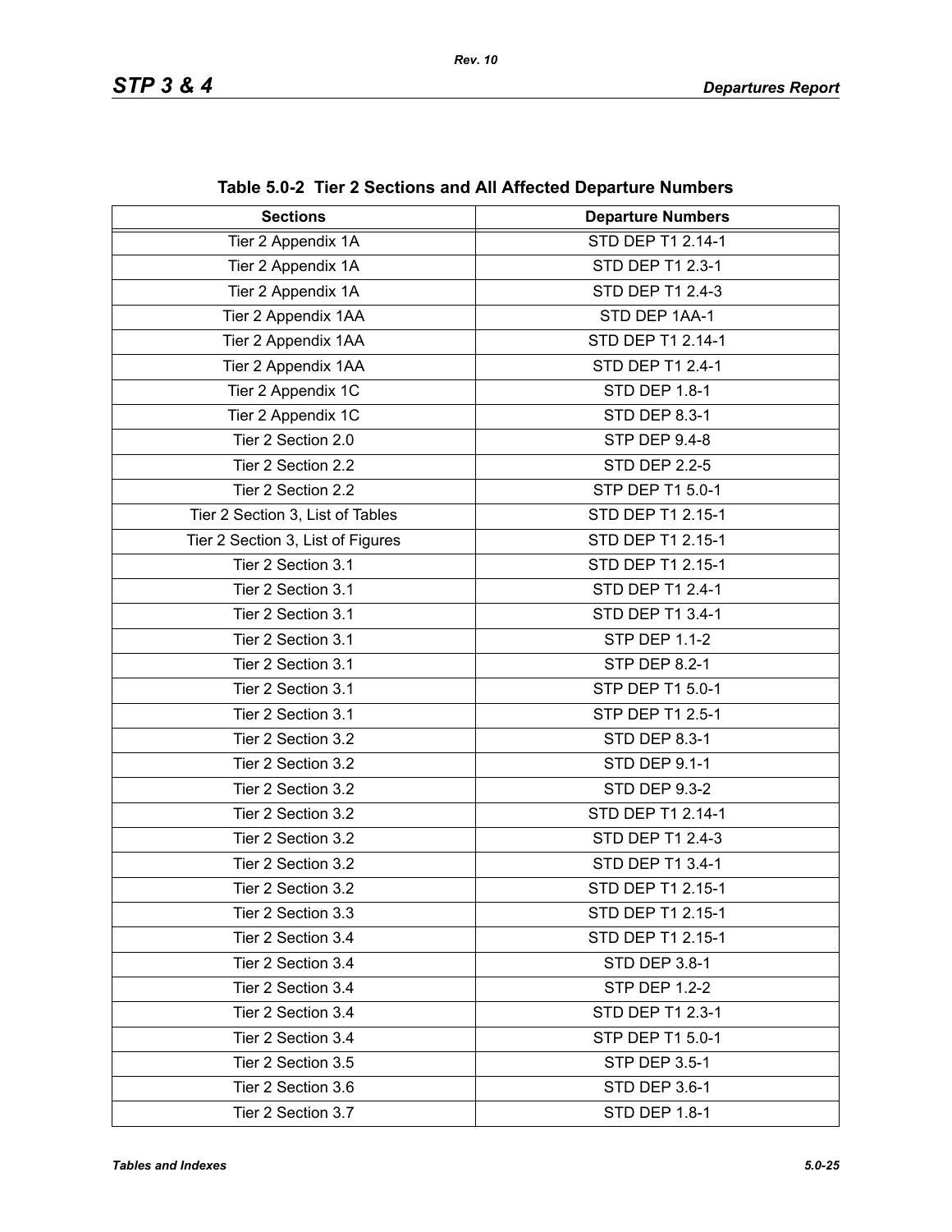**Table 5.0-2 Tier 2 Sections and All Affected Departure Numbers**

| Sections | Departure Numbers |
|---|---|
| Tier 2 Appendix 1A | STD DEP T1 2.14-1 |
| Tier 2 Appendix 1A | STD DEP T1 2.3-1 |
| Tier 2 Appendix 1A | STD DEP T1 2.4-3 |
| Tier 2 Appendix 1AA | STD DEP 1AA-1 |
| Tier 2 Appendix 1AA | STD DEP T1 2.14-1 |
| Tier 2 Appendix 1AA | STD DEP T1 2.4-1 |
| Tier 2 Appendix 1C | STD DEP 1.8-1 |
| Tier 2 Appendix 1C | STD DEP 8.3-1 |
| Tier 2 Section 2.0 | STP DEP 9.4-8 |
| Tier 2 Section 2.2 | STD DEP 2.2-5 |
| Tier 2 Section 2.2 | STP DEP T1 5.0-1 |
| Tier 2 Section 3, List of Tables | STD DEP T1 2.15-1 |
| Tier 2 Section 3, List of Figures | STD DEP T1 2.15-1 |
| Tier 2 Section 3.1 | STD DEP T1 2.15-1 |
| Tier 2 Section 3.1 | STD DEP T1 2.4-1 |
| Tier 2 Section 3.1 | STD DEP T1 3.4-1 |
| Tier 2 Section 3.1 | STP DEP 1.1-2 |
| Tier 2 Section 3.1 | STP DEP 8.2-1 |
| Tier 2 Section 3.1 | STP DEP T1 5.0-1 |
| Tier 2 Section 3.1 | STP DEP T1 2.5-1 |
| Tier 2 Section 3.2 | STD DEP 8.3-1 |
| Tier 2 Section 3.2 | STD DEP 9.1-1 |
| Tier 2 Section 3.2 | STD DEP 9.3-2 |
| Tier 2 Section 3.2 | STD DEP T1 2.14-1 |
| Tier 2 Section 3.2 | STD DEP T1 2.4-3 |
| Tier 2 Section 3.2 | STD DEP T1 3.4-1 |
| Tier 2 Section 3.2 | STD DEP T1 2.15-1 |
| Tier 2 Section 3.3 | STD DEP T1 2.15-1 |
| Tier 2 Section 3.4 | STD DEP T1 2.15-1 |
| Tier 2 Section 3.4 | STD DEP 3.8-1 |
| Tier 2 Section 3.4 | STP DEP 1.2-2 |
| Tier 2 Section 3.4 | STD DEP T1 2.3-1 |
| Tier 2 Section 3.4 | STP DEP T1 5.0-1 |
| Tier 2 Section 3.5 | STP DEP 3.5-1 |
| Tier 2 Section 3.6 | STD DEP 3.6-1 |
| Tier 2 Section 3.7 | STD DEP 1.8-1 |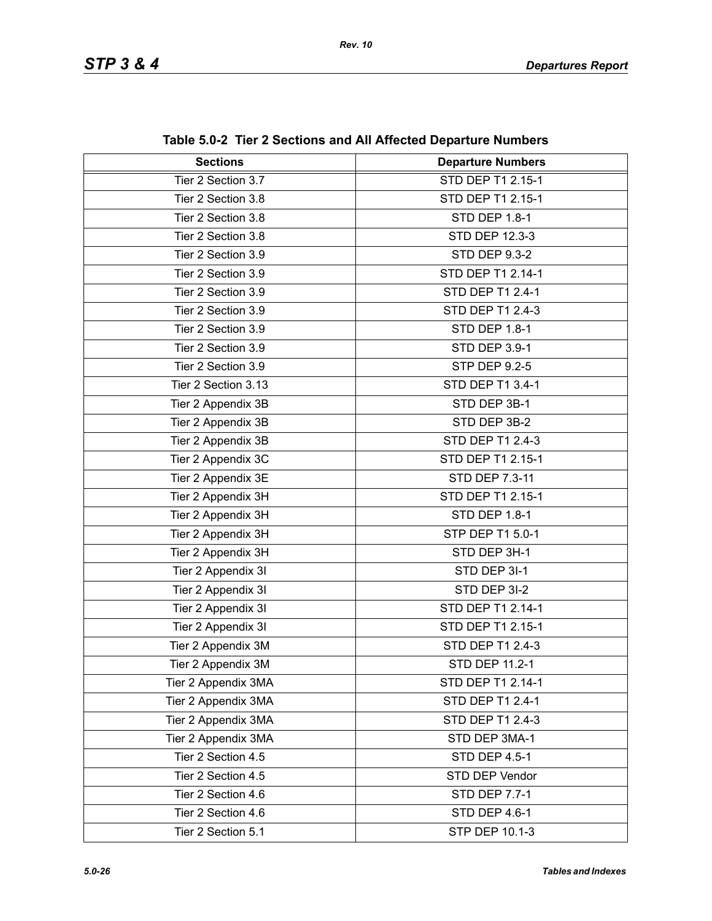**Table 5.0-2 Tier 2 Sections and All Affected Departure Numbers**

| Sections | Departure Numbers |
|---|---|
| Tier 2 Section 3.7 | STD DEP T1 2.15-1 |
| Tier 2 Section 3.8 | STD DEP T1 2.15-1 |
| Tier 2 Section 3.8 | STD DEP 1.8-1 |
| Tier 2 Section 3.8 | STD DEP 12.3-3 |
| Tier 2 Section 3.9 | STD DEP 9.3-2 |
| Tier 2 Section 3.9 | STD DEP T1 2.14-1 |
| Tier 2 Section 3.9 | STD DEP T1 2.4-1 |
| Tier 2 Section 3.9 | STD DEP T1 2.4-3 |
| Tier 2 Section 3.9 | STD DEP 1.8-1 |
| Tier 2 Section 3.9 | STD DEP 3.9-1 |
| Tier 2 Section 3.9 | STP DEP 9.2-5 |
| Tier 2 Section 3.13 | STD DEP T1 3.4-1 |
| Tier 2 Appendix 3B | STD DEP 3B-1 |
| Tier 2 Appendix 3B | STD DEP 3B-2 |
| Tier 2 Appendix 3B | STD DEP T1 2.4-3 |
| Tier 2 Appendix 3C | STD DEP T1 2.15-1 |
| Tier 2 Appendix 3E | STD DEP 7.3-11 |
| Tier 2 Appendix 3H | STD DEP T1 2.15-1 |
| Tier 2 Appendix 3H | STD DEP 1.8-1 |
| Tier 2 Appendix 3H | STP DEP T1 5.0-1 |
| Tier 2 Appendix 3H | STD DEP 3H-1 |
| Tier 2 Appendix 3I | STD DEP 3I-1 |
| Tier 2 Appendix 3I | STD DEP 3I-2 |
| Tier 2 Appendix 3I | STD DEP T1 2.14-1 |
| Tier 2 Appendix 3I | STD DEP T1 2.15-1 |
| Tier 2 Appendix 3M | STD DEP T1 2.4-3 |
| Tier 2 Appendix 3M | STD DEP 11.2-1 |
| Tier 2 Appendix 3MA | STD DEP T1 2.14-1 |
| Tier 2 Appendix 3MA | STD DEP T1 2.4-1 |
| Tier 2 Appendix 3MA | STD DEP T1 2.4-3 |
| Tier 2 Appendix 3MA | STD DEP 3MA-1 |
| Tier 2 Section 4.5 | STD DEP 4.5-1 |
| Tier 2 Section 4.5 | STD DEP Vendor |
| Tier 2 Section 4.6 | STD DEP 7.7-1 |
| Tier 2 Section 4.6 | STD DEP 4.6-1 |
| Tier 2 Section 5.1 | STP DEP 10.1-3 |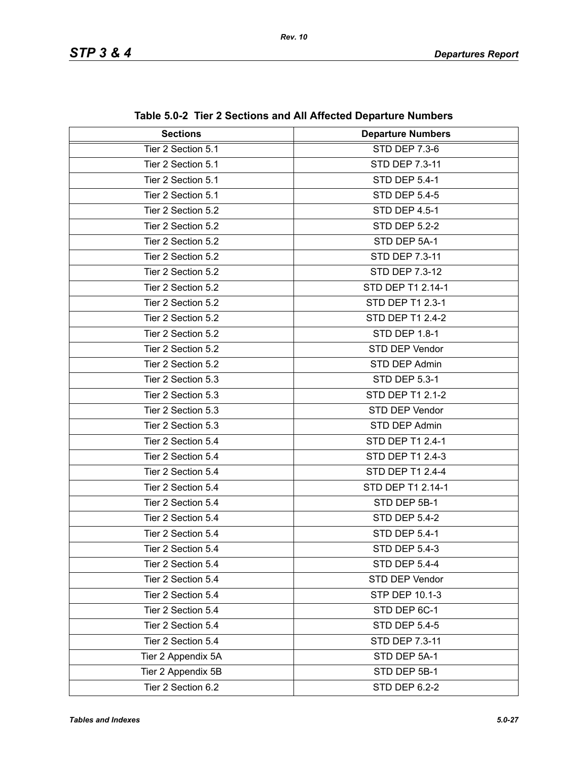**Table 5.0-2 Tier 2 Sections and All Affected Departure Numbers**

| Sections | Departure Numbers |
|---|---|
| Tier 2 Section 5.1 | STD DEP 7.3-6 |
| Tier 2 Section 5.1 | STD DEP 7.3-11 |
| Tier 2 Section 5.1 | STD DEP 5.4-1 |
| Tier 2 Section 5.1 | STD DEP 5.4-5 |
| Tier 2 Section 5.2 | STD DEP 4.5-1 |
| Tier 2 Section 5.2 | STD DEP 5.2-2 |
| Tier 2 Section 5.2 | STD DEP 5A-1 |
| Tier 2 Section 5.2 | STD DEP 7.3-11 |
| Tier 2 Section 5.2 | STD DEP 7.3-12 |
| Tier 2 Section 5.2 | STD DEP T1 2.14-1 |
| Tier 2 Section 5.2 | STD DEP T1 2.3-1 |
| Tier 2 Section 5.2 | STD DEP T1 2.4-2 |
| Tier 2 Section 5.2 | STD DEP 1.8-1 |
| Tier 2 Section 5.2 | STD DEP Vendor |
| Tier 2 Section 5.2 | STD DEP Admin |
| Tier 2 Section 5.3 | STD DEP 5.3-1 |
| Tier 2 Section 5.3 | STD DEP T1 2.1-2 |
| Tier 2 Section 5.3 | STD DEP Vendor |
| Tier 2 Section 5.3 | STD DEP Admin |
| Tier 2 Section 5.4 | STD DEP T1 2.4-1 |
| Tier 2 Section 5.4 | STD DEP T1 2.4-3 |
| Tier 2 Section 5.4 | STD DEP T1 2.4-4 |
| Tier 2 Section 5.4 | STD DEP T1 2.14-1 |
| Tier 2 Section 5.4 | STD DEP 5B-1 |
| Tier 2 Section 5.4 | STD DEP 5.4-2 |
| Tier 2 Section 5.4 | STD DEP 5.4-1 |
| Tier 2 Section 5.4 | STD DEP 5.4-3 |
| Tier 2 Section 5.4 | STD DEP 5.4-4 |
| Tier 2 Section 5.4 | STD DEP Vendor |
| Tier 2 Section 5.4 | STP DEP 10.1-3 |
| Tier 2 Section 5.4 | STD DEP 6C-1 |
| Tier 2 Section 5.4 | STD DEP 5.4-5 |
| Tier 2 Section 5.4 | STD DEP 7.3-11 |
| Tier 2 Appendix 5A | STD DEP 5A-1 |
| Tier 2 Appendix 5B | STD DEP 5B-1 |
| Tier 2 Section 6.2 | STD DEP 6.2-2 |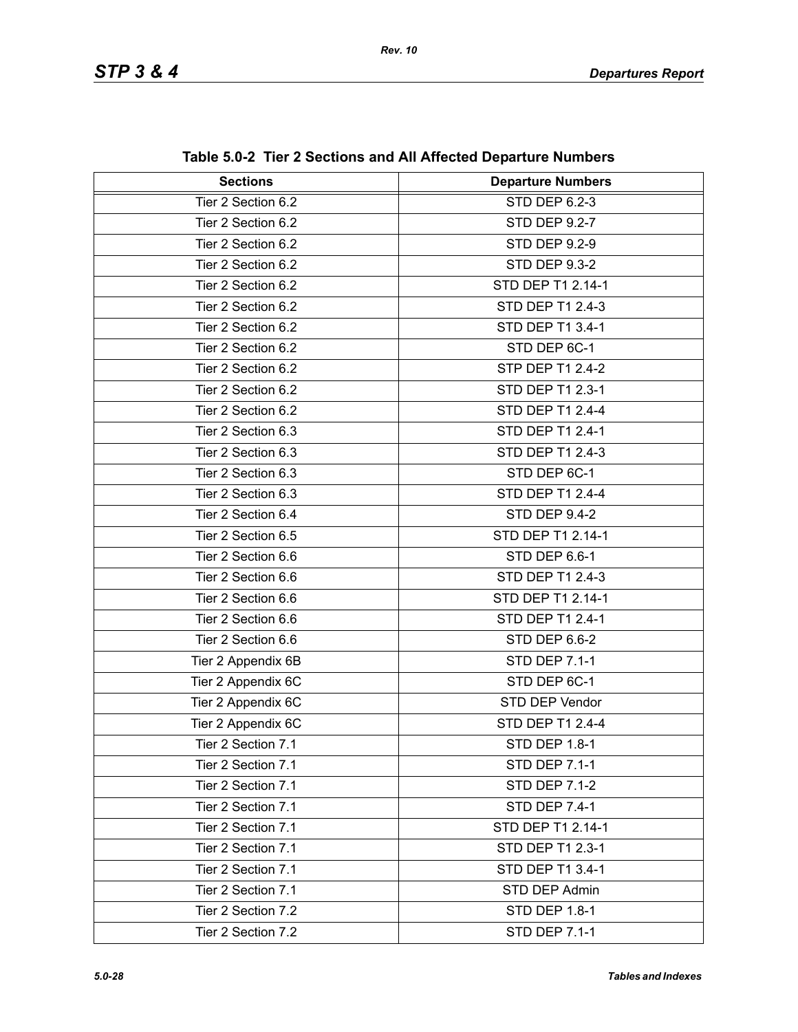**Table 5.0-2 Tier 2 Sections and All Affected Departure Numbers**

| Sections | Departure Numbers |
|---|---|
| Tier 2 Section 6.2 | STD DEP 6.2-3 |
| Tier 2 Section 6.2 | STD DEP 9.2-7 |
| Tier 2 Section 6.2 | STD DEP 9.2-9 |
| Tier 2 Section 6.2 | STD DEP 9.3-2 |
| Tier 2 Section 6.2 | STD DEP T1 2.14-1 |
| Tier 2 Section 6.2 | STD DEP T1 2.4-3 |
| Tier 2 Section 6.2 | STD DEP T1 3.4-1 |
| Tier 2 Section 6.2 | STD DEP 6C-1 |
| Tier 2 Section 6.2 | STP DEP T1 2.4-2 |
| Tier 2 Section 6.2 | STD DEP T1 2.3-1 |
| Tier 2 Section 6.2 | STD DEP T1 2.4-4 |
| Tier 2 Section 6.3 | STD DEP T1 2.4-1 |
| Tier 2 Section 6.3 | STD DEP T1 2.4-3 |
| Tier 2 Section 6.3 | STD DEP 6C-1 |
| Tier 2 Section 6.3 | STD DEP T1 2.4-4 |
| Tier 2 Section 6.4 | STD DEP 9.4-2 |
| Tier 2 Section 6.5 | STD DEP T1 2.14-1 |
| Tier 2 Section 6.6 | STD DEP 6.6-1 |
| Tier 2 Section 6.6 | STD DEP T1 2.4-3 |
| Tier 2 Section 6.6 | STD DEP T1 2.14-1 |
| Tier 2 Section 6.6 | STD DEP T1 2.4-1 |
| Tier 2 Section 6.6 | STD DEP 6.6-2 |
| Tier 2 Appendix 6B | STD DEP 7.1-1 |
| Tier 2 Appendix 6C | STD DEP 6C-1 |
| Tier 2 Appendix 6C | STD DEP Vendor |
| Tier 2 Appendix 6C | STD DEP T1 2.4-4 |
| Tier 2 Section 7.1 | STD DEP 1.8-1 |
| Tier 2 Section 7.1 | STD DEP 7.1-1 |
| Tier 2 Section 7.1 | STD DEP 7.1-2 |
| Tier 2 Section 7.1 | STD DEP 7.4-1 |
| Tier 2 Section 7.1 | STD DEP T1 2.14-1 |
| Tier 2 Section 7.1 | STD DEP T1 2.3-1 |
| Tier 2 Section 7.1 | STD DEP T1 3.4-1 |
| Tier 2 Section 7.1 | STD DEP Admin |
| Tier 2 Section 7.2 | STD DEP 1.8-1 |
| Tier 2 Section 7.2 | STD DEP 7.1-1 |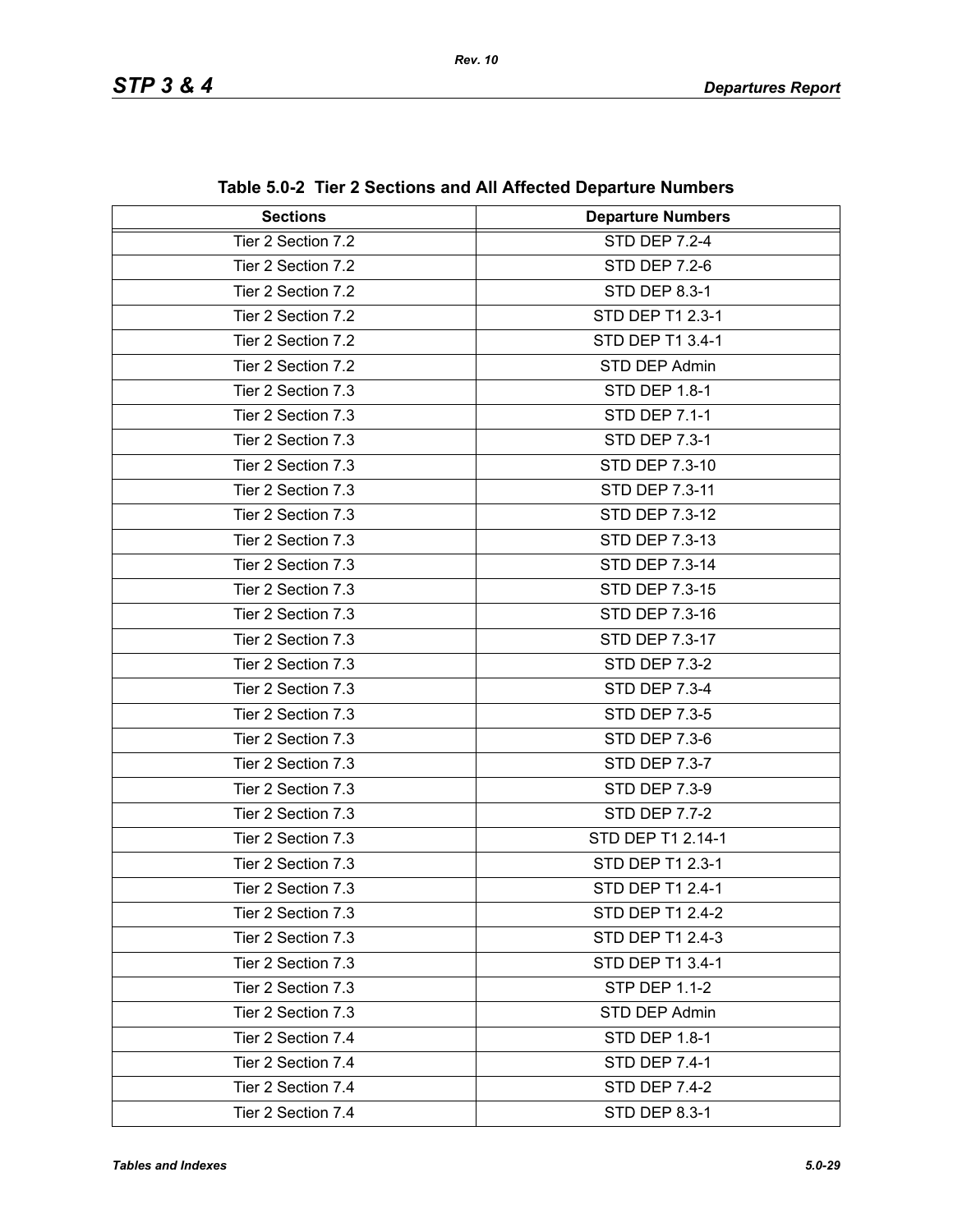**Table 5.0-2 Tier 2 Sections and All Affected Departure Numbers**

| Sections | Departure Numbers |
|---|---|
| Tier 2 Section 7.2 | STD DEP 7.2-4 |
| Tier 2 Section 7.2 | STD DEP 7.2-6 |
| Tier 2 Section 7.2 | STD DEP 8.3-1 |
| Tier 2 Section 7.2 | STD DEP T1 2.3-1 |
| Tier 2 Section 7.2 | STD DEP T1 3.4-1 |
| Tier 2 Section 7.2 | STD DEP Admin |
| Tier 2 Section 7.3 | STD DEP 1.8-1 |
| Tier 2 Section 7.3 | STD DEP 7.1-1 |
| Tier 2 Section 7.3 | STD DEP 7.3-1 |
| Tier 2 Section 7.3 | STD DEP 7.3-10 |
| Tier 2 Section 7.3 | STD DEP 7.3-11 |
| Tier 2 Section 7.3 | STD DEP 7.3-12 |
| Tier 2 Section 7.3 | STD DEP 7.3-13 |
| Tier 2 Section 7.3 | STD DEP 7.3-14 |
| Tier 2 Section 7.3 | STD DEP 7.3-15 |
| Tier 2 Section 7.3 | STD DEP 7.3-16 |
| Tier 2 Section 7.3 | STD DEP 7.3-17 |
| Tier 2 Section 7.3 | STD DEP 7.3-2 |
| Tier 2 Section 7.3 | STD DEP 7.3-4 |
| Tier 2 Section 7.3 | STD DEP 7.3-5 |
| Tier 2 Section 7.3 | STD DEP 7.3-6 |
| Tier 2 Section 7.3 | STD DEP 7.3-7 |
| Tier 2 Section 7.3 | STD DEP 7.3-9 |
| Tier 2 Section 7.3 | STD DEP 7.7-2 |
| Tier 2 Section 7.3 | STD DEP T1 2.14-1 |
| Tier 2 Section 7.3 | STD DEP T1 2.3-1 |
| Tier 2 Section 7.3 | STD DEP T1 2.4-1 |
| Tier 2 Section 7.3 | STD DEP T1 2.4-2 |
| Tier 2 Section 7.3 | STD DEP T1 2.4-3 |
| Tier 2 Section 7.3 | STD DEP T1 3.4-1 |
| Tier 2 Section 7.3 | STP DEP 1.1-2 |
| Tier 2 Section 7.3 | STD DEP Admin |
| Tier 2 Section 7.4 | STD DEP 1.8-1 |
| Tier 2 Section 7.4 | STD DEP 7.4-1 |
| Tier 2 Section 7.4 | STD DEP 7.4-2 |
| Tier 2 Section 7.4 | STD DEP 8.3-1 |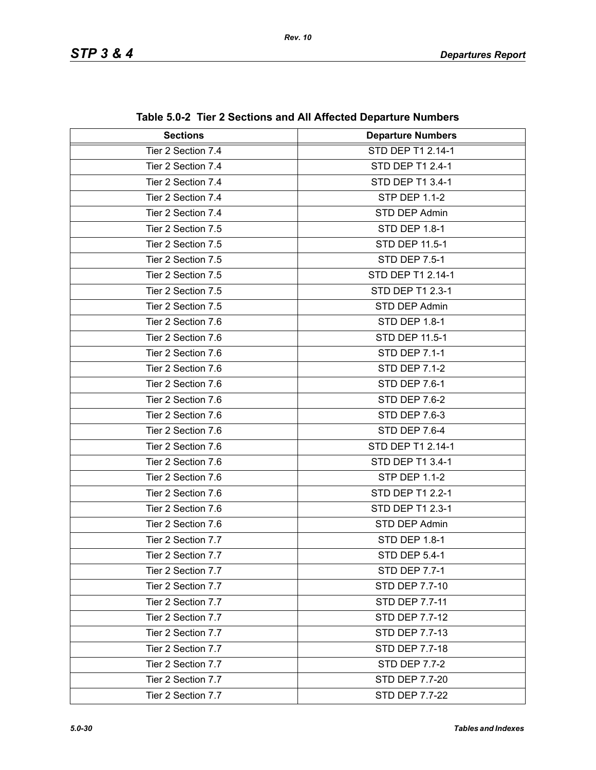**Table 5.0-2 Tier 2 Sections and All Affected Departure Numbers**

| Sections | Departure Numbers |
|---|---|
| Tier 2 Section 7.4 | STD DEP T1 2.14-1 |
| Tier 2 Section 7.4 | STD DEP T1 2.4-1 |
| Tier 2 Section 7.4 | STD DEP T1 3.4-1 |
| Tier 2 Section 7.4 | STP DEP 1.1-2 |
| Tier 2 Section 7.4 | STD DEP Admin |
| Tier 2 Section 7.5 | STD DEP 1.8-1 |
| Tier 2 Section 7.5 | STD DEP 11.5-1 |
| Tier 2 Section 7.5 | STD DEP 7.5-1 |
| Tier 2 Section 7.5 | STD DEP T1 2.14-1 |
| Tier 2 Section 7.5 | STD DEP T1 2.3-1 |
| Tier 2 Section 7.5 | STD DEP Admin |
| Tier 2 Section 7.6 | STD DEP 1.8-1 |
| Tier 2 Section 7.6 | STD DEP 11.5-1 |
| Tier 2 Section 7.6 | STD DEP 7.1-1 |
| Tier 2 Section 7.6 | STD DEP 7.1-2 |
| Tier 2 Section 7.6 | STD DEP 7.6-1 |
| Tier 2 Section 7.6 | STD DEP 7.6-2 |
| Tier 2 Section 7.6 | STD DEP 7.6-3 |
| Tier 2 Section 7.6 | STD DEP 7.6-4 |
| Tier 2 Section 7.6 | STD DEP T1 2.14-1 |
| Tier 2 Section 7.6 | STD DEP T1 3.4-1 |
| Tier 2 Section 7.6 | STP DEP 1.1-2 |
| Tier 2 Section 7.6 | STD DEP T1 2.2-1 |
| Tier 2 Section 7.6 | STD DEP T1 2.3-1 |
| Tier 2 Section 7.6 | STD DEP Admin |
| Tier 2 Section 7.7 | STD DEP 1.8-1 |
| Tier 2 Section 7.7 | STD DEP 5.4-1 |
| Tier 2 Section 7.7 | STD DEP 7.7-1 |
| Tier 2 Section 7.7 | STD DEP 7.7-10 |
| Tier 2 Section 7.7 | STD DEP 7.7-11 |
| Tier 2 Section 7.7 | STD DEP 7.7-12 |
| Tier 2 Section 7.7 | STD DEP 7.7-13 |
| Tier 2 Section 7.7 | STD DEP 7.7-18 |
| Tier 2 Section 7.7 | STD DEP 7.7-2 |
| Tier 2 Section 7.7 | STD DEP 7.7-20 |
| Tier 2 Section 7.7 | STD DEP 7.7-22 |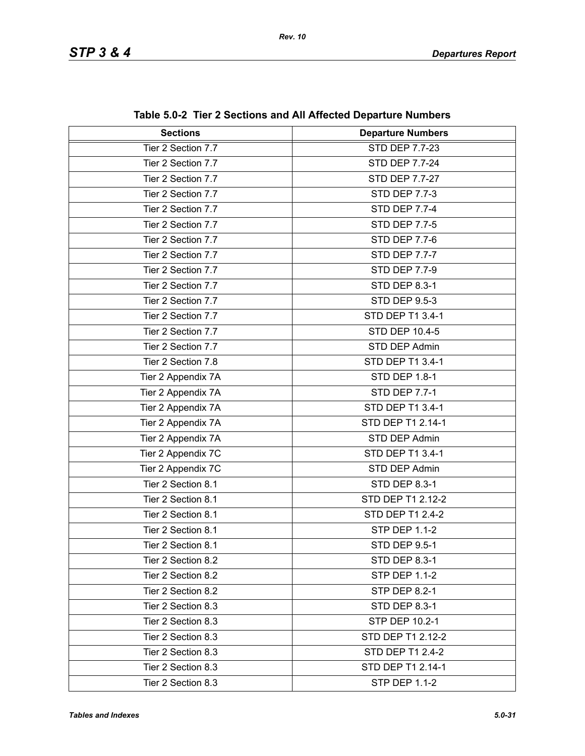**Table 5.0-2 Tier 2 Sections and All Affected Departure Numbers**

| Sections | Departure Numbers |
|---|---|
| Tier 2 Section 7.7 | STD DEP 7.7-23 |
| Tier 2 Section 7.7 | STD DEP 7.7-24 |
| Tier 2 Section 7.7 | STD DEP 7.7-27 |
| Tier 2 Section 7.7 | STD DEP 7.7-3 |
| Tier 2 Section 7.7 | STD DEP 7.7-4 |
| Tier 2 Section 7.7 | STD DEP 7.7-5 |
| Tier 2 Section 7.7 | STD DEP 7.7-6 |
| Tier 2 Section 7.7 | STD DEP 7.7-7 |
| Tier 2 Section 7.7 | STD DEP 7.7-9 |
| Tier 2 Section 7.7 | STD DEP 8.3-1 |
| Tier 2 Section 7.7 | STD DEP 9.5-3 |
| Tier 2 Section 7.7 | STD DEP T1 3.4-1 |
| Tier 2 Section 7.7 | STD DEP 10.4-5 |
| Tier 2 Section 7.7 | STD DEP Admin |
| Tier 2 Section 7.8 | STD DEP T1 3.4-1 |
| Tier 2 Appendix 7A | STD DEP 1.8-1 |
| Tier 2 Appendix 7A | STD DEP 7.7-1 |
| Tier 2 Appendix 7A | STD DEP T1 3.4-1 |
| Tier 2 Appendix 7A | STD DEP T1 2.14-1 |
| Tier 2 Appendix 7A | STD DEP Admin |
| Tier 2 Appendix 7C | STD DEP T1 3.4-1 |
| Tier 2 Appendix 7C | STD DEP Admin |
| Tier 2 Section 8.1 | STD DEP 8.3-1 |
| Tier 2 Section 8.1 | STD DEP T1 2.12-2 |
| Tier 2 Section 8.1 | STD DEP T1 2.4-2 |
| Tier 2 Section 8.1 | STP DEP 1.1-2 |
| Tier 2 Section 8.1 | STD DEP 9.5-1 |
| Tier 2 Section 8.2 | STD DEP 8.3-1 |
| Tier 2 Section 8.2 | STP DEP 1.1-2 |
| Tier 2 Section 8.2 | STP DEP 8.2-1 |
| Tier 2 Section 8.3 | STD DEP 8.3-1 |
| Tier 2 Section 8.3 | STP DEP 10.2-1 |
| Tier 2 Section 8.3 | STD DEP T1 2.12-2 |
| Tier 2 Section 8.3 | STD DEP T1 2.4-2 |
| Tier 2 Section 8.3 | STD DEP T1 2.14-1 |
| Tier 2 Section 8.3 | STP DEP 1.1-2 |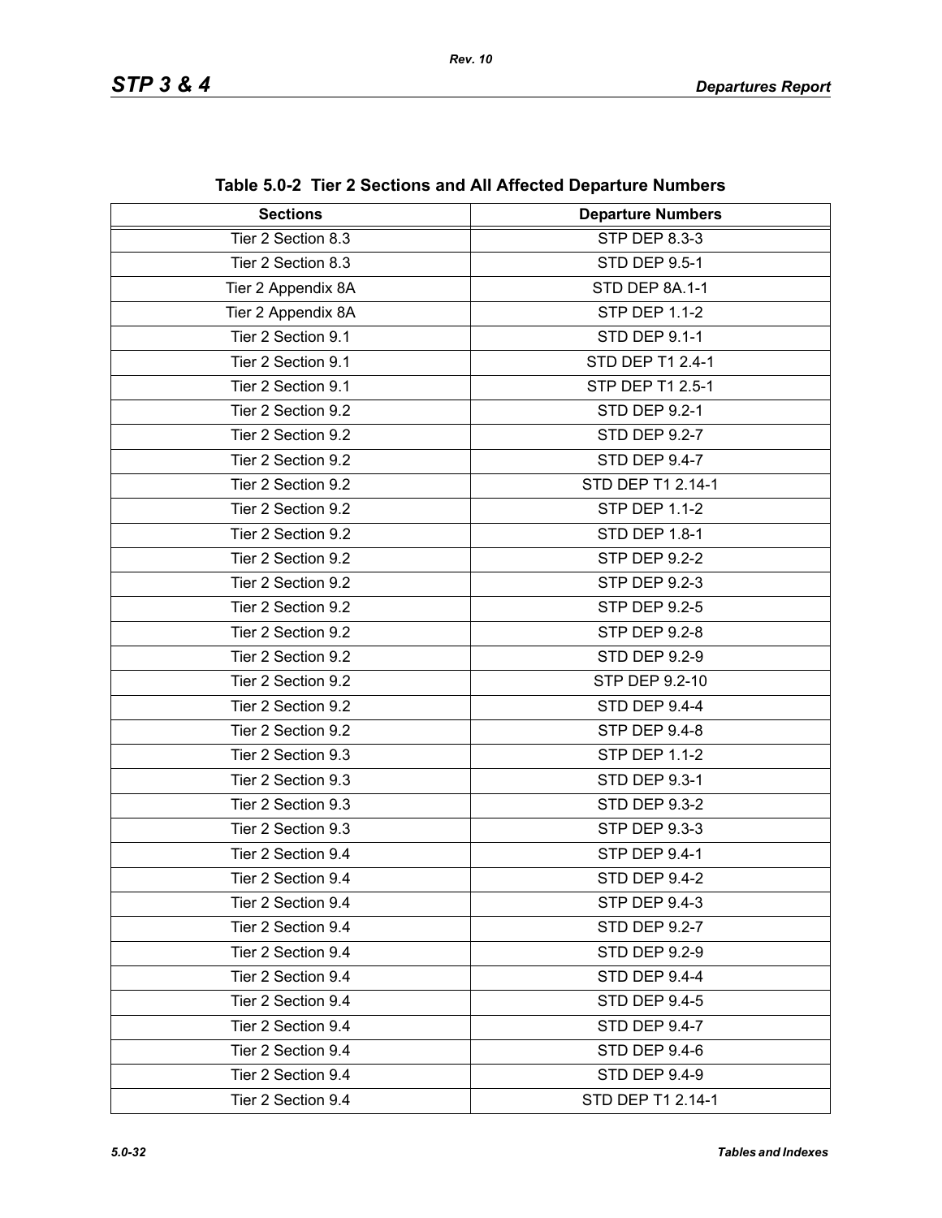**Table 5.0-2 Tier 2 Sections and All Affected Departure Numbers**

| Sections | Departure Numbers |
|---|---|
| Tier 2 Section 8.3 | STP DEP 8.3-3 |
| Tier 2 Section 8.3 | STD DEP 9.5-1 |
| Tier 2 Appendix 8A | STD DEP 8A.1-1 |
| Tier 2 Appendix 8A | STP DEP 1.1-2 |
| Tier 2 Section 9.1 | STD DEP 9.1-1 |
| Tier 2 Section 9.1 | STD DEP T1 2.4-1 |
| Tier 2 Section 9.1 | STP DEP T1 2.5-1 |
| Tier 2 Section 9.2 | STD DEP 9.2-1 |
| Tier 2 Section 9.2 | STD DEP 9.2-7 |
| Tier 2 Section 9.2 | STD DEP 9.4-7 |
| Tier 2 Section 9.2 | STD DEP T1 2.14-1 |
| Tier 2 Section 9.2 | STP DEP 1.1-2 |
| Tier 2 Section 9.2 | STD DEP 1.8-1 |
| Tier 2 Section 9.2 | STP DEP 9.2-2 |
| Tier 2 Section 9.2 | STP DEP 9.2-3 |
| Tier 2 Section 9.2 | STP DEP 9.2-5 |
| Tier 2 Section 9.2 | STP DEP 9.2-8 |
| Tier 2 Section 9.2 | STD DEP 9.2-9 |
| Tier 2 Section 9.2 | STP DEP 9.2-10 |
| Tier 2 Section 9.2 | STD DEP 9.4-4 |
| Tier 2 Section 9.2 | STP DEP 9.4-8 |
| Tier 2 Section 9.3 | STP DEP 1.1-2 |
| Tier 2 Section 9.3 | STD DEP 9.3-1 |
| Tier 2 Section 9.3 | STD DEP 9.3-2 |
| Tier 2 Section 9.3 | STP DEP 9.3-3 |
| Tier 2 Section 9.4 | STP DEP 9.4-1 |
| Tier 2 Section 9.4 | STD DEP 9.4-2 |
| Tier 2 Section 9.4 | STP DEP 9.4-3 |
| Tier 2 Section 9.4 | STD DEP 9.2-7 |
| Tier 2 Section 9.4 | STD DEP 9.2-9 |
| Tier 2 Section 9.4 | STD DEP 9.4-4 |
| Tier 2 Section 9.4 | STD DEP 9.4-5 |
| Tier 2 Section 9.4 | STD DEP 9.4-7 |
| Tier 2 Section 9.4 | STD DEP 9.4-6 |
| Tier 2 Section 9.4 | STD DEP 9.4-9 |
| Tier 2 Section 9.4 | STD DEP T1 2.14-1 |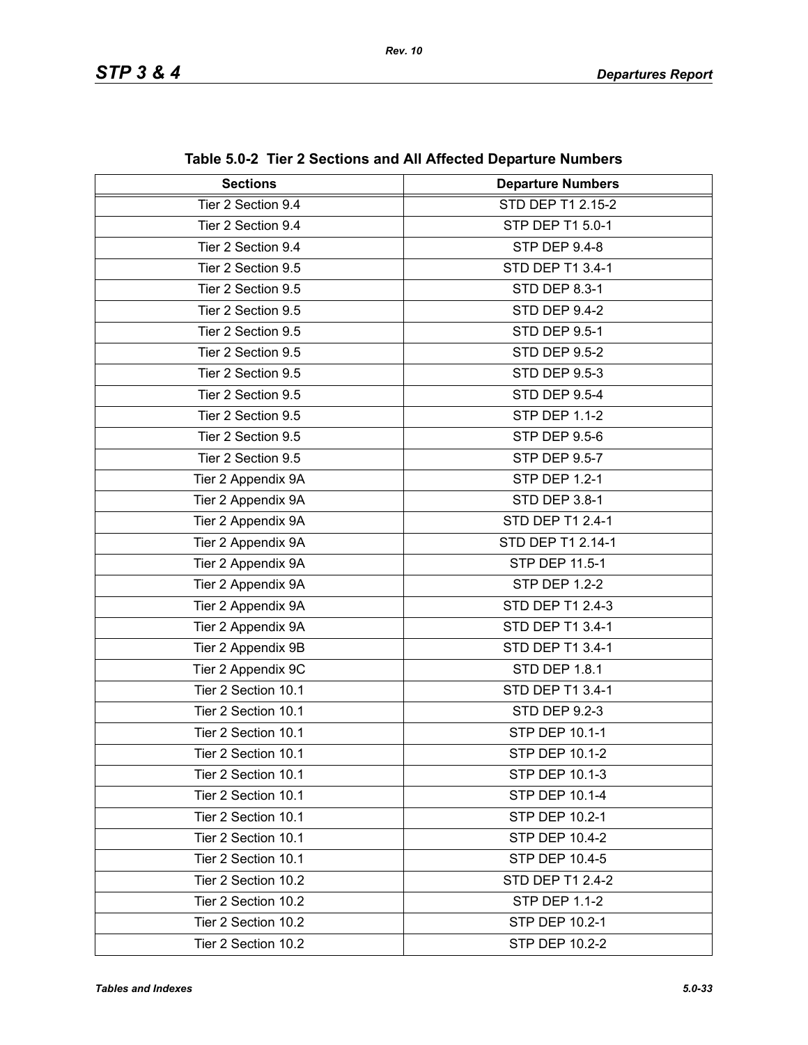**Table 5.0-2 Tier 2 Sections and All Affected Departure Numbers**

| Sections | Departure Numbers |
|---|---|
| Tier 2 Section 9.4 | STD DEP T1 2.15-2 |
| Tier 2 Section 9.4 | STP DEP T1 5.0-1 |
| Tier 2 Section 9.4 | STP DEP 9.4-8 |
| Tier 2 Section 9.5 | STD DEP T1 3.4-1 |
| Tier 2 Section 9.5 | STD DEP 8.3-1 |
| Tier 2 Section 9.5 | STD DEP 9.4-2 |
| Tier 2 Section 9.5 | STD DEP 9.5-1 |
| Tier 2 Section 9.5 | STD DEP 9.5-2 |
| Tier 2 Section 9.5 | STD DEP 9.5-3 |
| Tier 2 Section 9.5 | STD DEP 9.5-4 |
| Tier 2 Section 9.5 | STP DEP 1.1-2 |
| Tier 2 Section 9.5 | STP DEP 9.5-6 |
| Tier 2 Section 9.5 | STP DEP 9.5-7 |
| Tier 2 Appendix 9A | STP DEP 1.2-1 |
| Tier 2 Appendix 9A | STD DEP 3.8-1 |
| Tier 2 Appendix 9A | STD DEP T1 2.4-1 |
| Tier 2 Appendix 9A | STD DEP T1 2.14-1 |
| Tier 2 Appendix 9A | STP DEP 11.5-1 |
| Tier 2 Appendix 9A | STP DEP 1.2-2 |
| Tier 2 Appendix 9A | STD DEP T1 2.4-3 |
| Tier 2 Appendix 9A | STD DEP T1 3.4-1 |
| Tier 2 Appendix 9B | STD DEP T1 3.4-1 |
| Tier 2 Appendix 9C | STD DEP 1.8.1 |
| Tier 2 Section 10.1 | STD DEP T1 3.4-1 |
| Tier 2 Section 10.1 | STD DEP 9.2-3 |
| Tier 2 Section 10.1 | STP DEP 10.1-1 |
| Tier 2 Section 10.1 | STP DEP 10.1-2 |
| Tier 2 Section 10.1 | STP DEP 10.1-3 |
| Tier 2 Section 10.1 | STP DEP 10.1-4 |
| Tier 2 Section 10.1 | STP DEP 10.2-1 |
| Tier 2 Section 10.1 | STP DEP 10.4-2 |
| Tier 2 Section 10.1 | STP DEP 10.4-5 |
| Tier 2 Section 10.2 | STD DEP T1 2.4-2 |
| Tier 2 Section 10.2 | STP DEP 1.1-2 |
| Tier 2 Section 10.2 | STP DEP 10.2-1 |
| Tier 2 Section 10.2 | STP DEP 10.2-2 |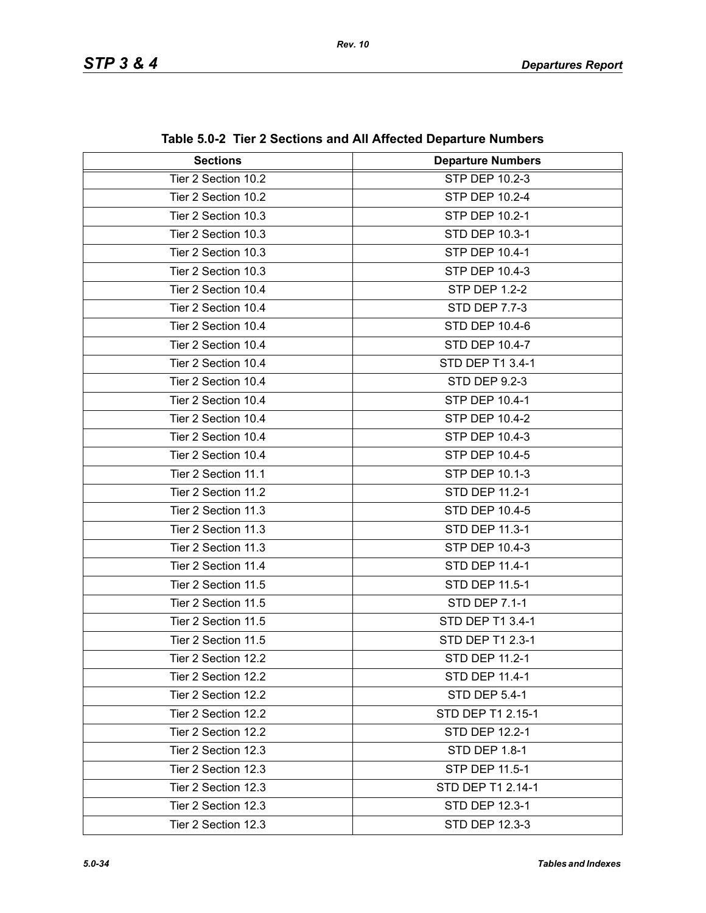**Table 5.0-2 Tier 2 Sections and All Affected Departure Numbers**

| Sections | Departure Numbers |
|---|---|
| Tier 2 Section 10.2 | STP DEP 10.2-3 |
| Tier 2 Section 10.2 | STP DEP 10.2-4 |
| Tier 2 Section 10.3 | STP DEP 10.2-1 |
| Tier 2 Section 10.3 | STD DEP 10.3-1 |
| Tier 2 Section 10.3 | STP DEP 10.4-1 |
| Tier 2 Section 10.3 | STP DEP 10.4-3 |
| Tier 2 Section 10.4 | STP DEP 1.2-2 |
| Tier 2 Section 10.4 | STD DEP 7.7-3 |
| Tier 2 Section 10.4 | STD DEP 10.4-6 |
| Tier 2 Section 10.4 | STD DEP 10.4-7 |
| Tier 2 Section 10.4 | STD DEP T1 3.4-1 |
| Tier 2 Section 10.4 | STD DEP 9.2-3 |
| Tier 2 Section 10.4 | STP DEP 10.4-1 |
| Tier 2 Section 10.4 | STP DEP 10.4-2 |
| Tier 2 Section 10.4 | STP DEP 10.4-3 |
| Tier 2 Section 10.4 | STP DEP 10.4-5 |
| Tier 2 Section 11.1 | STP DEP 10.1-3 |
| Tier 2 Section 11.2 | STD DEP 11.2-1 |
| Tier 2 Section 11.3 | STD DEP 10.4-5 |
| Tier 2 Section 11.3 | STD DEP 11.3-1 |
| Tier 2 Section 11.3 | STP DEP 10.4-3 |
| Tier 2 Section 11.4 | STD DEP 11.4-1 |
| Tier 2 Section 11.5 | STD DEP 11.5-1 |
| Tier 2 Section 11.5 | STD DEP 7.1-1 |
| Tier 2 Section 11.5 | STD DEP T1 3.4-1 |
| Tier 2 Section 11.5 | STD DEP T1 2.3-1 |
| Tier 2 Section 12.2 | STD DEP 11.2-1 |
| Tier 2 Section 12.2 | STD DEP 11.4-1 |
| Tier 2 Section 12.2 | STD DEP 5.4-1 |
| Tier 2 Section 12.2 | STD DEP T1 2.15-1 |
| Tier 2 Section 12.2 | STD DEP 12.2-1 |
| Tier 2 Section 12.3 | STD DEP 1.8-1 |
| Tier 2 Section 12.3 | STP DEP 11.5-1 |
| Tier 2 Section 12.3 | STD DEP T1 2.14-1 |
| Tier 2 Section 12.3 | STD DEP 12.3-1 |
| Tier 2 Section 12.3 | STD DEP 12.3-3 |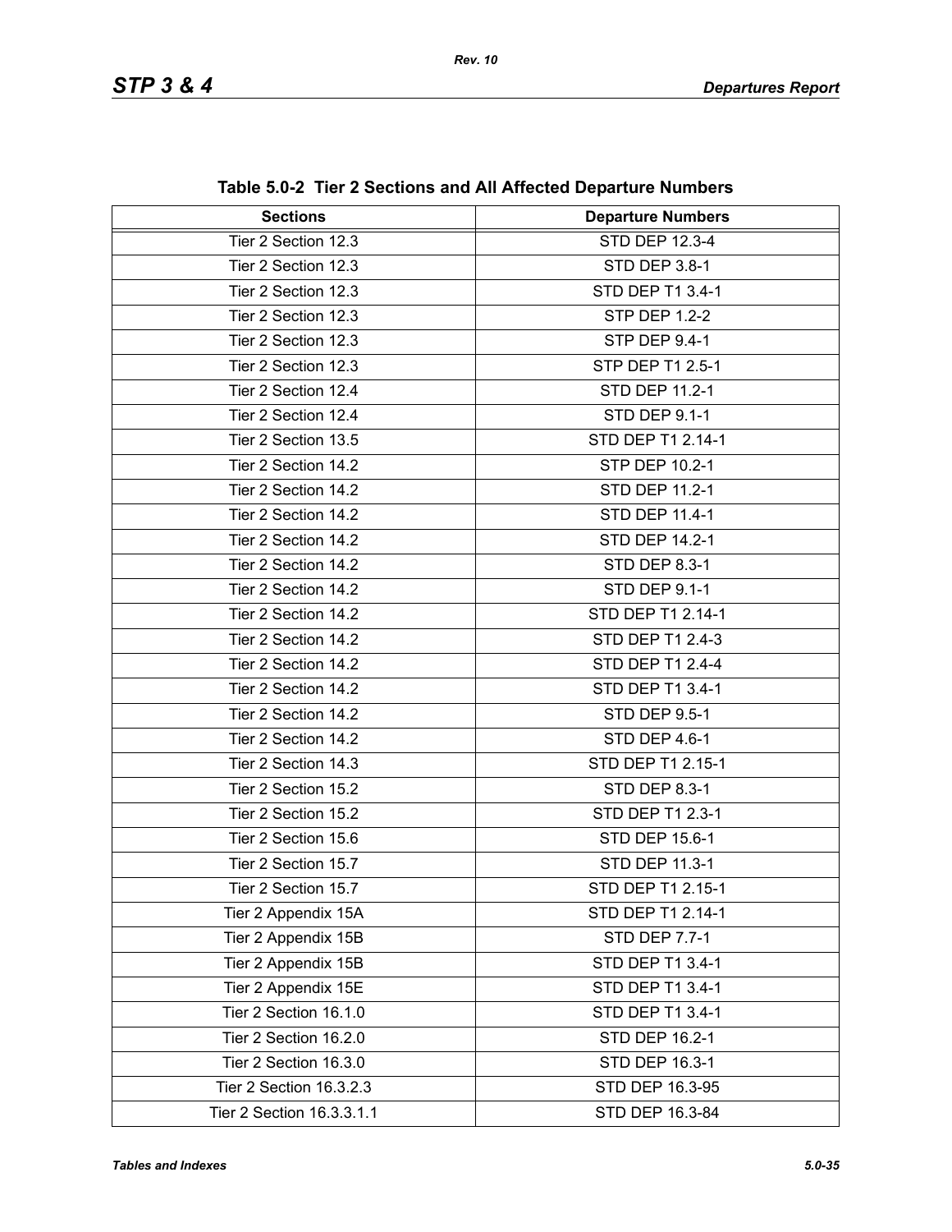**Table 5.0-2 Tier 2 Sections and All Affected Departure Numbers**

| Sections | Departure Numbers |
|---|---|
| Tier 2 Section 12.3 | STD DEP 12.3-4 |
| Tier 2 Section 12.3 | STD DEP 3.8-1 |
| Tier 2 Section 12.3 | STD DEP T1 3.4-1 |
| Tier 2 Section 12.3 | STP DEP 1.2-2 |
| Tier 2 Section 12.3 | STP DEP 9.4-1 |
| Tier 2 Section 12.3 | STP DEP T1 2.5-1 |
| Tier 2 Section 12.4 | STD DEP 11.2-1 |
| Tier 2 Section 12.4 | STD DEP 9.1-1 |
| Tier 2 Section 13.5 | STD DEP T1 2.14-1 |
| Tier 2 Section 14.2 | STP DEP 10.2-1 |
| Tier 2 Section 14.2 | STD DEP 11.2-1 |
| Tier 2 Section 14.2 | STD DEP 11.4-1 |
| Tier 2 Section 14.2 | STD DEP 14.2-1 |
| Tier 2 Section 14.2 | STD DEP 8.3-1 |
| Tier 2 Section 14.2 | STD DEP 9.1-1 |
| Tier 2 Section 14.2 | STD DEP T1 2.14-1 |
| Tier 2 Section 14.2 | STD DEP T1 2.4-3 |
| Tier 2 Section 14.2 | STD DEP T1 2.4-4 |
| Tier 2 Section 14.2 | STD DEP T1 3.4-1 |
| Tier 2 Section 14.2 | STD DEP 9.5-1 |
| Tier 2 Section 14.2 | STD DEP 4.6-1 |
| Tier 2 Section 14.3 | STD DEP T1 2.15-1 |
| Tier 2 Section 15.2 | STD DEP 8.3-1 |
| Tier 2 Section 15.2 | STD DEP T1 2.3-1 |
| Tier 2 Section 15.6 | STD DEP 15.6-1 |
| Tier 2 Section 15.7 | STD DEP 11.3-1 |
| Tier 2 Section 15.7 | STD DEP T1 2.15-1 |
| Tier 2 Appendix 15A | STD DEP T1 2.14-1 |
| Tier 2 Appendix 15B | STD DEP 7.7-1 |
| Tier 2 Appendix 15B | STD DEP T1 3.4-1 |
| Tier 2 Appendix 15E | STD DEP T1 3.4-1 |
| Tier 2 Section 16.1.0 | STD DEP T1 3.4-1 |
| Tier 2 Section 16.2.0 | STD DEP 16.2-1 |
| Tier 2 Section 16.3.0 | STD DEP 16.3-1 |
| Tier 2 Section 16.3.2.3 | STD DEP 16.3-95 |
| Tier 2 Section 16.3.3.1.1 | STD DEP 16.3-84 |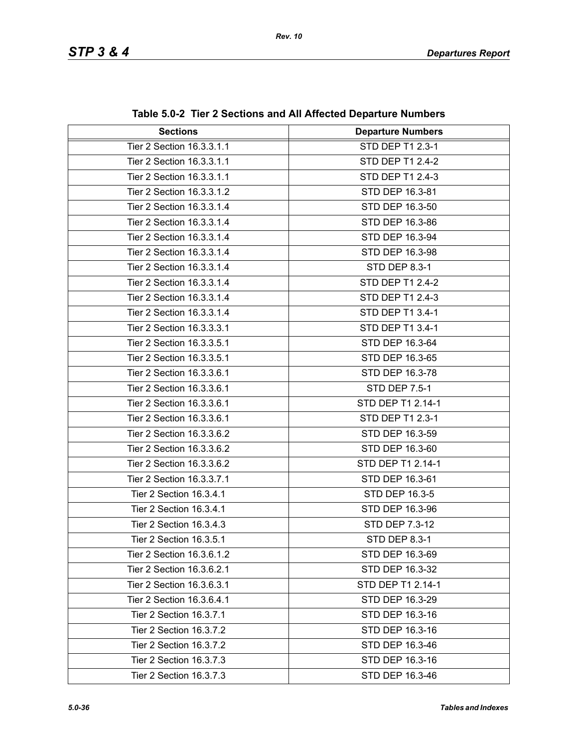**Table 5.0-2 Tier 2 Sections and All Affected Departure Numbers**

| Sections | Departure Numbers |
|---|---|
| Tier 2 Section 16.3.3.1.1 | STD DEP T1 2.3-1 |
| Tier 2 Section 16.3.3.1.1 | STD DEP T1 2.4-2 |
| Tier 2 Section 16.3.3.1.1 | STD DEP T1 2.4-3 |
| Tier 2 Section 16.3.3.1.2 | STD DEP 16.3-81 |
| Tier 2 Section 16.3.3.1.4 | STD DEP 16.3-50 |
| Tier 2 Section 16.3.3.1.4 | STD DEP 16.3-86 |
| Tier 2 Section 16.3.3.1.4 | STD DEP 16.3-94 |
| Tier 2 Section 16.3.3.1.4 | STD DEP 16.3-98 |
| Tier 2 Section 16.3.3.1.4 | STD DEP 8.3-1 |
| Tier 2 Section 16.3.3.1.4 | STD DEP T1 2.4-2 |
| Tier 2 Section 16.3.3.1.4 | STD DEP T1 2.4-3 |
| Tier 2 Section 16.3.3.1.4 | STD DEP T1 3.4-1 |
| Tier 2 Section 16.3.3.3.1 | STD DEP T1 3.4-1 |
| Tier 2 Section 16.3.3.5.1 | STD DEP 16.3-64 |
| Tier 2 Section 16.3.3.5.1 | STD DEP 16.3-65 |
| Tier 2 Section 16.3.3.6.1 | STD DEP 16.3-78 |
| Tier 2 Section 16.3.3.6.1 | STD DEP 7.5-1 |
| Tier 2 Section 16.3.3.6.1 | STD DEP T1 2.14-1 |
| Tier 2 Section 16.3.3.6.1 | STD DEP T1 2.3-1 |
| Tier 2 Section 16.3.3.6.2 | STD DEP 16.3-59 |
| Tier 2 Section 16.3.3.6.2 | STD DEP 16.3-60 |
| Tier 2 Section 16.3.3.6.2 | STD DEP T1 2.14-1 |
| Tier 2 Section 16.3.3.7.1 | STD DEP 16.3-61 |
| Tier 2 Section 16.3.4.1 | STD DEP 16.3-5 |
| Tier 2 Section 16.3.4.1 | STD DEP 16.3-96 |
| Tier 2 Section 16.3.4.3 | STD DEP 7.3-12 |
| Tier 2 Section 16.3.5.1 | STD DEP 8.3-1 |
| Tier 2 Section 16.3.6.1.2 | STD DEP 16.3-69 |
| Tier 2 Section 16.3.6.2.1 | STD DEP 16.3-32 |
| Tier 2 Section 16.3.6.3.1 | STD DEP T1 2.14-1 |
| Tier 2 Section 16.3.6.4.1 | STD DEP 16.3-29 |
| Tier 2 Section 16.3.7.1 | STD DEP 16.3-16 |
| Tier 2 Section 16.3.7.2 | STD DEP 16.3-16 |
| Tier 2 Section 16.3.7.2 | STD DEP 16.3-46 |
| Tier 2 Section 16.3.7.3 | STD DEP 16.3-16 |
| Tier 2 Section 16.3.7.3 | STD DEP 16.3-46 |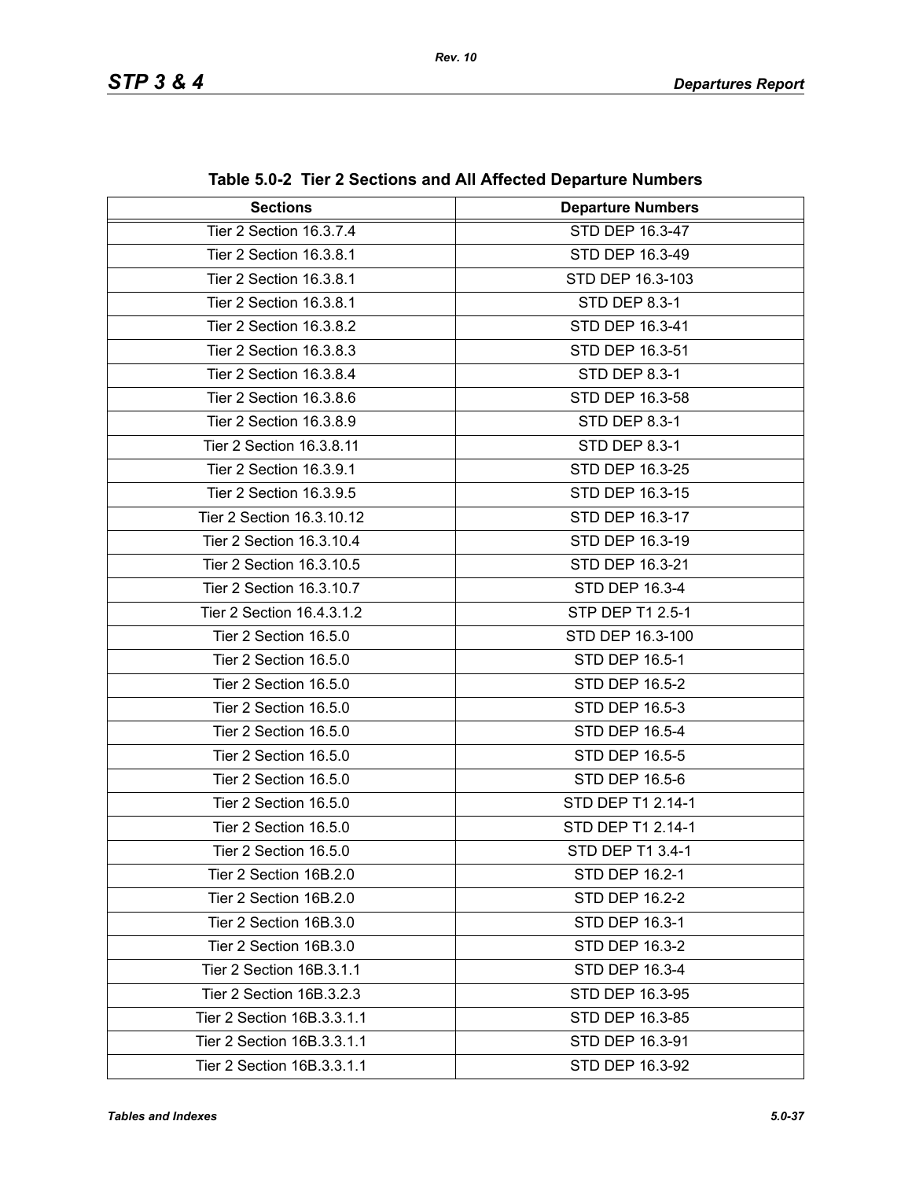**Table 5.0-2 Tier 2 Sections and All Affected Departure Numbers**

| Sections | Departure Numbers |
|---|---|
| Tier 2 Section 16.3.7.4 | STD DEP 16.3-47 |
| Tier 2 Section 16.3.8.1 | STD DEP 16.3-49 |
| Tier 2 Section 16.3.8.1 | STD DEP 16.3-103 |
| Tier 2 Section 16.3.8.1 | STD DEP 8.3-1 |
| Tier 2 Section 16.3.8.2 | STD DEP 16.3-41 |
| Tier 2 Section 16.3.8.3 | STD DEP 16.3-51 |
| Tier 2 Section 16.3.8.4 | STD DEP 8.3-1 |
| Tier 2 Section 16.3.8.6 | STD DEP 16.3-58 |
| Tier 2 Section 16.3.8.9 | STD DEP 8.3-1 |
| Tier 2 Section 16.3.8.11 | STD DEP 8.3-1 |
| Tier 2 Section 16.3.9.1 | STD DEP 16.3-25 |
| Tier 2 Section 16.3.9.5 | STD DEP 16.3-15 |
| Tier 2 Section 16.3.10.12 | STD DEP 16.3-17 |
| Tier 2 Section 16.3.10.4 | STD DEP 16.3-19 |
| Tier 2 Section 16.3.10.5 | STD DEP 16.3-21 |
| Tier 2 Section 16.3.10.7 | STD DEP 16.3-4 |
| Tier 2 Section 16.4.3.1.2 | STP DEP T1 2.5-1 |
| Tier 2 Section 16.5.0 | STD DEP 16.3-100 |
| Tier 2 Section 16.5.0 | STD DEP 16.5-1 |
| Tier 2 Section 16.5.0 | STD DEP 16.5-2 |
| Tier 2 Section 16.5.0 | STD DEP 16.5-3 |
| Tier 2 Section 16.5.0 | STD DEP 16.5-4 |
| Tier 2 Section 16.5.0 | STD DEP 16.5-5 |
| Tier 2 Section 16.5.0 | STD DEP 16.5-6 |
| Tier 2 Section 16.5.0 | STD DEP T1 2.14-1 |
| Tier 2 Section 16.5.0 | STD DEP T1 2.14-1 |
| Tier 2 Section 16.5.0 | STD DEP T1 3.4-1 |
| Tier 2 Section 16B.2.0 | STD DEP 16.2-1 |
| Tier 2 Section 16B.2.0 | STD DEP 16.2-2 |
| Tier 2 Section 16B.3.0 | STD DEP 16.3-1 |
| Tier 2 Section 16B.3.0 | STD DEP 16.3-2 |
| Tier 2 Section 16B.3.1.1 | STD DEP 16.3-4 |
| Tier 2 Section 16B.3.2.3 | STD DEP 16.3-95 |
| Tier 2 Section 16B.3.3.1.1 | STD DEP 16.3-85 |
| Tier 2 Section 16B.3.3.1.1 | STD DEP 16.3-91 |
| Tier 2 Section 16B.3.3.1.1 | STD DEP 16.3-92 |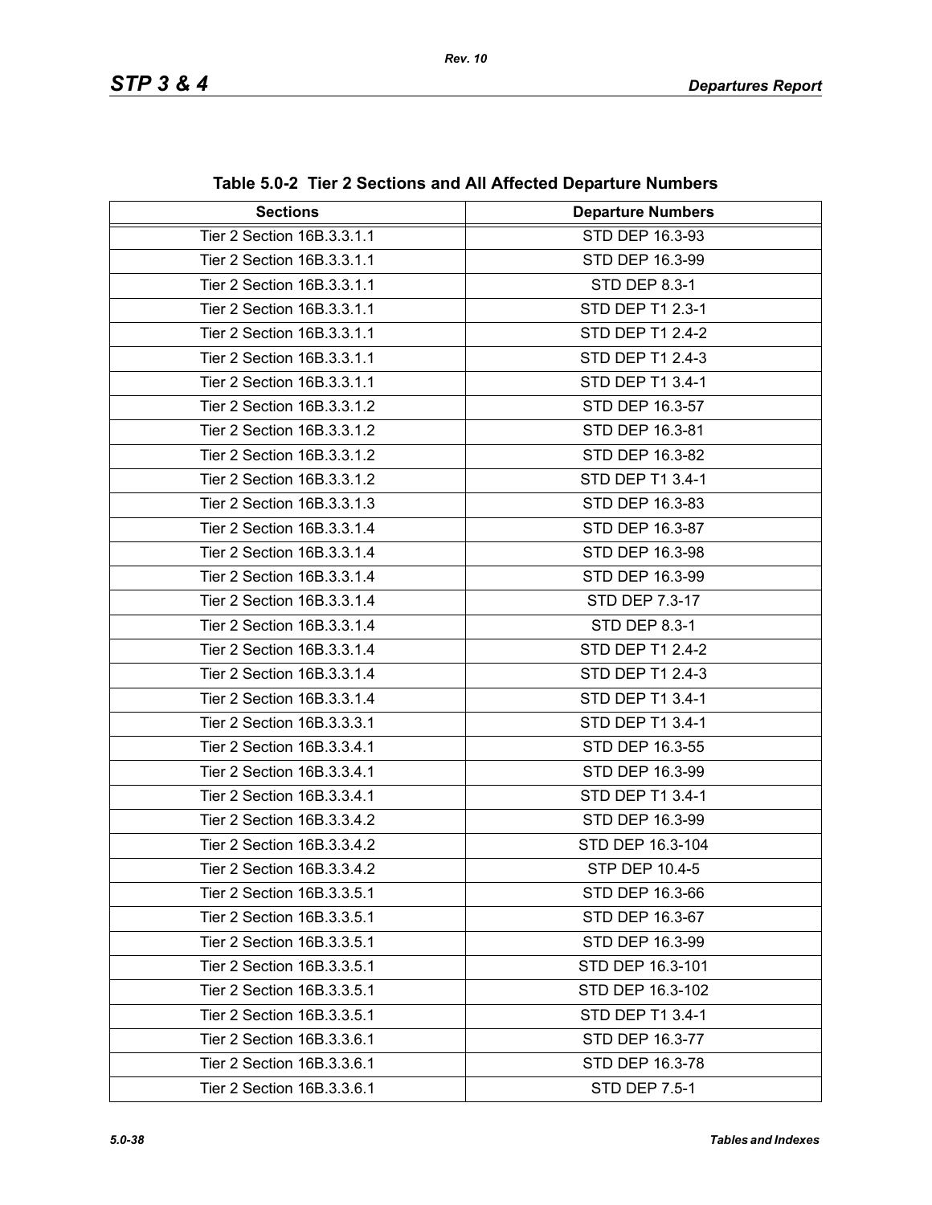Table 5.0-2 Tier 2 Sections and All Affected Departure Numbers

| Sections | Departure Numbers |
|---|---|
| Tier 2 Section 16B.3.3.1.1 | STD DEP 16.3-93 |
| Tier 2 Section 16B.3.3.1.1 | STD DEP 16.3-99 |
| Tier 2 Section 16B.3.3.1.1 | STD DEP 8.3-1 |
| Tier 2 Section 16B.3.3.1.1 | STD DEP T1 2.3-1 |
| Tier 2 Section 16B.3.3.1.1 | STD DEP T1 2.4-2 |
| Tier 2 Section 16B.3.3.1.1 | STD DEP T1 2.4-3 |
| Tier 2 Section 16B.3.3.1.1 | STD DEP T1 3.4-1 |
| Tier 2 Section 16B.3.3.1.2 | STD DEP 16.3-57 |
| Tier 2 Section 16B.3.3.1.2 | STD DEP 16.3-81 |
| Tier 2 Section 16B.3.3.1.2 | STD DEP 16.3-82 |
| Tier 2 Section 16B.3.3.1.2 | STD DEP T1 3.4-1 |
| Tier 2 Section 16B.3.3.1.3 | STD DEP 16.3-83 |
| Tier 2 Section 16B.3.3.1.4 | STD DEP 16.3-87 |
| Tier 2 Section 16B.3.3.1.4 | STD DEP 16.3-98 |
| Tier 2 Section 16B.3.3.1.4 | STD DEP 16.3-99 |
| Tier 2 Section 16B.3.3.1.4 | STD DEP 7.3-17 |
| Tier 2 Section 16B.3.3.1.4 | STD DEP 8.3-1 |
| Tier 2 Section 16B.3.3.1.4 | STD DEP T1 2.4-2 |
| Tier 2 Section 16B.3.3.1.4 | STD DEP T1 2.4-3 |
| Tier 2 Section 16B.3.3.1.4 | STD DEP T1 3.4-1 |
| Tier 2 Section 16B.3.3.3.1 | STD DEP T1 3.4-1 |
| Tier 2 Section 16B.3.3.4.1 | STD DEP 16.3-55 |
| Tier 2 Section 16B.3.3.4.1 | STD DEP 16.3-99 |
| Tier 2 Section 16B.3.3.4.1 | STD DEP T1 3.4-1 |
| Tier 2 Section 16B.3.3.4.2 | STD DEP 16.3-99 |
| Tier 2 Section 16B.3.3.4.2 | STD DEP 16.3-104 |
| Tier 2 Section 16B.3.3.4.2 | STP DEP 10.4-5 |
| Tier 2 Section 16B.3.3.5.1 | STD DEP 16.3-66 |
| Tier 2 Section 16B.3.3.5.1 | STD DEP 16.3-67 |
| Tier 2 Section 16B.3.3.5.1 | STD DEP 16.3-99 |
| Tier 2 Section 16B.3.3.5.1 | STD DEP 16.3-101 |
| Tier 2 Section 16B.3.3.5.1 | STD DEP 16.3-102 |
| Tier 2 Section 16B.3.3.5.1 | STD DEP T1 3.4-1 |
| Tier 2 Section 16B.3.3.6.1 | STD DEP 16.3-77 |
| Tier 2 Section 16B.3.3.6.1 | STD DEP 16.3-78 |
| Tier 2 Section 16B.3.3.6.1 | STD DEP 7.5-1 |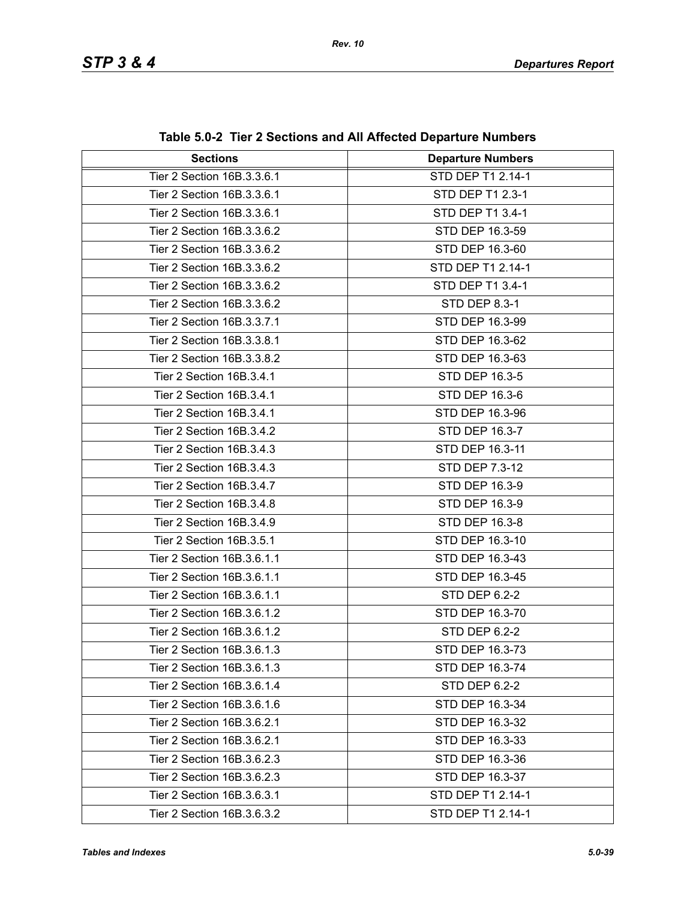**Table 5.0-2 Tier 2 Sections and All Affected Departure Numbers**

| Sections | Departure Numbers |
|---|---|
| Tier 2 Section 16B.3.3.6.1 | STD DEP T1 2.14-1 |
| Tier 2 Section 16B.3.3.6.1 | STD DEP T1 2.3-1 |
| Tier 2 Section 16B.3.3.6.1 | STD DEP T1 3.4-1 |
| Tier 2 Section 16B.3.3.6.2 | STD DEP 16.3-59 |
| Tier 2 Section 16B.3.3.6.2 | STD DEP 16.3-60 |
| Tier 2 Section 16B.3.3.6.2 | STD DEP T1 2.14-1 |
| Tier 2 Section 16B.3.3.6.2 | STD DEP T1 3.4-1 |
| Tier 2 Section 16B.3.3.6.2 | STD DEP 8.3-1 |
| Tier 2 Section 16B.3.3.7.1 | STD DEP 16.3-99 |
| Tier 2 Section 16B.3.3.8.1 | STD DEP 16.3-62 |
| Tier 2 Section 16B.3.3.8.2 | STD DEP 16.3-63 |
| Tier 2 Section 16B.3.4.1 | STD DEP 16.3-5 |
| Tier 2 Section 16B.3.4.1 | STD DEP 16.3-6 |
| Tier 2 Section 16B.3.4.1 | STD DEP 16.3-96 |
| Tier 2 Section 16B.3.4.2 | STD DEP 16.3-7 |
| Tier 2 Section 16B.3.4.3 | STD DEP 16.3-11 |
| Tier 2 Section 16B.3.4.3 | STD DEP 7.3-12 |
| Tier 2 Section 16B.3.4.7 | STD DEP 16.3-9 |
| Tier 2 Section 16B.3.4.8 | STD DEP 16.3-9 |
| Tier 2 Section 16B.3.4.9 | STD DEP 16.3-8 |
| Tier 2 Section 16B.3.5.1 | STD DEP 16.3-10 |
| Tier 2 Section 16B.3.6.1.1 | STD DEP 16.3-43 |
| Tier 2 Section 16B.3.6.1.1 | STD DEP 16.3-45 |
| Tier 2 Section 16B.3.6.1.1 | STD DEP 6.2-2 |
| Tier 2 Section 16B.3.6.1.2 | STD DEP 16.3-70 |
| Tier 2 Section 16B.3.6.1.2 | STD DEP 6.2-2 |
| Tier 2 Section 16B.3.6.1.3 | STD DEP 16.3-73 |
| Tier 2 Section 16B.3.6.1.3 | STD DEP 16.3-74 |
| Tier 2 Section 16B.3.6.1.4 | STD DEP 6.2-2 |
| Tier 2 Section 16B.3.6.1.6 | STD DEP 16.3-34 |
| Tier 2 Section 16B.3.6.2.1 | STD DEP 16.3-32 |
| Tier 2 Section 16B.3.6.2.1 | STD DEP 16.3-33 |
| Tier 2 Section 16B.3.6.2.3 | STD DEP 16.3-36 |
| Tier 2 Section 16B.3.6.2.3 | STD DEP 16.3-37 |
| Tier 2 Section 16B.3.6.3.1 | STD DEP T1 2.14-1 |
| Tier 2 Section 16B.3.6.3.2 | STD DEP T1 2.14-1 |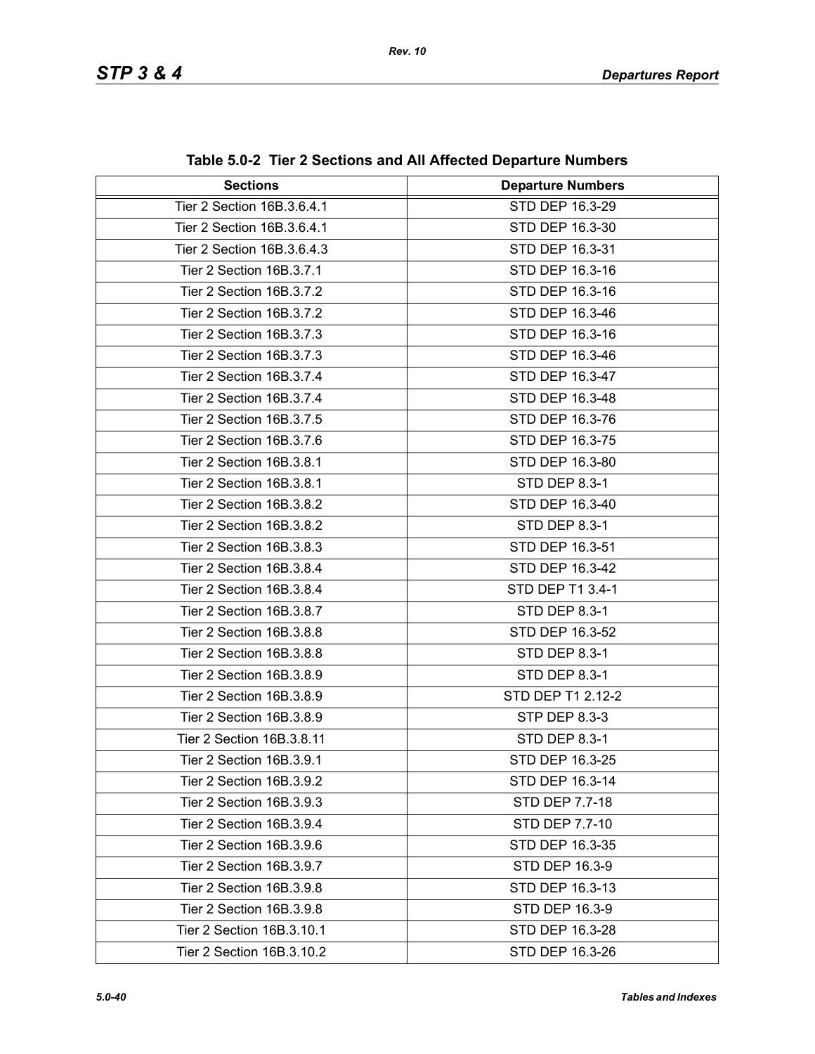**Table 5.0-2 Tier 2 Sections and All Affected Departure Numbers**

| Sections | Departure Numbers |
|---|---|
| Tier 2 Section 16B.3.6.4.1 | STD DEP 16.3-29 |
| Tier 2 Section 16B.3.6.4.1 | STD DEP 16.3-30 |
| Tier 2 Section 16B.3.6.4.3 | STD DEP 16.3-31 |
| Tier 2 Section 16B.3.7.1 | STD DEP 16.3-16 |
| Tier 2 Section 16B.3.7.2 | STD DEP 16.3-16 |
| Tier 2 Section 16B.3.7.2 | STD DEP 16.3-46 |
| Tier 2 Section 16B.3.7.3 | STD DEP 16.3-16 |
| Tier 2 Section 16B.3.7.3 | STD DEP 16.3-46 |
| Tier 2 Section 16B.3.7.4 | STD DEP 16.3-47 |
| Tier 2 Section 16B.3.7.4 | STD DEP 16.3-48 |
| Tier 2 Section 16B.3.7.5 | STD DEP 16.3-76 |
| Tier 2 Section 16B.3.7.6 | STD DEP 16.3-75 |
| Tier 2 Section 16B.3.8.1 | STD DEP 16.3-80 |
| Tier 2 Section 16B.3.8.1 | STD DEP 8.3-1 |
| Tier 2 Section 16B.3.8.2 | STD DEP 16.3-40 |
| Tier 2 Section 16B.3.8.2 | STD DEP 8.3-1 |
| Tier 2 Section 16B.3.8.3 | STD DEP 16.3-51 |
| Tier 2 Section 16B.3.8.4 | STD DEP 16.3-42 |
| Tier 2 Section 16B.3.8.4 | STD DEP T1 3.4-1 |
| Tier 2 Section 16B.3.8.7 | STD DEP 8.3-1 |
| Tier 2 Section 16B.3.8.8 | STD DEP 16.3-52 |
| Tier 2 Section 16B.3.8.8 | STD DEP 8.3-1 |
| Tier 2 Section 16B.3.8.9 | STD DEP 8.3-1 |
| Tier 2 Section 16B.3.8.9 | STD DEP T1 2.12-2 |
| Tier 2 Section 16B.3.8.9 | STP DEP 8.3-3 |
| Tier 2 Section 16B.3.8.11 | STD DEP 8.3-1 |
| Tier 2 Section 16B.3.9.1 | STD DEP 16.3-25 |
| Tier 2 Section 16B.3.9.2 | STD DEP 16.3-14 |
| Tier 2 Section 16B.3.9.3 | STD DEP 7.7-18 |
| Tier 2 Section 16B.3.9.4 | STD DEP 7.7-10 |
| Tier 2 Section 16B.3.9.6 | STD DEP 16.3-35 |
| Tier 2 Section 16B.3.9.7 | STD DEP 16.3-9 |
| Tier 2 Section 16B.3.9.8 | STD DEP 16.3-13 |
| Tier 2 Section 16B.3.9.8 | STD DEP 16.3-9 |
| Tier 2 Section 16B.3.10.1 | STD DEP 16.3-28 |
| Tier 2 Section 16B.3.10.2 | STD DEP 16.3-26 |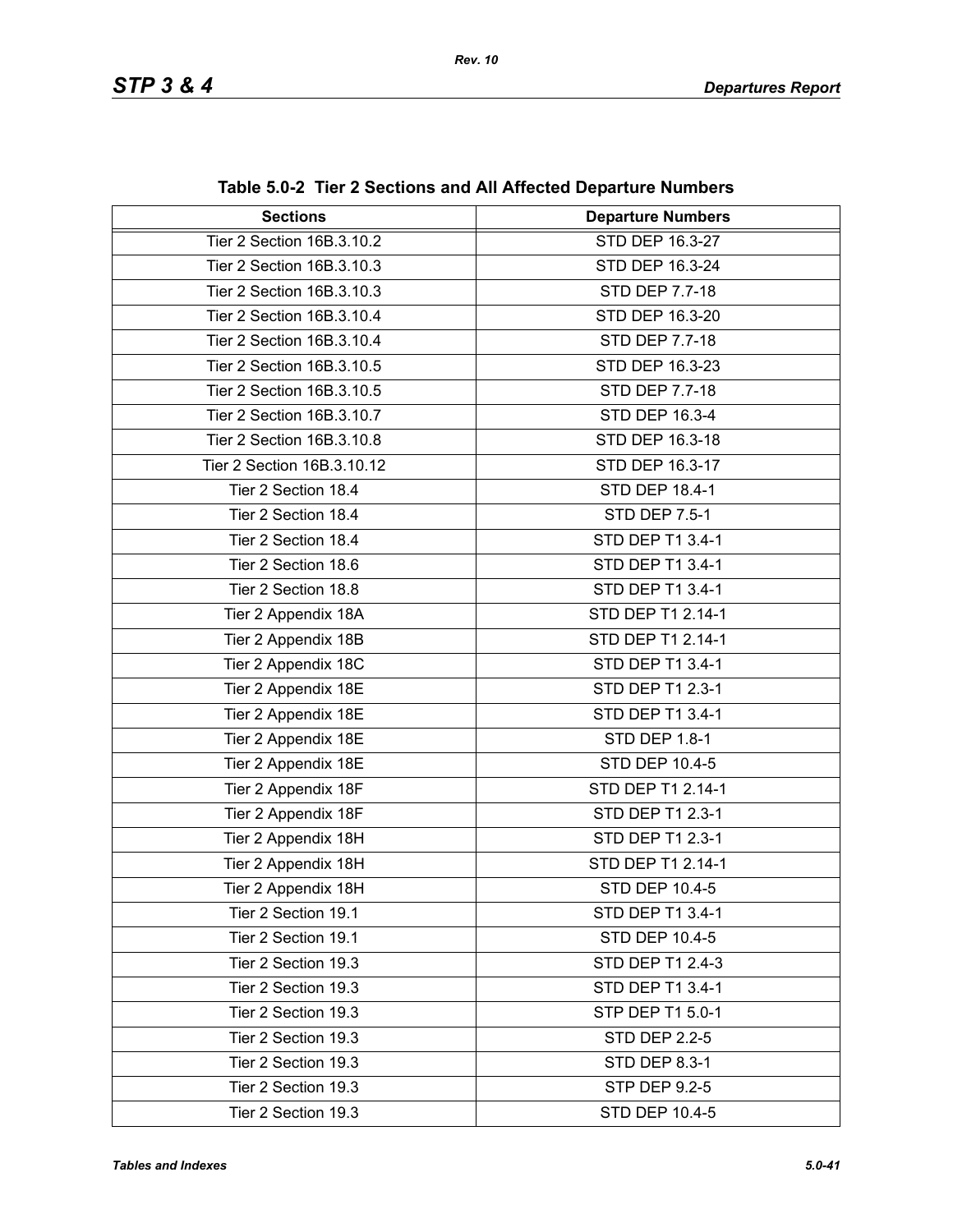**Table 5.0-2 Tier 2 Sections and All Affected Departure Numbers**

| Sections | Departure Numbers |
|---|---|
| Tier 2 Section 16B.3.10.2 | STD DEP 16.3-27 |
| Tier 2 Section 16B.3.10.3 | STD DEP 16.3-24 |
| Tier 2 Section 16B.3.10.3 | STD DEP 7.7-18 |
| Tier 2 Section 16B.3.10.4 | STD DEP 16.3-20 |
| Tier 2 Section 16B.3.10.4 | STD DEP 7.7-18 |
| Tier 2 Section 16B.3.10.5 | STD DEP 16.3-23 |
| Tier 2 Section 16B.3.10.5 | STD DEP 7.7-18 |
| Tier 2 Section 16B.3.10.7 | STD DEP 16.3-4 |
| Tier 2 Section 16B.3.10.8 | STD DEP 16.3-18 |
| Tier 2 Section 16B.3.10.12 | STD DEP 16.3-17 |
| Tier 2 Section 18.4 | STD DEP 18.4-1 |
| Tier 2 Section 18.4 | STD DEP 7.5-1 |
| Tier 2 Section 18.4 | STD DEP T1 3.4-1 |
| Tier 2 Section 18.6 | STD DEP T1 3.4-1 |
| Tier 2 Section 18.8 | STD DEP T1 3.4-1 |
| Tier 2 Appendix 18A | STD DEP T1 2.14-1 |
| Tier 2 Appendix 18B | STD DEP T1 2.14-1 |
| Tier 2 Appendix 18C | STD DEP T1 3.4-1 |
| Tier 2 Appendix 18E | STD DEP T1 2.3-1 |
| Tier 2 Appendix 18E | STD DEP T1 3.4-1 |
| Tier 2 Appendix 18E | STD DEP 1.8-1 |
| Tier 2 Appendix 18E | STD DEP 10.4-5 |
| Tier 2 Appendix 18F | STD DEP T1 2.14-1 |
| Tier 2 Appendix 18F | STD DEP T1 2.3-1 |
| Tier 2 Appendix 18H | STD DEP T1 2.3-1 |
| Tier 2 Appendix 18H | STD DEP T1 2.14-1 |
| Tier 2 Appendix 18H | STD DEP 10.4-5 |
| Tier 2 Section 19.1 | STD DEP T1 3.4-1 |
| Tier 2 Section 19.1 | STD DEP 10.4-5 |
| Tier 2 Section 19.3 | STD DEP T1 2.4-3 |
| Tier 2 Section 19.3 | STD DEP T1 3.4-1 |
| Tier 2 Section 19.3 | STP DEP T1 5.0-1 |
| Tier 2 Section 19.3 | STD DEP 2.2-5 |
| Tier 2 Section 19.3 | STD DEP 8.3-1 |
| Tier 2 Section 19.3 | STP DEP 9.2-5 |
| Tier 2 Section 19.3 | STD DEP 10.4-5 |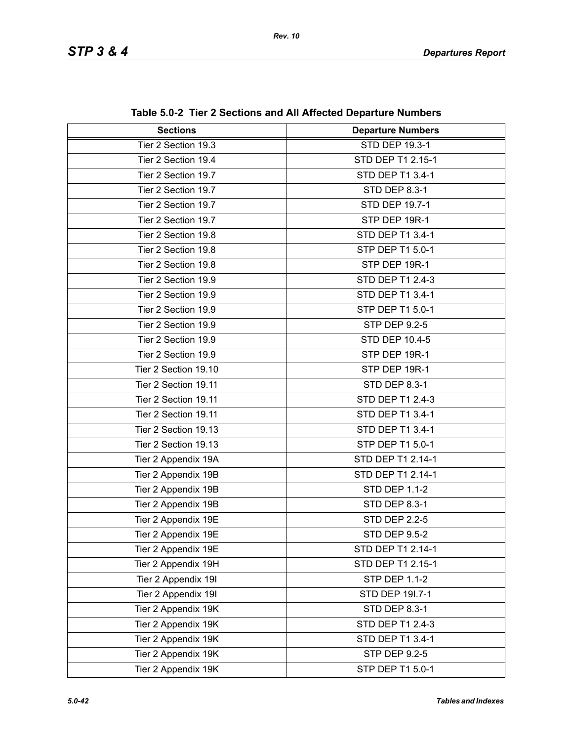**Table 5.0-2 Tier 2 Sections and All Affected Departure Numbers**

| Sections | Departure Numbers |
|---|---|
| Tier 2 Section 19.3 | STD DEP 19.3-1 |
| Tier 2 Section 19.4 | STD DEP T1 2.15-1 |
| Tier 2 Section 19.7 | STD DEP T1 3.4-1 |
| Tier 2 Section 19.7 | STD DEP 8.3-1 |
| Tier 2 Section 19.7 | STD DEP 19.7-1 |
| Tier 2 Section 19.7 | STP DEP 19R-1 |
| Tier 2 Section 19.8 | STD DEP T1 3.4-1 |
| Tier 2 Section 19.8 | STP DEP T1 5.0-1 |
| Tier 2 Section 19.8 | STP DEP 19R-1 |
| Tier 2 Section 19.9 | STD DEP T1 2.4-3 |
| Tier 2 Section 19.9 | STD DEP T1 3.4-1 |
| Tier 2 Section 19.9 | STP DEP T1 5.0-1 |
| Tier 2 Section 19.9 | STP DEP 9.2-5 |
| Tier 2 Section 19.9 | STD DEP 10.4-5 |
| Tier 2 Section 19.9 | STP DEP 19R-1 |
| Tier 2 Section 19.10 | STP DEP 19R-1 |
| Tier 2 Section 19.11 | STD DEP 8.3-1 |
| Tier 2 Section 19.11 | STD DEP T1 2.4-3 |
| Tier 2 Section 19.11 | STD DEP T1 3.4-1 |
| Tier 2 Section 19.13 | STD DEP T1 3.4-1 |
| Tier 2 Section 19.13 | STP DEP T1 5.0-1 |
| Tier 2 Appendix 19A | STD DEP T1 2.14-1 |
| Tier 2 Appendix 19B | STD DEP T1 2.14-1 |
| Tier 2 Appendix 19B | STD DEP 1.1-2 |
| Tier 2 Appendix 19B | STD DEP 8.3-1 |
| Tier 2 Appendix 19E | STD DEP 2.2-5 |
| Tier 2 Appendix 19E | STD DEP 9.5-2 |
| Tier 2 Appendix 19E | STD DEP T1 2.14-1 |
| Tier 2 Appendix 19H | STD DEP T1 2.15-1 |
| Tier 2 Appendix 19I | STP DEP 1.1-2 |
| Tier 2 Appendix 19I | STD DEP 19I.7-1 |
| Tier 2 Appendix 19K | STD DEP 8.3-1 |
| Tier 2 Appendix 19K | STD DEP T1 2.4-3 |
| Tier 2 Appendix 19K | STD DEP T1 3.4-1 |
| Tier 2 Appendix 19K | STP DEP 9.2-5 |
| Tier 2 Appendix 19K | STP DEP T1 5.0-1 |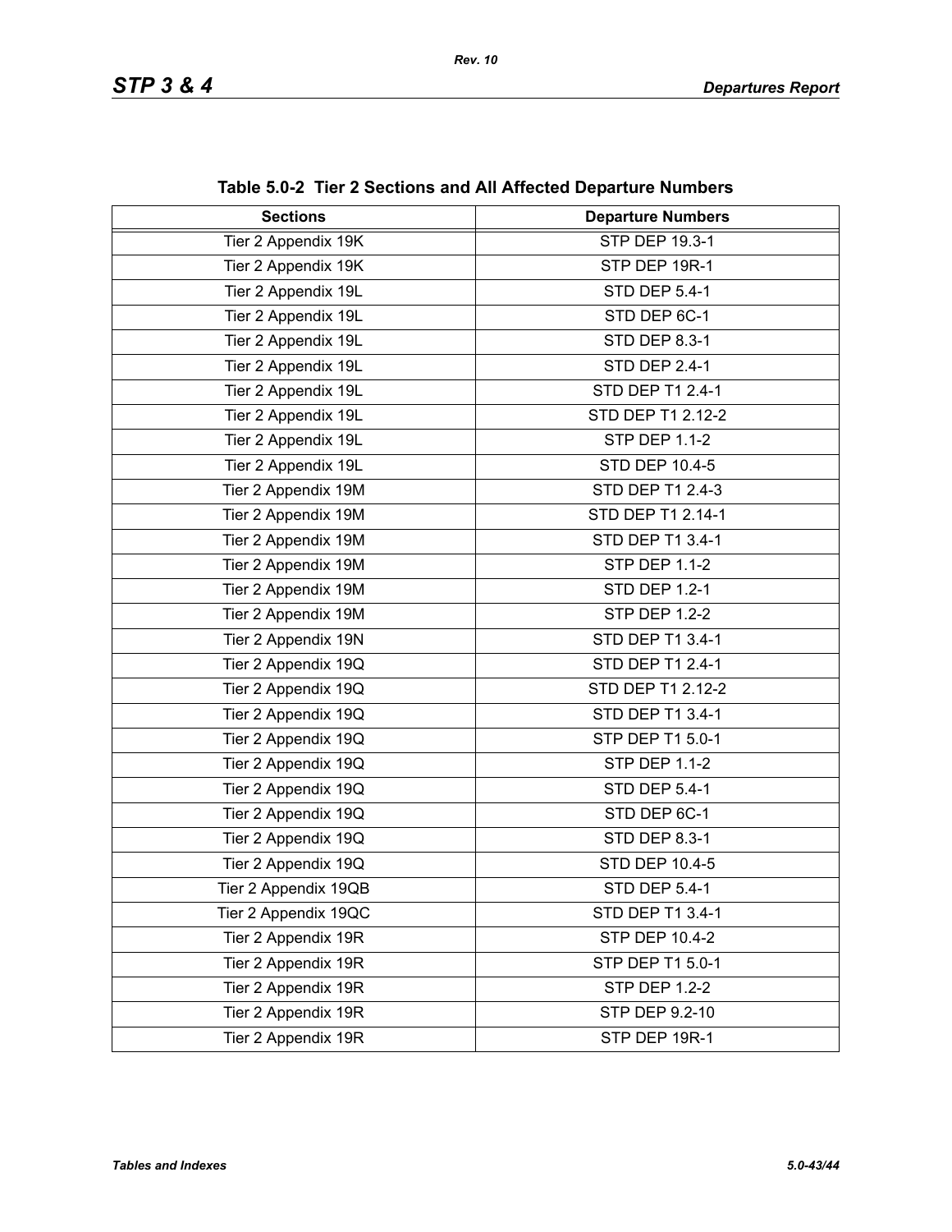**Table 5.0-2 Tier 2 Sections and All Affected Departure Numbers**

| Sections | Departure Numbers |
|---|---|
| Tier 2 Appendix 19K | STP DEP 19.3-1 |
| Tier 2 Appendix 19K | STP DEP 19R-1 |
| Tier 2 Appendix 19L | STD DEP 5.4-1 |
| Tier 2 Appendix 19L | STD DEP 6C-1 |
| Tier 2 Appendix 19L | STD DEP 8.3-1 |
| Tier 2 Appendix 19L | STD DEP 2.4-1 |
| Tier 2 Appendix 19L | STD DEP T1 2.4-1 |
| Tier 2 Appendix 19L | STD DEP T1 2.12-2 |
| Tier 2 Appendix 19L | STP DEP 1.1-2 |
| Tier 2 Appendix 19L | STD DEP 10.4-5 |
| Tier 2 Appendix 19M | STD DEP T1 2.4-3 |
| Tier 2 Appendix 19M | STD DEP T1 2.14-1 |
| Tier 2 Appendix 19M | STD DEP T1 3.4-1 |
| Tier 2 Appendix 19M | STP DEP 1.1-2 |
| Tier 2 Appendix 19M | STD DEP 1.2-1 |
| Tier 2 Appendix 19M | STP DEP 1.2-2 |
| Tier 2 Appendix 19N | STD DEP T1 3.4-1 |
| Tier 2 Appendix 19Q | STD DEP T1 2.4-1 |
| Tier 2 Appendix 19Q | STD DEP T1 2.12-2 |
| Tier 2 Appendix 19Q | STD DEP T1 3.4-1 |
| Tier 2 Appendix 19Q | STP DEP T1 5.0-1 |
| Tier 2 Appendix 19Q | STP DEP 1.1-2 |
| Tier 2 Appendix 19Q | STD DEP 5.4-1 |
| Tier 2 Appendix 19Q | STD DEP 6C-1 |
| Tier 2 Appendix 19Q | STD DEP 8.3-1 |
| Tier 2 Appendix 19Q | STD DEP 10.4-5 |
| Tier 2 Appendix 19QB | STD DEP 5.4-1 |
| Tier 2 Appendix 19QC | STD DEP T1 3.4-1 |
| Tier 2 Appendix 19R | STP DEP 10.4-2 |
| Tier 2 Appendix 19R | STP DEP T1 5.0-1 |
| Tier 2 Appendix 19R | STP DEP 1.2-2 |
| Tier 2 Appendix 19R | STP DEP 9.2-10 |
| Tier 2 Appendix 19R | STP DEP 19R-1 |